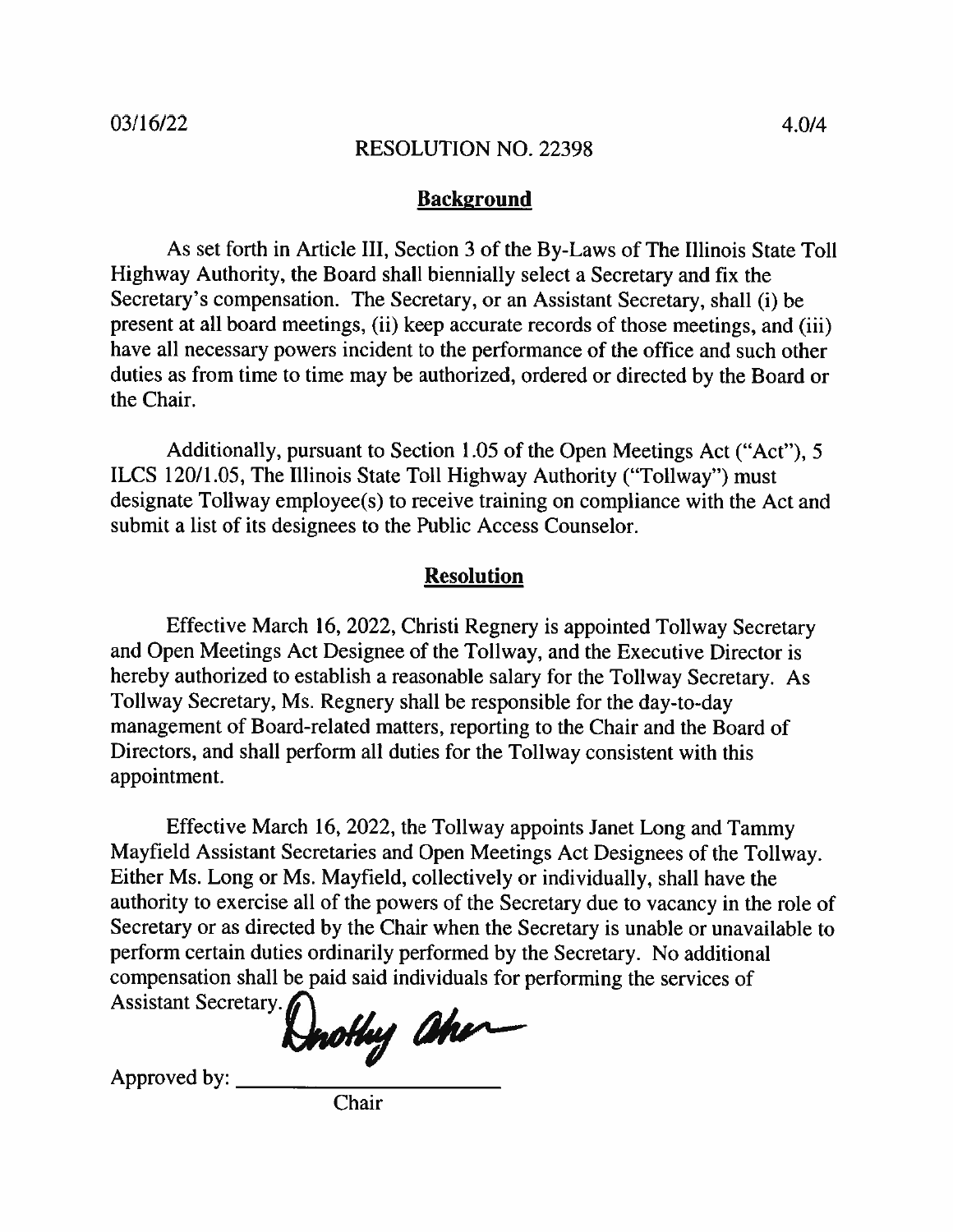03/16/22 4.0/4

RESOLUTION NO. 22398

## Background

As set forth in Article III, Section 3 of the By-Laws of The Illinois State Toll Highway Authority, the Board shall biennially select a Secretary and fix the Secretary's compensation. The Secretary, or an Assistant Secretary, shall (i) be present at all board meetings, (ii) keep accurate records of those meetings, and (iii) have all necessary powers incident to the performance of the office and such other duties as from time to time may be authorized, ordered or directed by the Board or the Chair.

Additionally, pursuant to Section 1.05 of the Open Meetings Act ("Act"), 5 ILCS 120/1.05, The Illinois State Toll Highway Authority ("Tollway") must designate Tollway employee(s) to receive training on compliance with the Act and submit a list of its designees to the Public Access Counselor.

## Resolution

Effective March 16, 2022, Christi Regnery is appointed Tollway Secretary and Open Meetings Act Designee of the Tollway, and the Executive Director is hereby authorized to establish a reasonable salary for the Tollway Secretary. As Tollway Secretary, Ms. Regnery shall be responsible for the day-to-day management of Board-related matters, reporting to the Chair and the Board of Directors, and shall perform all duties for the Tollway consistent with this appointment.

Effective March 16, 2022, the Tollway appoints Janet Long and Tammy Mayfield Assistant Secretaries and Open Meetings Act Designees of the Tollway. Either Ms. Long or Ms. Mayfield, collectively or individually, shall have the authority to exercise all of the powers of the Secretary due to vacancy in the role of Secretary or as directed by the Chair when the Secretary is unable or unavailable to perform certain duties ordinarily performed by the Secretary. No additional compensation shall be paid said individuals for performing the services of Assistant Secretary.

Approved by: Dorothy Abreu
Chair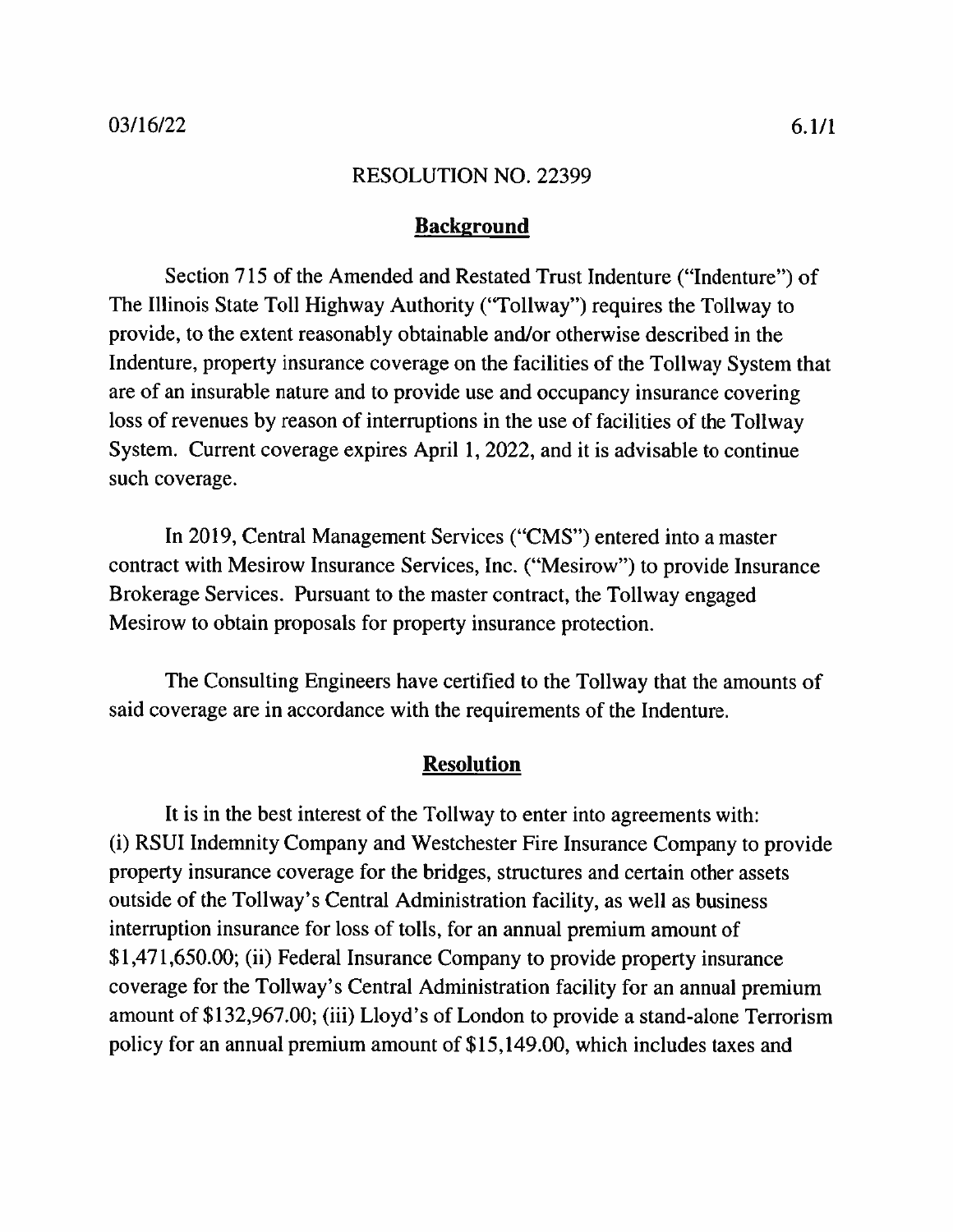03/16/22 6.1/1

RESOLUTION NO. 22399

## Background

Section 715 of the Amended and Restated Trust Indenture ("Indenture") of The Illinois State Toll Highway Authority ("Tollway") requires the Tollway to provide, to the extent reasonably obtainable and/or otherwise described in the Indenture, property insurance coverage on the facilities of the Tollway System that are of an insurable nature and to provide use and occupancy insurance covering loss of revenues by reason of interruptions in the use of facilities of the Tollway System. Current coverage expires April 1, 2022, and it is advisable to continue such coverage.

In 2019, Central Management Services ("CMS") entered into a master contract with Mesirow Insurance Services, Inc. ("Mesirow") to provide Insurance Brokerage Services. Pursuant to the master contract, the Tollway engaged Mesirow to obtain proposals for property insurance protection.

The Consulting Engineers have certified to the Tollway that the amounts of said coverage are in accordance with the requirements of the Indenture.

## Resolution

It is in the best interest of the Tollway to enter into agreements with: (i) RSUI Indemnity Company and Westchester Fire Insurance Company to provide property insurance coverage for the bridges, structures and certain other assets outside of the Tollway's Central Administration facility, as well as business interruption insurance for loss of tolls, for an annual premium amount of $1,471,650.00; (ii) Federal Insurance Company to provide property insurance coverage for the Tollway's Central Administration facility for an annual premium amount of $132,967.00; (iii) Lloyd's of London to provide a stand-alone Terrorism policy for an annual premium amount of $15,149.00, which includes taxes and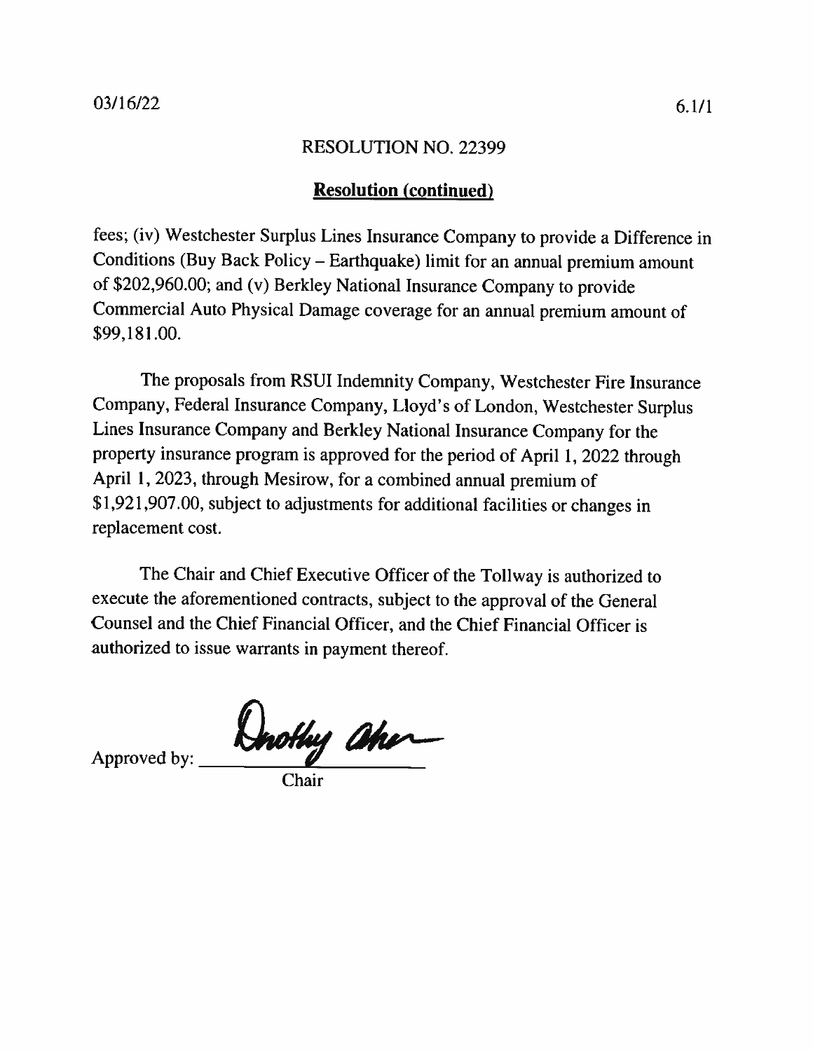RESOLUTION NO. 22399

**Resolution (continued)**

fees; (iv) Westchester Surplus Lines Insurance Company to provide a Difference in Conditions (Buy Back Policy – Earthquake) limit for an annual premium amount of $202,960.00; and (v) Berkley National Insurance Company to provide Commercial Auto Physical Damage coverage for an annual premium amount of $99,181.00.

The proposals from RSUI Indemnity Company, Westchester Fire Insurance Company, Federal Insurance Company, Lloyd's of London, Westchester Surplus Lines Insurance Company and Berkley National Insurance Company for the property insurance program is approved for the period of April 1, 2022 through April 1, 2023, through Mesirow, for a combined annual premium of $1,921,907.00, subject to adjustments for additional facilities or changes in replacement cost.

The Chair and Chief Executive Officer of the Tollway is authorized to execute the aforementioned contracts, subject to the approval of the General Counsel and the Chief Financial Officer, and the Chief Financial Officer is authorized to issue warrants in payment thereof.

Approved by: ______________________

Chair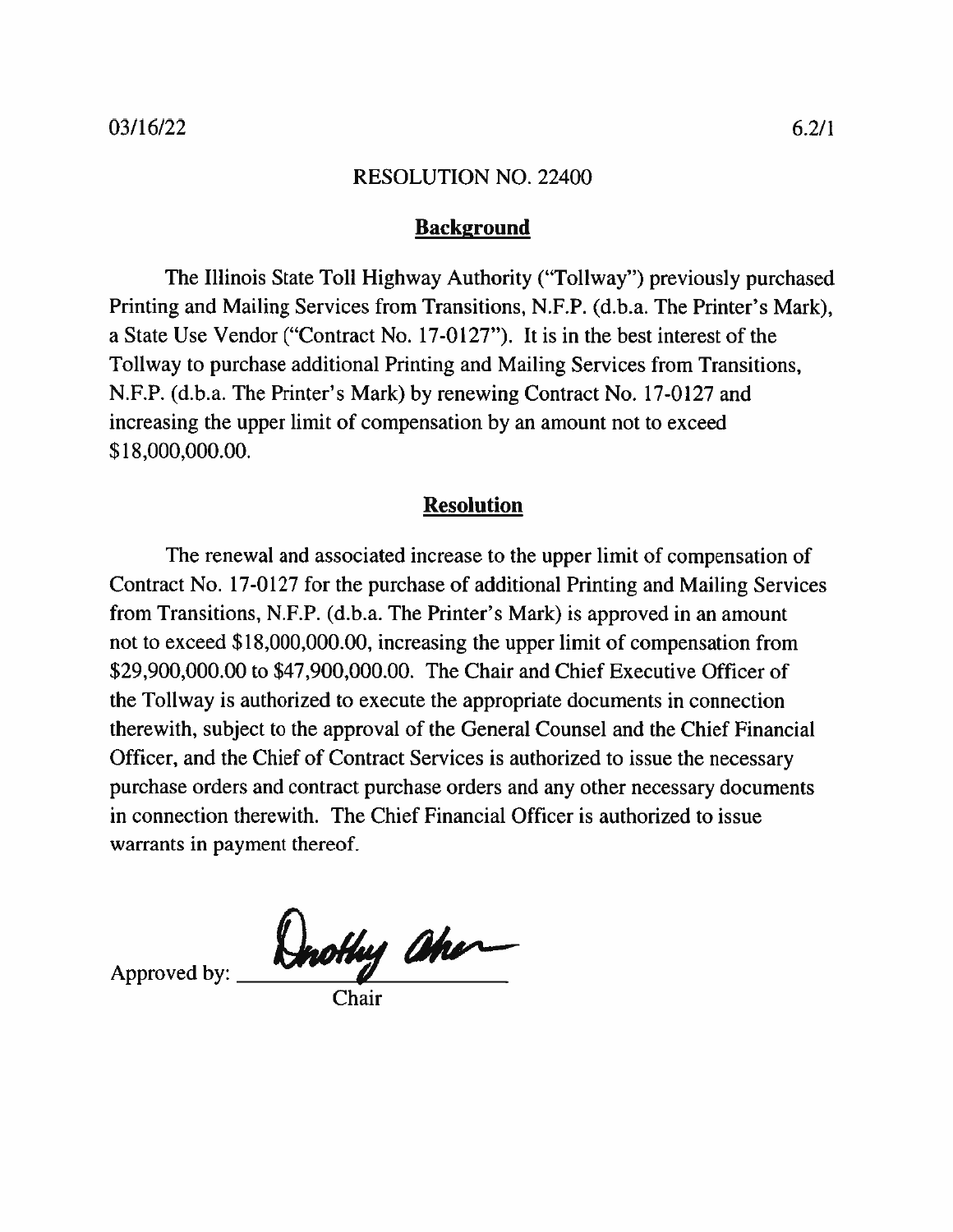03/16/22 6.2/1

RESOLUTION NO. 22400

## Background

The Illinois State Toll Highway Authority ("Tollway") previously purchased Printing and Mailing Services from Transitions, N.F.P. (d.b.a. The Printer's Mark), a State Use Vendor ("Contract No. 17-0127"). It is in the best interest of the Tollway to purchase additional Printing and Mailing Services from Transitions, N.F.P. (d.b.a. The Printer's Mark) by renewing Contract No. 17-0127 and increasing the upper limit of compensation by an amount not to exceed $18,000,000.00.

## Resolution

The renewal and associated increase to the upper limit of compensation of Contract No. 17-0127 for the purchase of additional Printing and Mailing Services from Transitions, N.F.P. (d.b.a. The Printer's Mark) is approved in an amount not to exceed $18,000,000.00, increasing the upper limit of compensation from $29,900,000.00 to $47,900,000.00. The Chair and Chief Executive Officer of the Tollway is authorized to execute the appropriate documents in connection therewith, subject to the approval of the General Counsel and the Chief Financial Officer, and the Chief of Contract Services is authorized to issue the necessary purchase orders and contract purchase orders and any other necessary documents in connection therewith. The Chief Financial Officer is authorized to issue warrants in payment thereof.

Approved by: Dorothy Abreu
Chair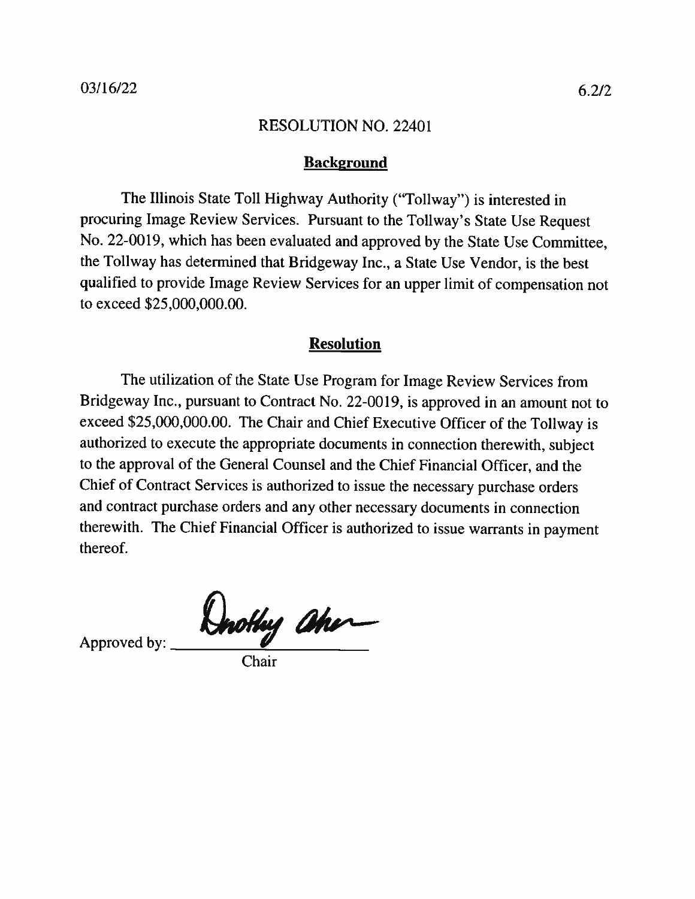03/16/22 6.2/2

# RESOLUTION NO. 22401

## Background

The Illinois State Toll Highway Authority ("Tollway") is interested in procuring Image Review Services. Pursuant to the Tollway's State Use Request No. 22-0019, which has been evaluated and approved by the State Use Committee, the Tollway has determined that Bridgeway Inc., a State Use Vendor, is the best qualified to provide Image Review Services for an upper limit of compensation not to exceed $25,000,000.00.

## Resolution

The utilization of the State Use Program for Image Review Services from Bridgeway Inc., pursuant to Contract No. 22-0019, is approved in an amount not to exceed $25,000,000.00. The Chair and Chief Executive Officer of the Tollway is authorized to execute the appropriate documents in connection therewith, subject to the approval of the General Counsel and the Chief Financial Officer, and the Chief of Contract Services is authorized to issue the necessary purchase orders and contract purchase orders and any other necessary documents in connection therewith. The Chief Financial Officer is authorized to issue warrants in payment thereof.

Approved by: Dorothy Abreu

Chair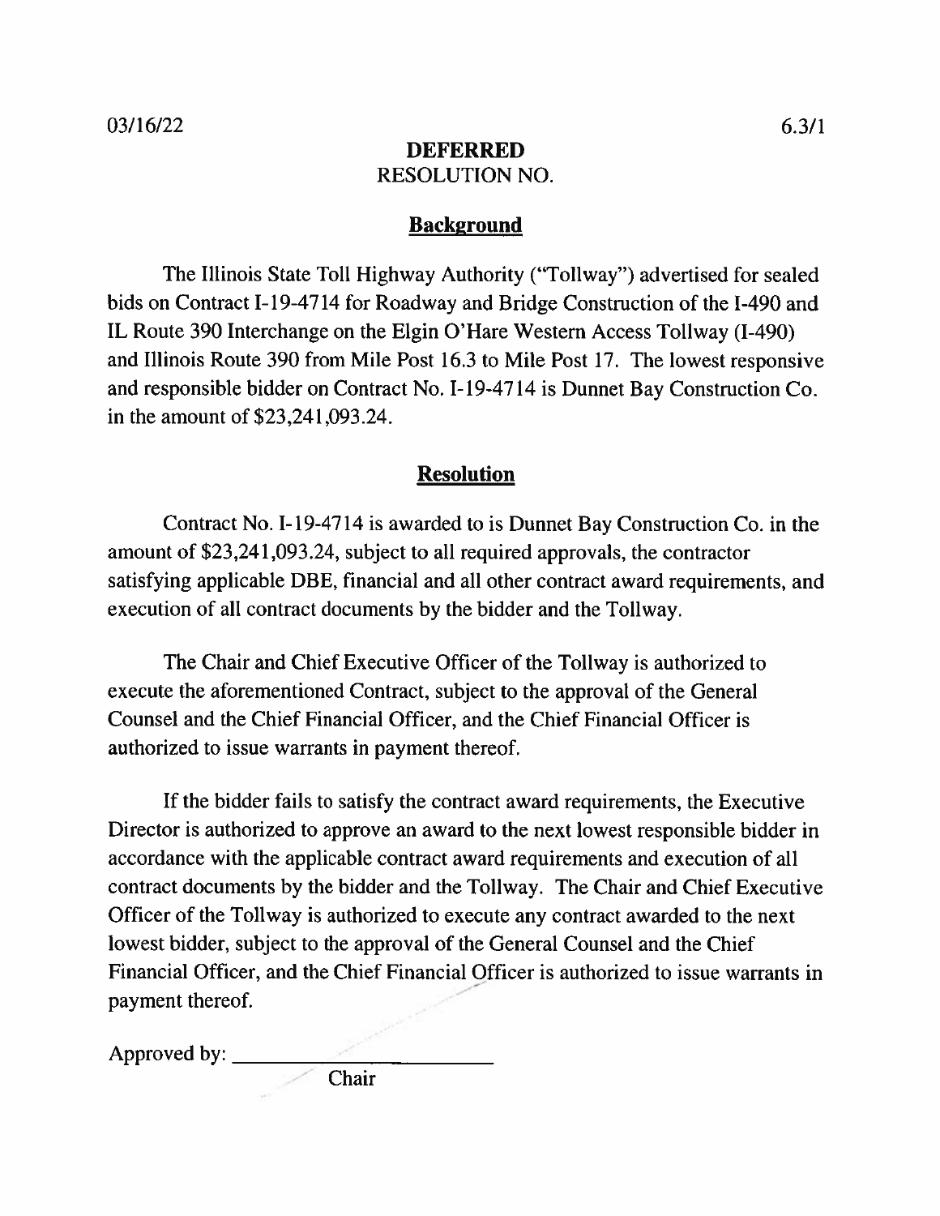03/16/22

6.3/1

**DEFERRED**

RESOLUTION NO.

## Background

The Illinois State Toll Highway Authority ("Tollway") advertised for sealed bids on Contract I-19-4714 for Roadway and Bridge Construction of the I-490 and IL Route 390 Interchange on the Elgin O'Hare Western Access Tollway (I-490) and Illinois Route 390 from Mile Post 16.3 to Mile Post 17. The lowest responsive and responsible bidder on Contract No. I-19-4714 is Dunnet Bay Construction Co. in the amount of $23,241,093.24.

## Resolution

Contract No. I-19-4714 is awarded to is Dunnet Bay Construction Co. in the amount of $23,241,093.24, subject to all required approvals, the contractor satisfying applicable DBE, financial and all other contract award requirements, and execution of all contract documents by the bidder and the Tollway.

The Chair and Chief Executive Officer of the Tollway is authorized to execute the aforementioned Contract, subject to the approval of the General Counsel and the Chief Financial Officer, and the Chief Financial Officer is authorized to issue warrants in payment thereof.

If the bidder fails to satisfy the contract award requirements, the Executive Director is authorized to approve an award to the next lowest responsible bidder in accordance with the applicable contract award requirements and execution of all contract documents by the bidder and the Tollway. The Chair and Chief Executive Officer of the Tollway is authorized to execute any contract awarded to the next lowest bidder, subject to the approval of the General Counsel and the Chief Financial Officer, and the Chief Financial Officer is authorized to issue warrants in payment thereof.

Approved by: ______________________

Chair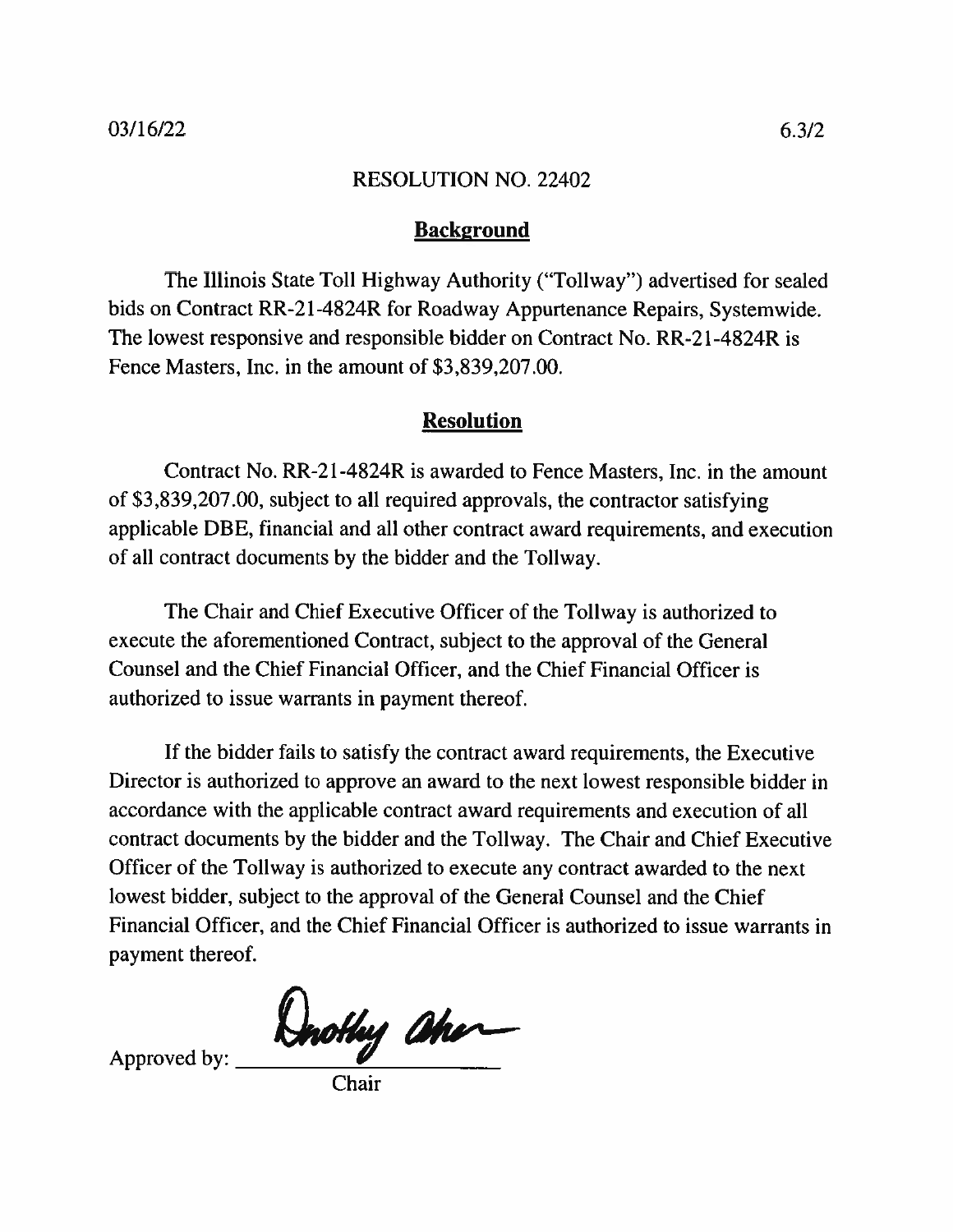03/16/22 6.3/2

RESOLUTION NO. 22402

## Background

The Illinois State Toll Highway Authority ("Tollway") advertised for sealed bids on Contract RR-21-4824R for Roadway Appurtenance Repairs, Systemwide. The lowest responsive and responsible bidder on Contract No. RR-21-4824R is Fence Masters, Inc. in the amount of $3,839,207.00.

## Resolution

Contract No. RR-21-4824R is awarded to Fence Masters, Inc. in the amount of $3,839,207.00, subject to all required approvals, the contractor satisfying applicable DBE, financial and all other contract award requirements, and execution of all contract documents by the bidder and the Tollway.

The Chair and Chief Executive Officer of the Tollway is authorized to execute the aforementioned Contract, subject to the approval of the General Counsel and the Chief Financial Officer, and the Chief Financial Officer is authorized to issue warrants in payment thereof.

If the bidder fails to satisfy the contract award requirements, the Executive Director is authorized to approve an award to the next lowest responsible bidder in accordance with the applicable contract award requirements and execution of all contract documents by the bidder and the Tollway. The Chair and Chief Executive Officer of the Tollway is authorized to execute any contract awarded to the next lowest bidder, subject to the approval of the General Counsel and the Chief Financial Officer, and the Chief Financial Officer is authorized to issue warrants in payment thereof.

Approved by: Dnothy Aher
Chair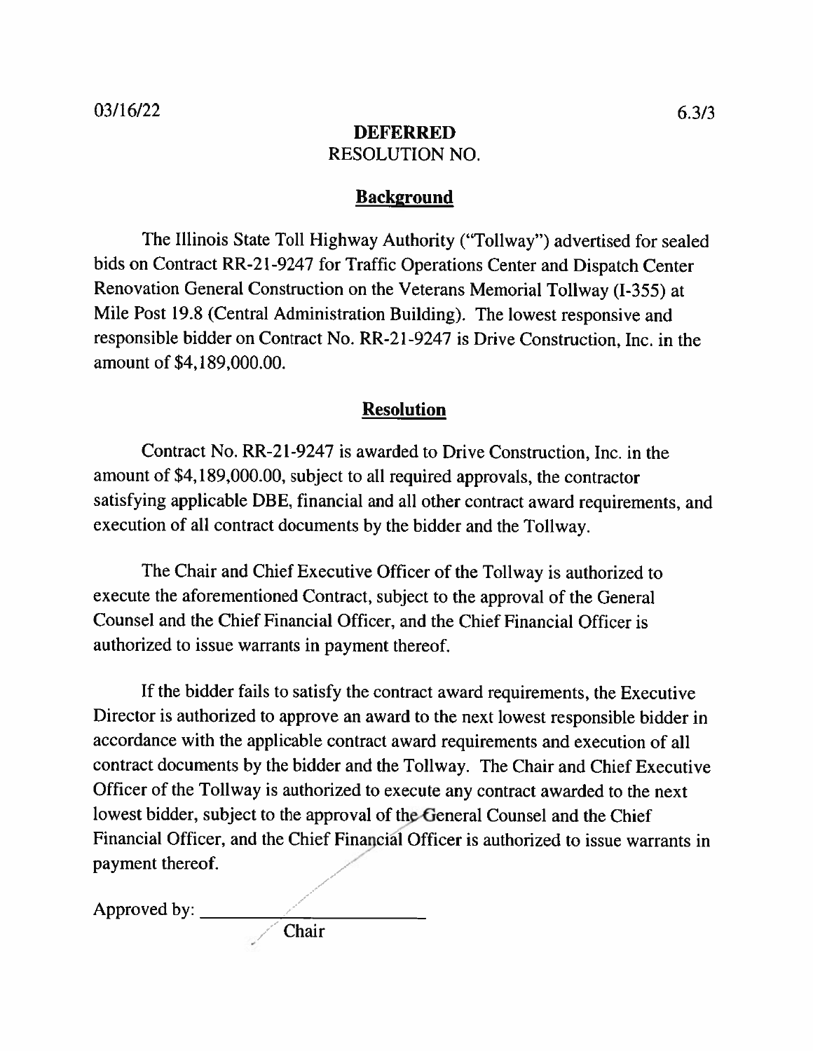03/16/22 6.3/3

**DEFERRED**
RESOLUTION NO.

## Background

The Illinois State Toll Highway Authority ("Tollway") advertised for sealed bids on Contract RR-21-9247 for Traffic Operations Center and Dispatch Center Renovation General Construction on the Veterans Memorial Tollway (I-355) at Mile Post 19.8 (Central Administration Building). The lowest responsive and responsible bidder on Contract No. RR-21-9247 is Drive Construction, Inc. in the amount of $4,189,000.00.

## Resolution

Contract No. RR-21-9247 is awarded to Drive Construction, Inc. in the amount of $4,189,000.00, subject to all required approvals, the contractor satisfying applicable DBE, financial and all other contract award requirements, and execution of all contract documents by the bidder and the Tollway.

The Chair and Chief Executive Officer of the Tollway is authorized to execute the aforementioned Contract, subject to the approval of the General Counsel and the Chief Financial Officer, and the Chief Financial Officer is authorized to issue warrants in payment thereof.

If the bidder fails to satisfy the contract award requirements, the Executive Director is authorized to approve an award to the next lowest responsible bidder in accordance with the applicable contract award requirements and execution of all contract documents by the bidder and the Tollway. The Chair and Chief Executive Officer of the Tollway is authorized to execute any contract awarded to the next lowest bidder, subject to the approval of the General Counsel and the Chief Financial Officer, and the Chief Financial Officer is authorized to issue warrants in payment thereof.

Approved by: ___________________________
Chair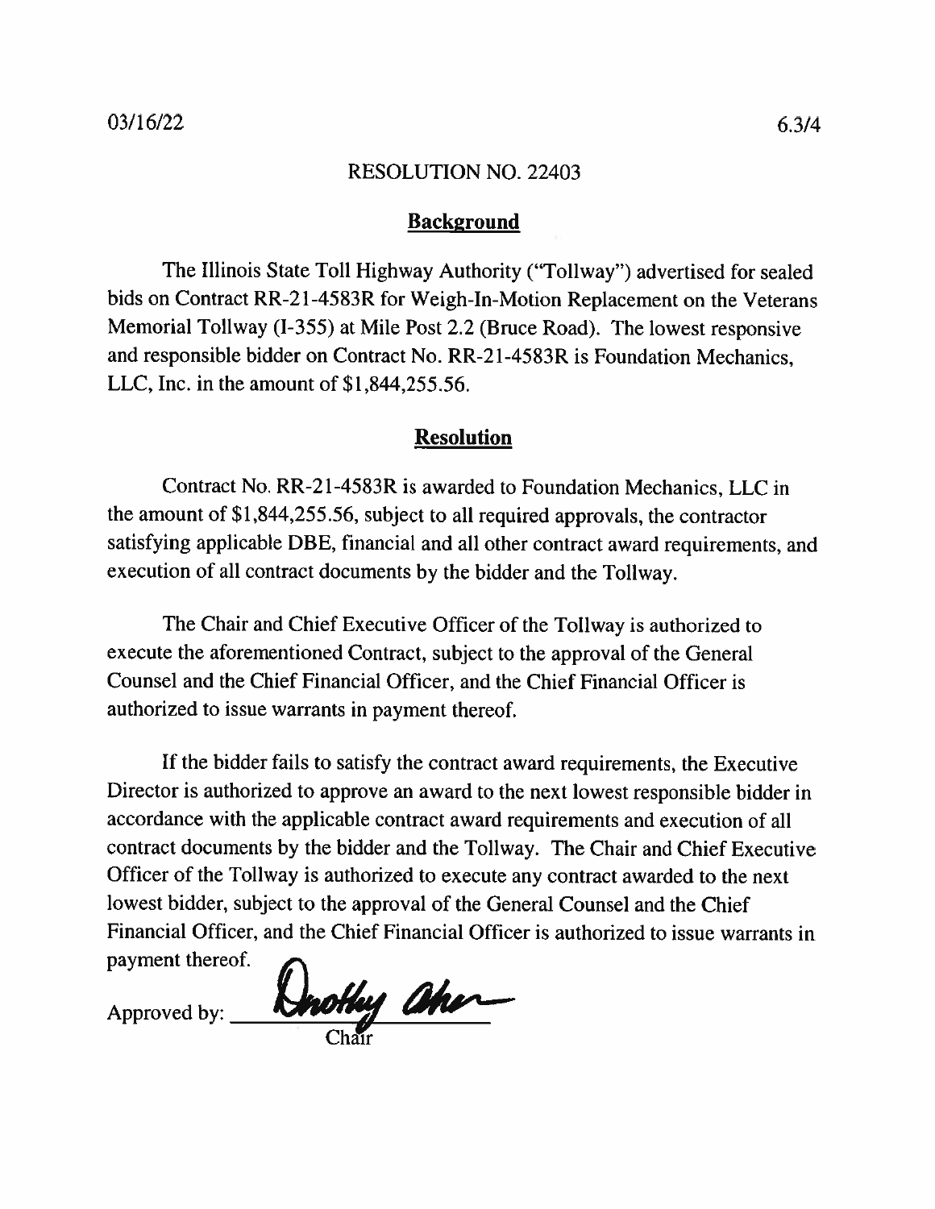03/16/22

6.3/4

RESOLUTION NO. 22403

## Background

The Illinois State Toll Highway Authority ("Tollway") advertised for sealed bids on Contract RR-21-4583R for Weigh-In-Motion Replacement on the Veterans Memorial Tollway (I-355) at Mile Post 2.2 (Bruce Road). The lowest responsive and responsible bidder on Contract No. RR-21-4583R is Foundation Mechanics, LLC, Inc. in the amount of $1,844,255.56.

## Resolution

Contract No. RR-21-4583R is awarded to Foundation Mechanics, LLC in the amount of $1,844,255.56, subject to all required approvals, the contractor satisfying applicable DBE, financial and all other contract award requirements, and execution of all contract documents by the bidder and the Tollway.

The Chair and Chief Executive Officer of the Tollway is authorized to execute the aforementioned Contract, subject to the approval of the General Counsel and the Chief Financial Officer, and the Chief Financial Officer is authorized to issue warrants in payment thereof.

If the bidder fails to satisfy the contract award requirements, the Executive Director is authorized to approve an award to the next lowest responsible bidder in accordance with the applicable contract award requirements and execution of all contract documents by the bidder and the Tollway. The Chair and Chief Executive Officer of the Tollway is authorized to execute any contract awarded to the next lowest bidder, subject to the approval of the General Counsel and the Chief Financial Officer, and the Chief Financial Officer is authorized to issue warrants in payment thereof.

Approved by: ______________________
Chair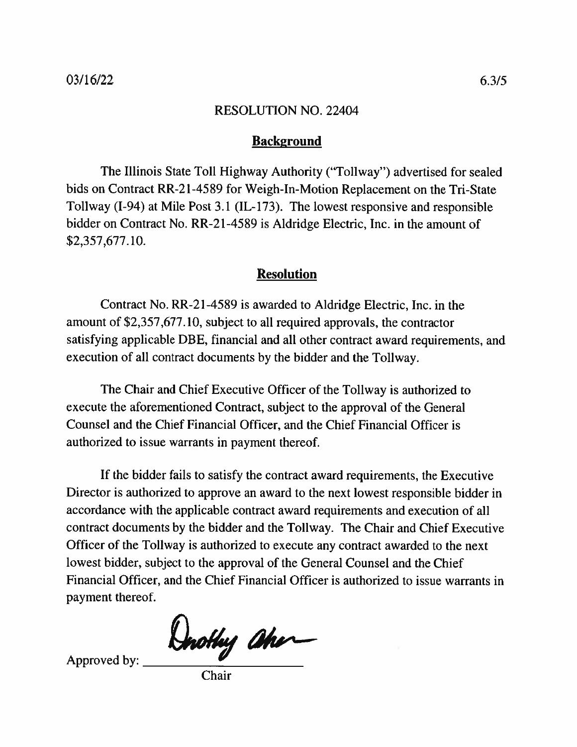03/16/22 6.3/5

# RESOLUTION NO. 22404

## Background

The Illinois State Toll Highway Authority ("Tollway") advertised for sealed bids on Contract RR-21-4589 for Weigh-In-Motion Replacement on the Tri-State Tollway (I-94) at Mile Post 3.1 (IL-173). The lowest responsive and responsible bidder on Contract No. RR-21-4589 is Aldridge Electric, Inc. in the amount of $2,357,677.10.

## Resolution

Contract No. RR-21-4589 is awarded to Aldridge Electric, Inc. in the amount of $2,357,677.10, subject to all required approvals, the contractor satisfying applicable DBE, financial and all other contract award requirements, and execution of all contract documents by the bidder and the Tollway.

The Chair and Chief Executive Officer of the Tollway is authorized to execute the aforementioned Contract, subject to the approval of the General Counsel and the Chief Financial Officer, and the Chief Financial Officer is authorized to issue warrants in payment thereof.

If the bidder fails to satisfy the contract award requirements, the Executive Director is authorized to approve an award to the next lowest responsible bidder in accordance with the applicable contract award requirements and execution of all contract documents by the bidder and the Tollway. The Chair and Chief Executive Officer of the Tollway is authorized to execute any contract awarded to the next lowest bidder, subject to the approval of the General Counsel and the Chief Financial Officer, and the Chief Financial Officer is authorized to issue warrants in payment thereof.

Approved by: Dorothy Abreu

Chair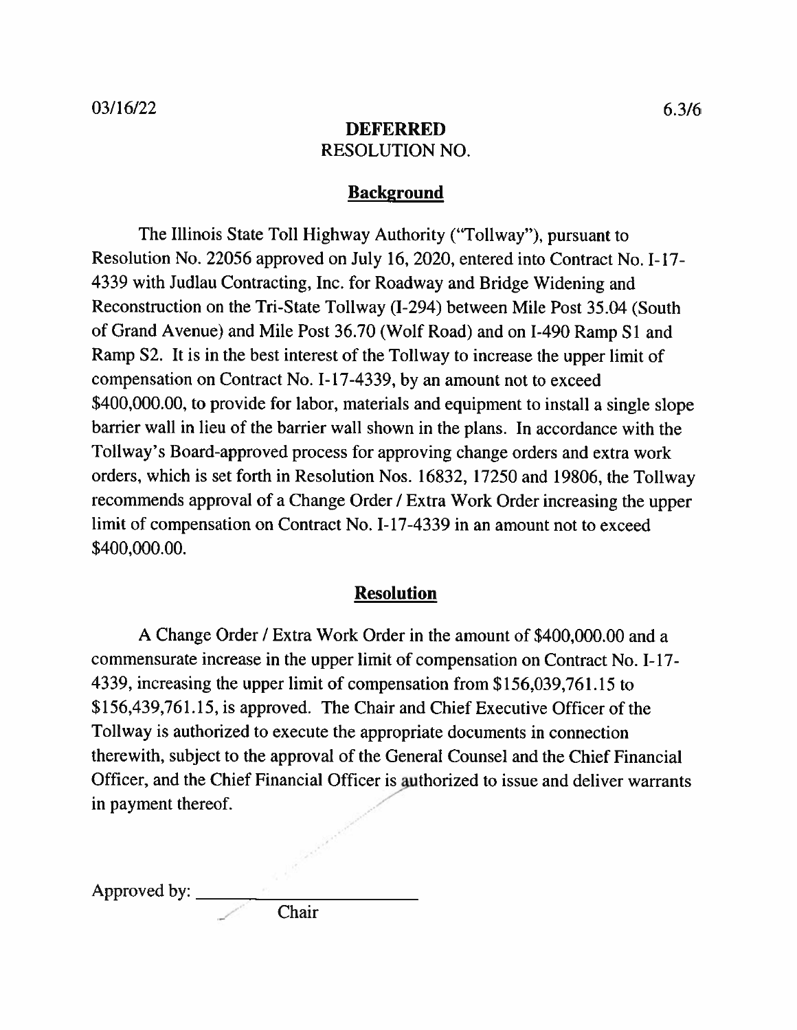03/16/22 6.3/6

**DEFERRED**

RESOLUTION NO.

## Background

The Illinois State Toll Highway Authority ("Tollway"), pursuant to Resolution No. 22056 approved on July 16, 2020, entered into Contract No. I-17-4339 with Judlau Contracting, Inc. for Roadway and Bridge Widening and Reconstruction on the Tri-State Tollway (I-294) between Mile Post 35.04 (South of Grand Avenue) and Mile Post 36.70 (Wolf Road) and on I-490 Ramp S1 and Ramp S2. It is in the best interest of the Tollway to increase the upper limit of compensation on Contract No. I-17-4339, by an amount not to exceed $400,000.00, to provide for labor, materials and equipment to install a single slope barrier wall in lieu of the barrier wall shown in the plans. In accordance with the Tollway's Board-approved process for approving change orders and extra work orders, which is set forth in Resolution Nos. 16832, 17250 and 19806, the Tollway recommends approval of a Change Order / Extra Work Order increasing the upper limit of compensation on Contract No. I-17-4339 in an amount not to exceed $400,000.00.

## Resolution

A Change Order / Extra Work Order in the amount of $400,000.00 and a commensurate increase in the upper limit of compensation on Contract No. I-17-4339, increasing the upper limit of compensation from $156,039,761.15 to $156,439,761.15, is approved. The Chair and Chief Executive Officer of the Tollway is authorized to execute the appropriate documents in connection therewith, subject to the approval of the General Counsel and the Chief Financial Officer, and the Chief Financial Officer is authorized to issue and deliver warrants in payment thereof.

Approved by: ______________________
Chair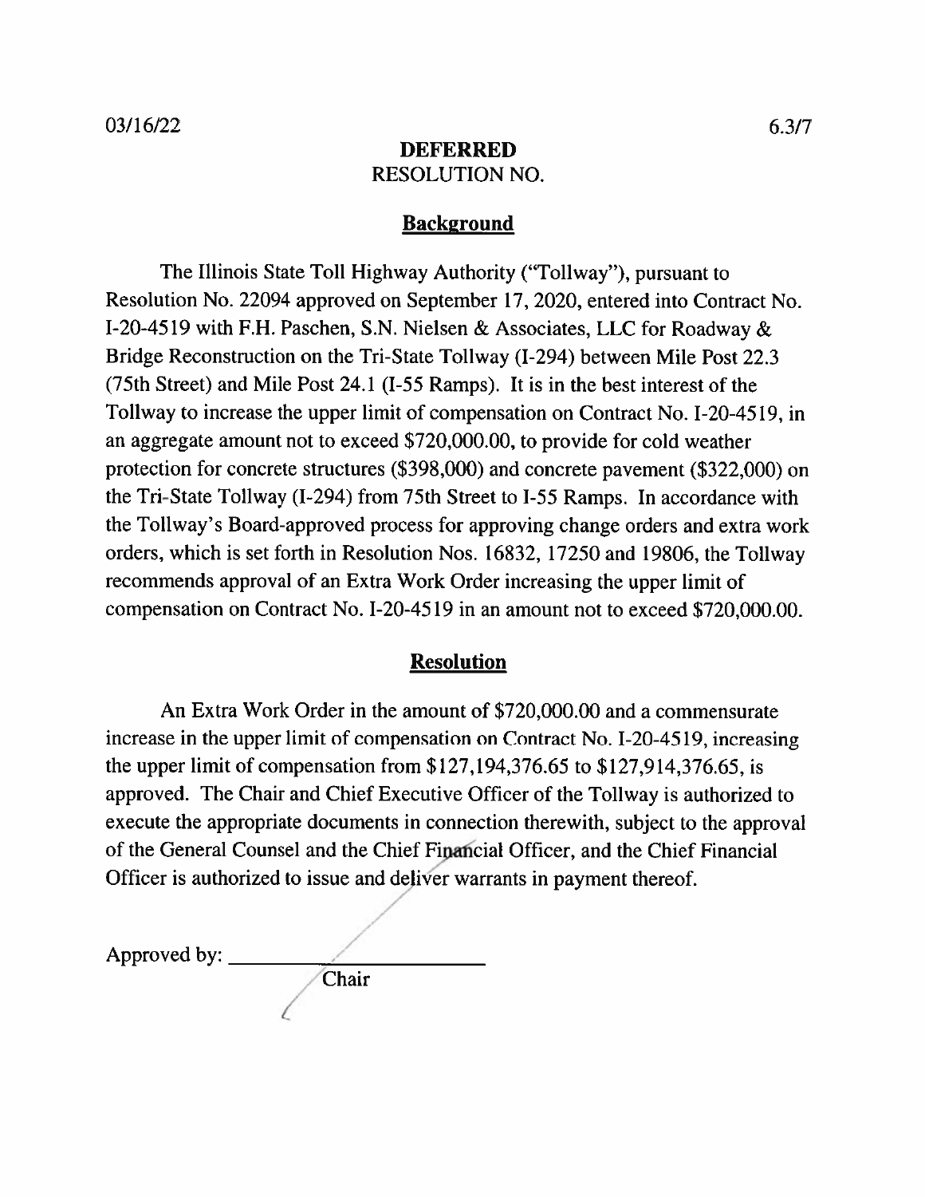03/16/22 6.3/7

**DEFERRED**

RESOLUTION NO.

## Background

The Illinois State Toll Highway Authority ("Tollway"), pursuant to Resolution No. 22094 approved on September 17, 2020, entered into Contract No. I-20-4519 with F.H. Paschen, S.N. Nielsen & Associates, LLC for Roadway & Bridge Reconstruction on the Tri-State Tollway (I-294) between Mile Post 22.3 (75th Street) and Mile Post 24.1 (I-55 Ramps). It is in the best interest of the Tollway to increase the upper limit of compensation on Contract No. I-20-4519, in an aggregate amount not to exceed $720,000.00, to provide for cold weather protection for concrete structures ($398,000) and concrete pavement ($322,000) on the Tri-State Tollway (I-294) from 75th Street to I-55 Ramps. In accordance with the Tollway's Board-approved process for approving change orders and extra work orders, which is set forth in Resolution Nos. 16832, 17250 and 19806, the Tollway recommends approval of an Extra Work Order increasing the upper limit of compensation on Contract No. I-20-4519 in an amount not to exceed $720,000.00.

## Resolution

An Extra Work Order in the amount of $720,000.00 and a commensurate increase in the upper limit of compensation on Contract No. I-20-4519, increasing the upper limit of compensation from $127,194,376.65 to $127,914,376.65, is approved. The Chair and Chief Executive Officer of the Tollway is authorized to execute the appropriate documents in connection therewith, subject to the approval of the General Counsel and the Chief Financial Officer, and the Chief Financial Officer is authorized to issue and deliver warrants in payment thereof.

Approved by: ________________________

Chair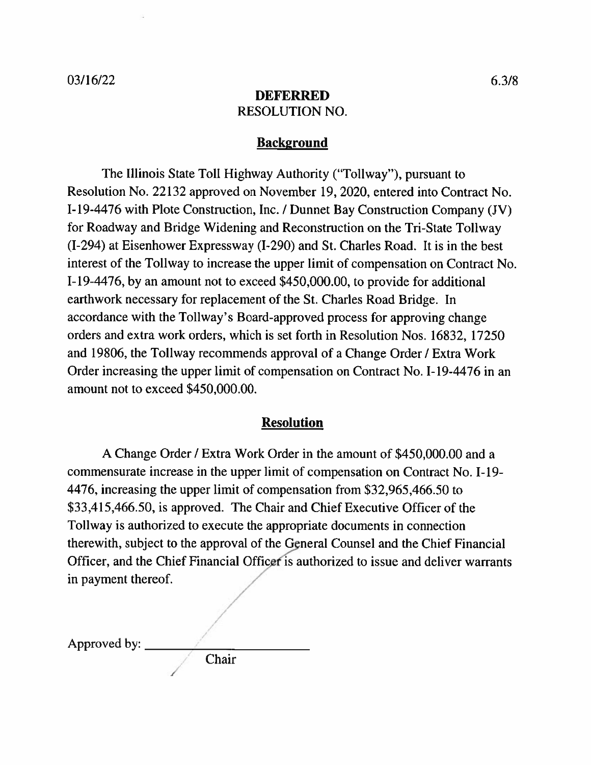03/16/22 6.3/8

**DEFERRED**

RESOLUTION NO.

## Background

The Illinois State Toll Highway Authority ("Tollway"), pursuant to Resolution No. 22132 approved on November 19, 2020, entered into Contract No. I-19-4476 with Plote Construction, Inc. / Dunnet Bay Construction Company (JV) for Roadway and Bridge Widening and Reconstruction on the Tri-State Tollway (I-294) at Eisenhower Expressway (I-290) and St. Charles Road. It is in the best interest of the Tollway to increase the upper limit of compensation on Contract No. I-19-4476, by an amount not to exceed $450,000.00, to provide for additional earthwork necessary for replacement of the St. Charles Road Bridge. In accordance with the Tollway's Board-approved process for approving change orders and extra work orders, which is set forth in Resolution Nos. 16832, 17250 and 19806, the Tollway recommends approval of a Change Order / Extra Work Order increasing the upper limit of compensation on Contract No. I-19-4476 in an amount not to exceed $450,000.00.

## Resolution

A Change Order / Extra Work Order in the amount of $450,000.00 and a commensurate increase in the upper limit of compensation on Contract No. I-19-4476, increasing the upper limit of compensation from $32,965,466.50 to $33,415,466.50, is approved. The Chair and Chief Executive Officer of the Tollway is authorized to execute the appropriate documents in connection therewith, subject to the approval of the General Counsel and the Chief Financial Officer, and the Chief Financial Officer is authorized to issue and deliver warrants in payment thereof.

Approved by: ______________________

Chair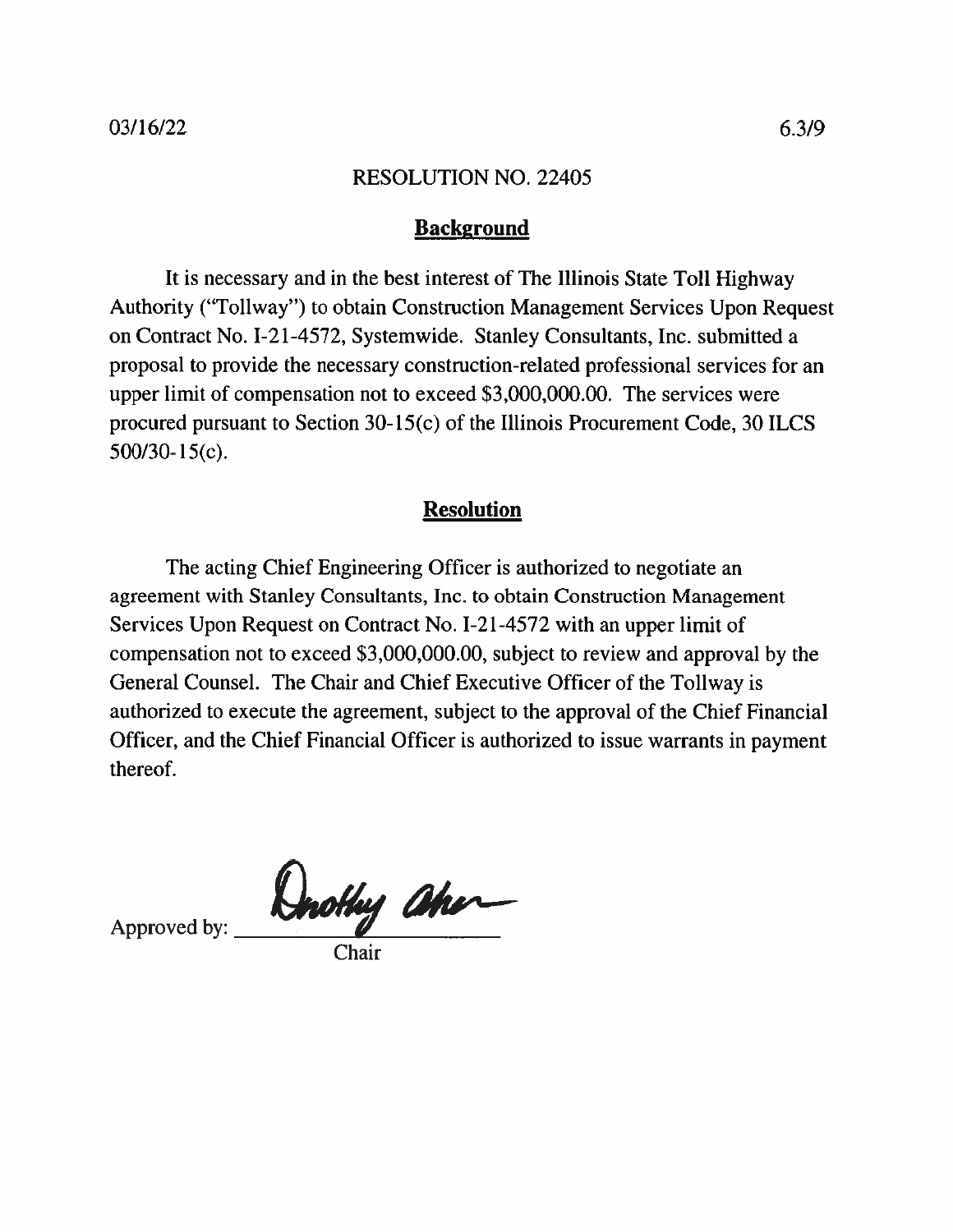03/16/22 6.3/9

RESOLUTION NO. 22405

## Background

It is necessary and in the best interest of The Illinois State Toll Highway Authority ("Tollway") to obtain Construction Management Services Upon Request on Contract No. I-21-4572, Systemwide. Stanley Consultants, Inc. submitted a proposal to provide the necessary construction-related professional services for an upper limit of compensation not to exceed $3,000,000.00. The services were procured pursuant to Section 30-15(c) of the Illinois Procurement Code, 30 ILCS 500/30-15(c).

## Resolution

The acting Chief Engineering Officer is authorized to negotiate an agreement with Stanley Consultants, Inc. to obtain Construction Management Services Upon Request on Contract No. I-21-4572 with an upper limit of compensation not to exceed $3,000,000.00, subject to review and approval by the General Counsel. The Chair and Chief Executive Officer of the Tollway is authorized to execute the agreement, subject to the approval of the Chief Financial Officer, and the Chief Financial Officer is authorized to issue warrants in payment thereof.

Approved by: ______________________
Chair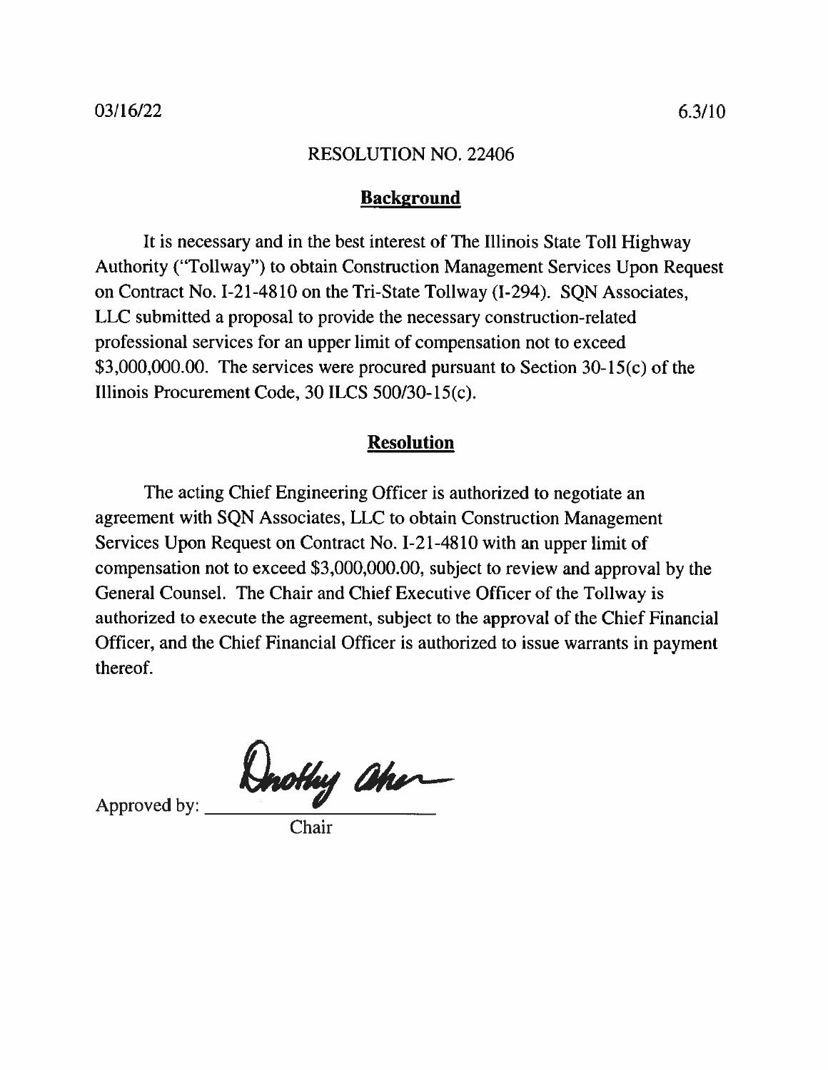03/16/22 6.3/10

RESOLUTION NO. 22406

## Background

It is necessary and in the best interest of The Illinois State Toll Highway Authority ("Tollway") to obtain Construction Management Services Upon Request on Contract No. I-21-4810 on the Tri-State Tollway (I-294). SQN Associates, LLC submitted a proposal to provide the necessary construction-related professional services for an upper limit of compensation not to exceed $3,000,000.00. The services were procured pursuant to Section 30-15(c) of the Illinois Procurement Code, 30 ILCS 500/30-15(c).

## Resolution

The acting Chief Engineering Officer is authorized to negotiate an agreement with SQN Associates, LLC to obtain Construction Management Services Upon Request on Contract No. I-21-4810 with an upper limit of compensation not to exceed $3,000,000.00, subject to review and approval by the General Counsel. The Chair and Chief Executive Officer of the Tollway is authorized to execute the agreement, subject to the approval of the Chief Financial Officer, and the Chief Financial Officer is authorized to issue warrants in payment thereof.

Approved by: ________________________

Chair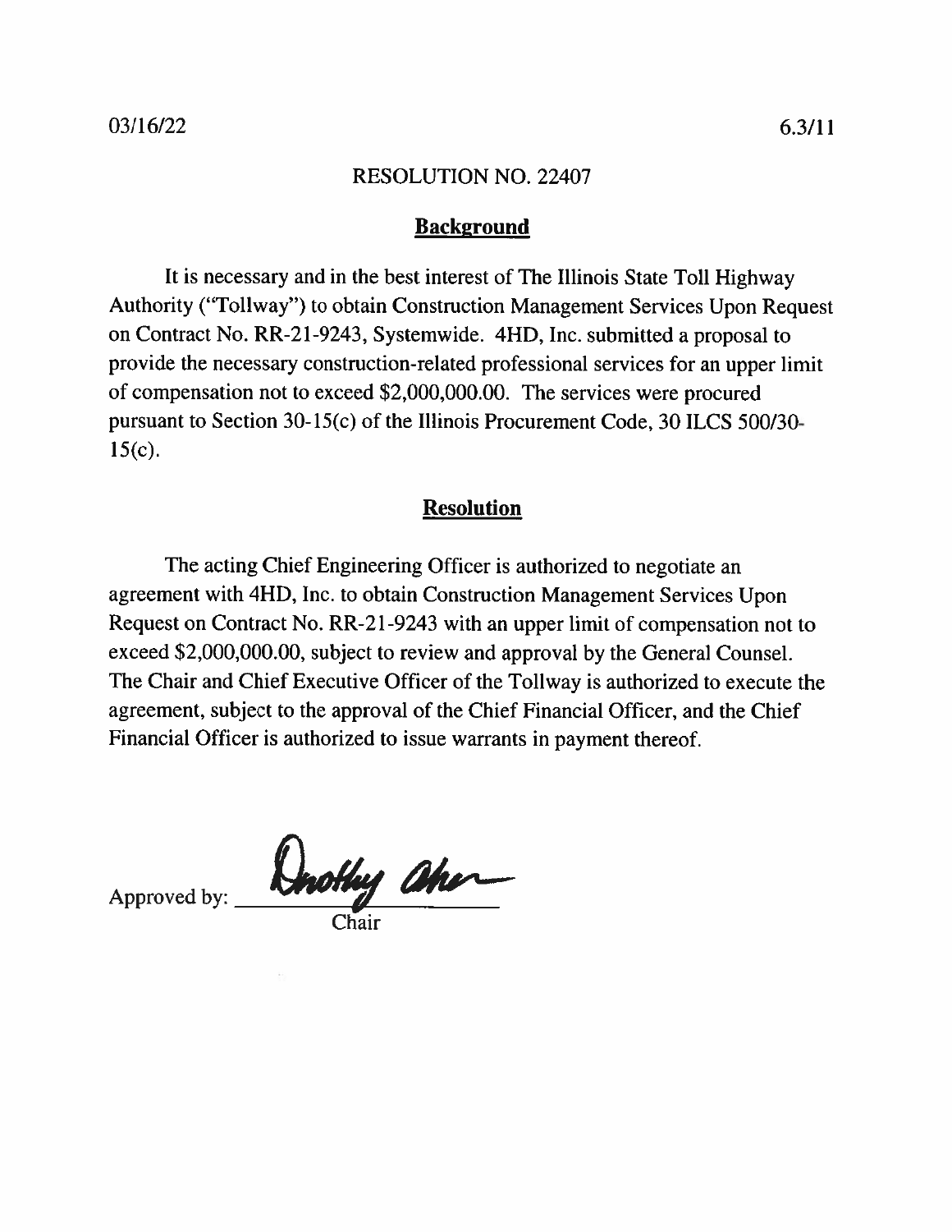03/16/22 6.3/11

RESOLUTION NO. 22407

## Background

It is necessary and in the best interest of The Illinois State Toll Highway Authority ("Tollway") to obtain Construction Management Services Upon Request on Contract No. RR-21-9243, Systemwide. 4HD, Inc. submitted a proposal to provide the necessary construction-related professional services for an upper limit of compensation not to exceed $2,000,000.00. The services were procured pursuant to Section 30-15(c) of the Illinois Procurement Code, 30 ILCS 500/30-15(c).

## Resolution

The acting Chief Engineering Officer is authorized to negotiate an agreement with 4HD, Inc. to obtain Construction Management Services Upon Request on Contract No. RR-21-9243 with an upper limit of compensation not to exceed $2,000,000.00, subject to review and approval by the General Counsel. The Chair and Chief Executive Officer of the Tollway is authorized to execute the agreement, subject to the approval of the Chief Financial Officer, and the Chief Financial Officer is authorized to issue warrants in payment thereof.

Approved by: Dorothy Abreu
Chair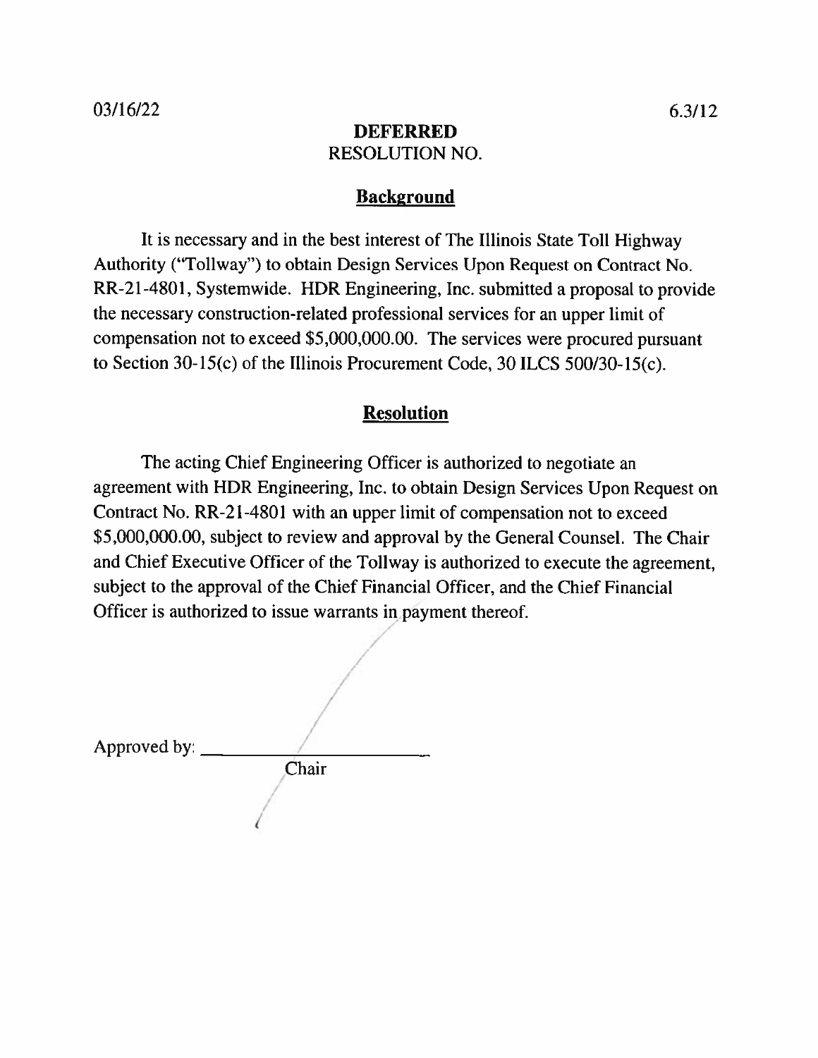03/16/22 6.3/12

**DEFERRED**

RESOLUTION NO.

## Background

It is necessary and in the best interest of The Illinois State Toll Highway Authority ("Tollway") to obtain Design Services Upon Request on Contract No. RR-21-4801, Systemwide. HDR Engineering, Inc. submitted a proposal to provide the necessary construction-related professional services for an upper limit of compensation not to exceed $5,000,000.00. The services were procured pursuant to Section 30-15(c) of the Illinois Procurement Code, 30 ILCS 500/30-15(c).

## Resolution

The acting Chief Engineering Officer is authorized to negotiate an agreement with HDR Engineering, Inc. to obtain Design Services Upon Request on Contract No. RR-21-4801 with an upper limit of compensation not to exceed $5,000,000.00, subject to review and approval by the General Counsel. The Chair and Chief Executive Officer of the Tollway is authorized to execute the agreement, subject to the approval of the Chief Financial Officer, and the Chief Financial Officer is authorized to issue warrants in payment thereof.

Approved by: ____________________

Chair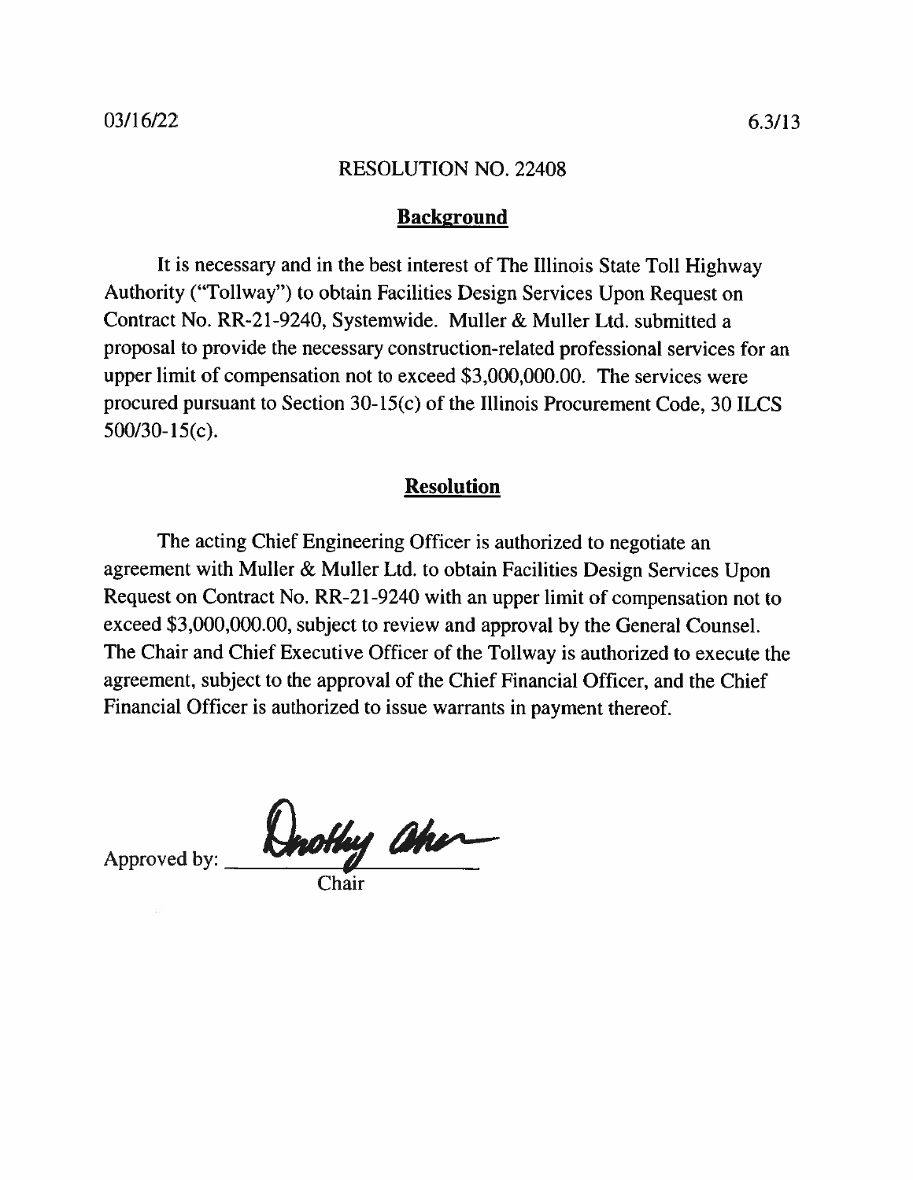03/16/22 6.3/13

RESOLUTION NO. 22408

## Background

It is necessary and in the best interest of The Illinois State Toll Highway Authority ("Tollway") to obtain Facilities Design Services Upon Request on Contract No. RR-21-9240, Systemwide. Muller & Muller Ltd. submitted a proposal to provide the necessary construction-related professional services for an upper limit of compensation not to exceed $3,000,000.00. The services were procured pursuant to Section 30-15(c) of the Illinois Procurement Code, 30 ILCS 500/30-15(c).

## Resolution

The acting Chief Engineering Officer is authorized to negotiate an agreement with Muller & Muller Ltd. to obtain Facilities Design Services Upon Request on Contract No. RR-21-9240 with an upper limit of compensation not to exceed $3,000,000.00, subject to review and approval by the General Counsel. The Chair and Chief Executive Officer of the Tollway is authorized to execute the agreement, subject to the approval of the Chief Financial Officer, and the Chief Financial Officer is authorized to issue warrants in payment thereof.

Approved by: Dorothy Abreu
Chair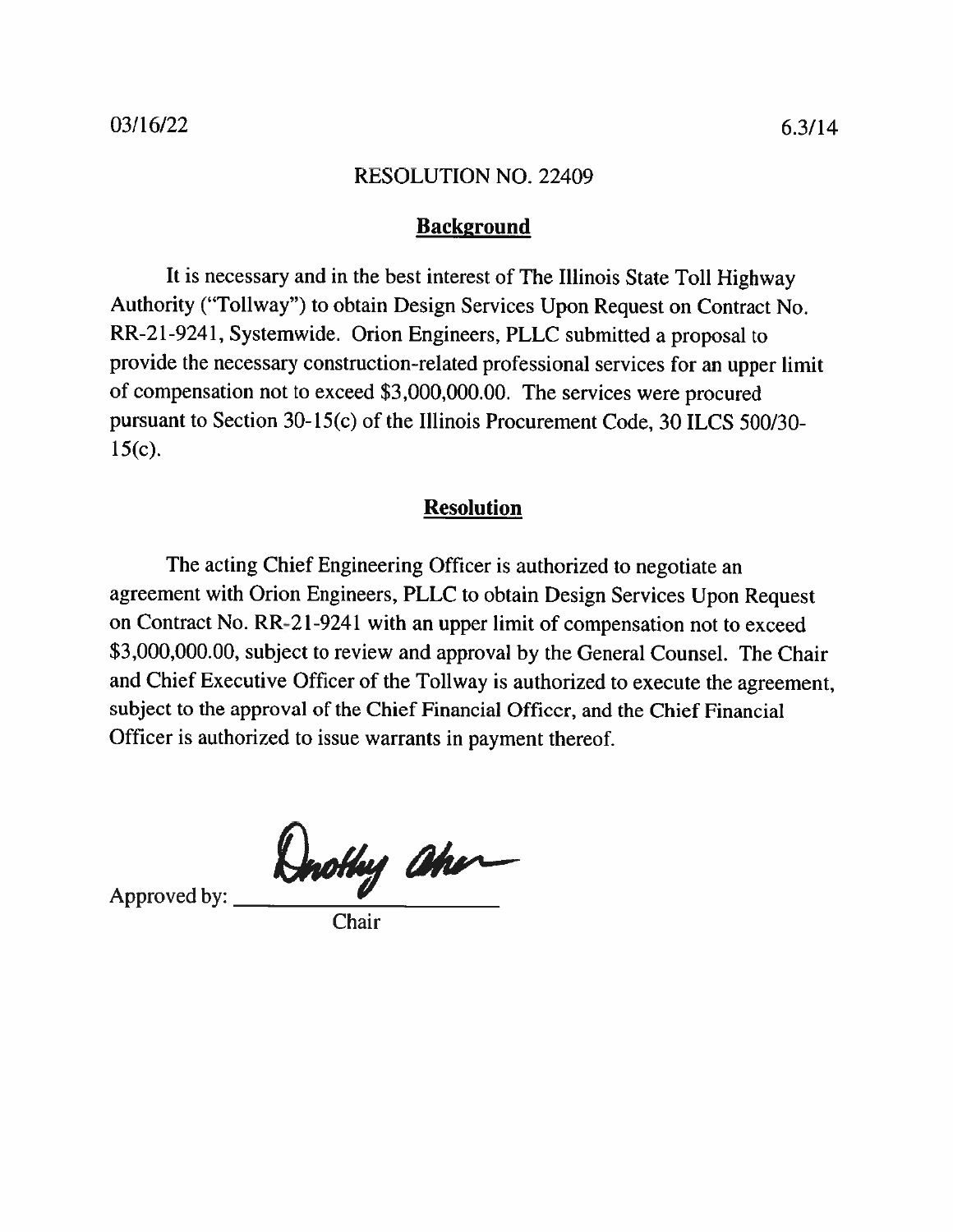03/16/22 6.3/14

RESOLUTION NO. 22409

## Background

It is necessary and in the best interest of The Illinois State Toll Highway Authority ("Tollway") to obtain Design Services Upon Request on Contract No. RR-21-9241, Systemwide. Orion Engineers, PLLC submitted a proposal to provide the necessary construction-related professional services for an upper limit of compensation not to exceed $3,000,000.00. The services were procured pursuant to Section 30-15(c) of the Illinois Procurement Code, 30 ILCS 500/30-15(c).

## Resolution

The acting Chief Engineering Officer is authorized to negotiate an agreement with Orion Engineers, PLLC to obtain Design Services Upon Request on Contract No. RR-21-9241 with an upper limit of compensation not to exceed $3,000,000.00, subject to review and approval by the General Counsel. The Chair and Chief Executive Officer of the Tollway is authorized to execute the agreement, subject to the approval of the Chief Financial Officer, and the Chief Financial Officer is authorized to issue warrants in payment thereof.

Approved by: Dorothy Abreu
Chair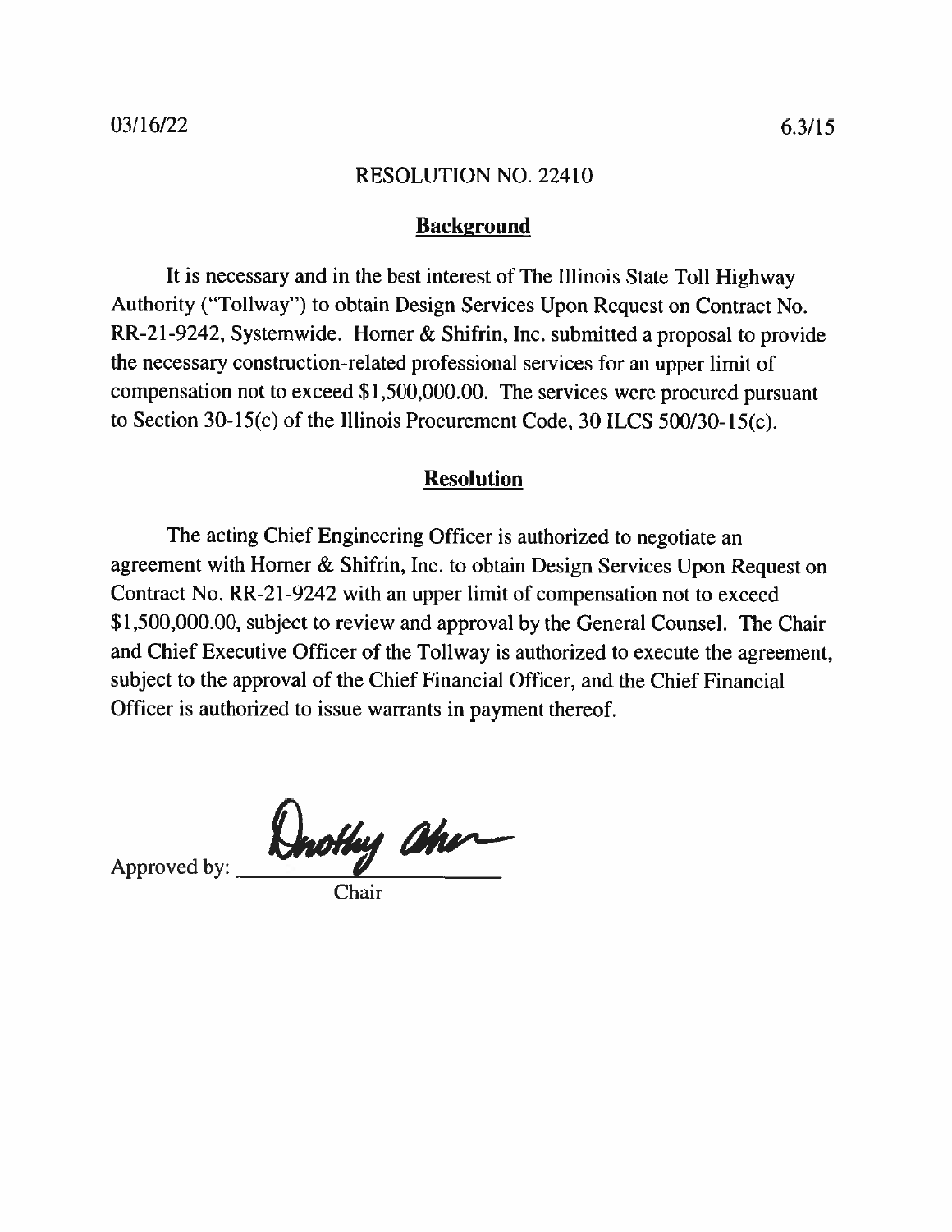03/16/22 6.3/15

## RESOLUTION NO. 22410

### Background

It is necessary and in the best interest of The Illinois State Toll Highway Authority ("Tollway") to obtain Design Services Upon Request on Contract No. RR-21-9242, Systemwide. Horner & Shifrin, Inc. submitted a proposal to provide the necessary construction-related professional services for an upper limit of compensation not to exceed $1,500,000.00. The services were procured pursuant to Section 30-15(c) of the Illinois Procurement Code, 30 ILCS 500/30-15(c).

### Resolution

The acting Chief Engineering Officer is authorized to negotiate an agreement with Horner & Shifrin, Inc. to obtain Design Services Upon Request on Contract No. RR-21-9242 with an upper limit of compensation not to exceed $1,500,000.00, subject to review and approval by the General Counsel. The Chair and Chief Executive Officer of the Tollway is authorized to execute the agreement, subject to the approval of the Chief Financial Officer, and the Chief Financial Officer is authorized to issue warrants in payment thereof.

Approved by: Dorothy Abreu
Chair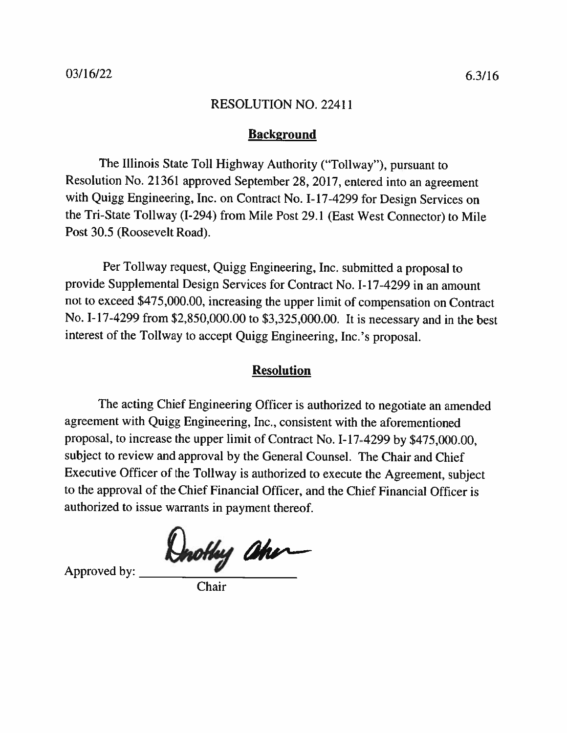03/16/22 6.3/16

RESOLUTION NO. 22411

## Background

The Illinois State Toll Highway Authority ("Tollway"), pursuant to Resolution No. 21361 approved September 28, 2017, entered into an agreement with Quigg Engineering, Inc. on Contract No. I-17-4299 for Design Services on the Tri-State Tollway (I-294) from Mile Post 29.1 (East West Connector) to Mile Post 30.5 (Roosevelt Road).

Per Tollway request, Quigg Engineering, Inc. submitted a proposal to provide Supplemental Design Services for Contract No. I-17-4299 in an amount not to exceed $475,000.00, increasing the upper limit of compensation on Contract No. I-17-4299 from $2,850,000.00 to $3,325,000.00. It is necessary and in the best interest of the Tollway to accept Quigg Engineering, Inc.'s proposal.

## Resolution

The acting Chief Engineering Officer is authorized to negotiate an amended agreement with Quigg Engineering, Inc., consistent with the aforementioned proposal, to increase the upper limit of Contract No. I-17-4299 by $475,000.00, subject to review and approval by the General Counsel. The Chair and Chief Executive Officer of the Tollway is authorized to execute the Agreement, subject to the approval of the Chief Financial Officer, and the Chief Financial Officer is authorized to issue warrants in payment thereof.

Approved by: Dorothy Abreu
Chair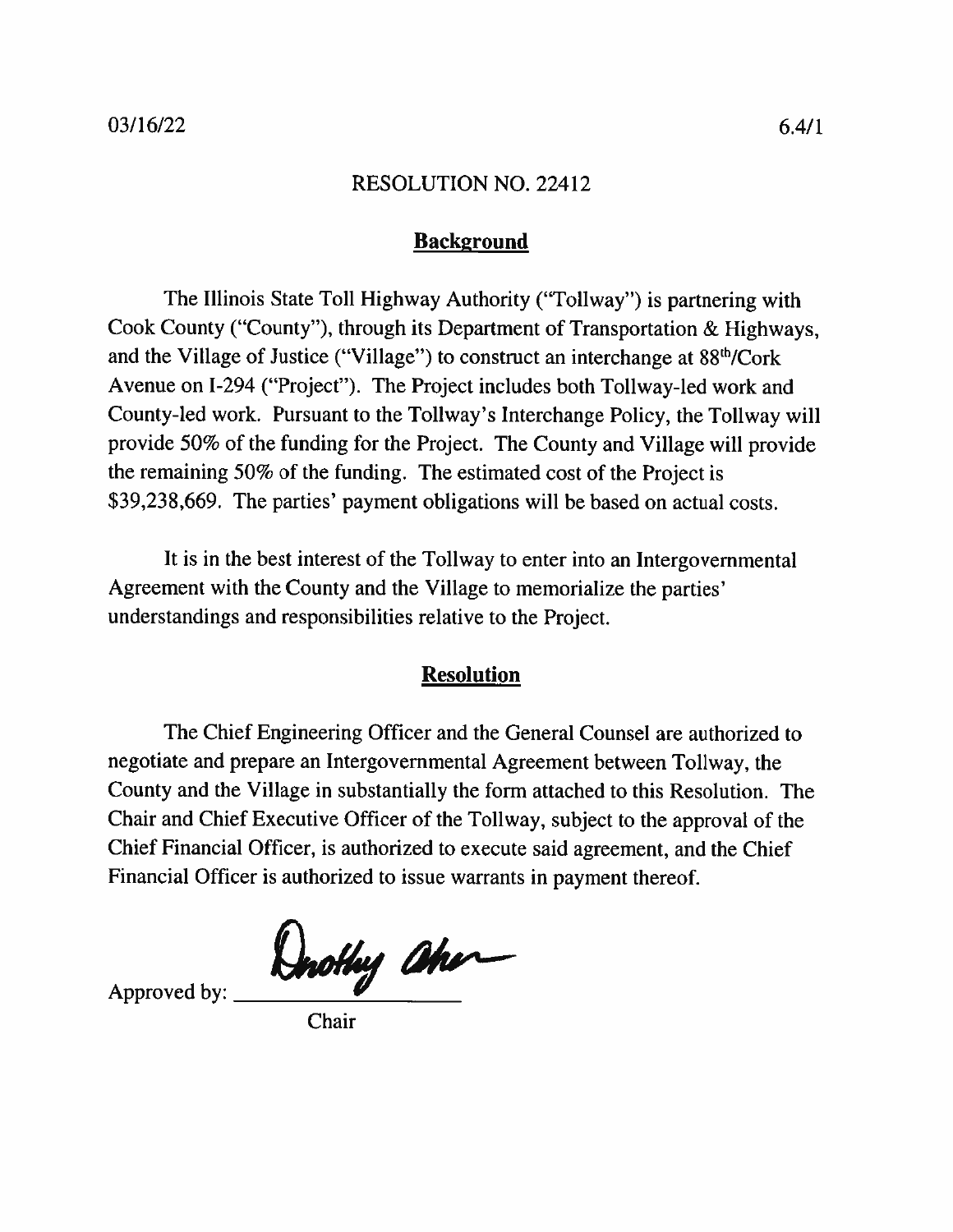03/16/22 6.4/1

RESOLUTION NO. 22412

## Background

The Illinois State Toll Highway Authority ("Tollway") is partnering with Cook County ("County"), through its Department of Transportation & Highways, and the Village of Justice ("Village") to construct an interchange at 88th/Cork Avenue on I-294 ("Project"). The Project includes both Tollway-led work and County-led work. Pursuant to the Tollway's Interchange Policy, the Tollway will provide 50% of the funding for the Project. The County and Village will provide the remaining 50% of the funding. The estimated cost of the Project is $39,238,669. The parties' payment obligations will be based on actual costs.

It is in the best interest of the Tollway to enter into an Intergovernmental Agreement with the County and the Village to memorialize the parties' understandings and responsibilities relative to the Project.

## Resolution

The Chief Engineering Officer and the General Counsel are authorized to negotiate and prepare an Intergovernmental Agreement between Tollway, the County and the Village in substantially the form attached to this Resolution. The Chair and Chief Executive Officer of the Tollway, subject to the approval of the Chief Financial Officer, is authorized to execute said agreement, and the Chief Financial Officer is authorized to issue warrants in payment thereof.

Approved by: Dorothy Abreu

Chair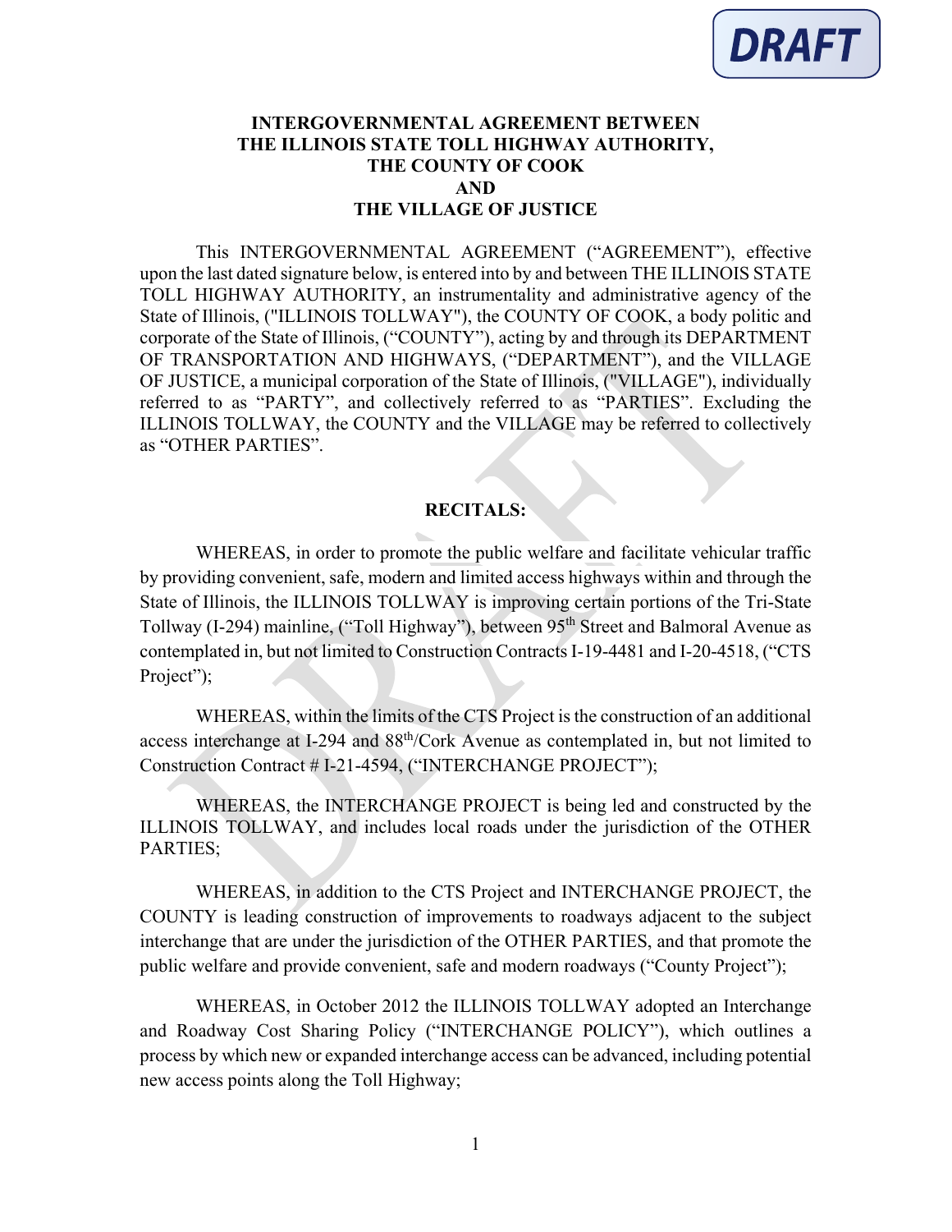**INTERGOVERNMENTAL AGREEMENT BETWEEN THE ILLINOIS STATE TOLL HIGHWAY AUTHORITY, THE COUNTY OF COOK AND THE VILLAGE OF JUSTICE**

This INTERGOVERNMENTAL AGREEMENT ("AGREEMENT"), effective upon the last dated signature below, is entered into by and between THE ILLINOIS STATE TOLL HIGHWAY AUTHORITY, an instrumentality and administrative agency of the State of Illinois, ("ILLINOIS TOLLWAY"), the COUNTY OF COOK, a body politic and corporate of the State of Illinois, ("COUNTY"), acting by and through its DEPARTMENT OF TRANSPORTATION AND HIGHWAYS, ("DEPARTMENT"), and the VILLAGE OF JUSTICE, a municipal corporation of the State of Illinois, ("VILLAGE"), individually referred to as "PARTY", and collectively referred to as "PARTIES". Excluding the ILLINOIS TOLLWAY, the COUNTY and the VILLAGE may be referred to collectively as "OTHER PARTIES".

**RECITALS:**

WHEREAS, in order to promote the public welfare and facilitate vehicular traffic by providing convenient, safe, modern and limited access highways within and through the State of Illinois, the ILLINOIS TOLLWAY is improving certain portions of the Tri-State Tollway (I-294) mainline, ("Toll Highway"), between 95th Street and Balmoral Avenue as contemplated in, but not limited to Construction Contracts I-19-4481 and I-20-4518, ("CTS Project");

WHEREAS, within the limits of the CTS Project is the construction of an additional access interchange at I-294 and 88th/Cork Avenue as contemplated in, but not limited to Construction Contract # I-21-4594, ("INTERCHANGE PROJECT");

WHEREAS, the INTERCHANGE PROJECT is being led and constructed by the ILLINOIS TOLLWAY, and includes local roads under the jurisdiction of the OTHER PARTIES;

WHEREAS, in addition to the CTS Project and INTERCHANGE PROJECT, the COUNTY is leading construction of improvements to roadways adjacent to the subject interchange that are under the jurisdiction of the OTHER PARTIES, and that promote the public welfare and provide convenient, safe and modern roadways ("County Project");

WHEREAS, in October 2012 the ILLINOIS TOLLWAY adopted an Interchange and Roadway Cost Sharing Policy ("INTERCHANGE POLICY"), which outlines a process by which new or expanded interchange access can be advanced, including potential new access points along the Toll Highway;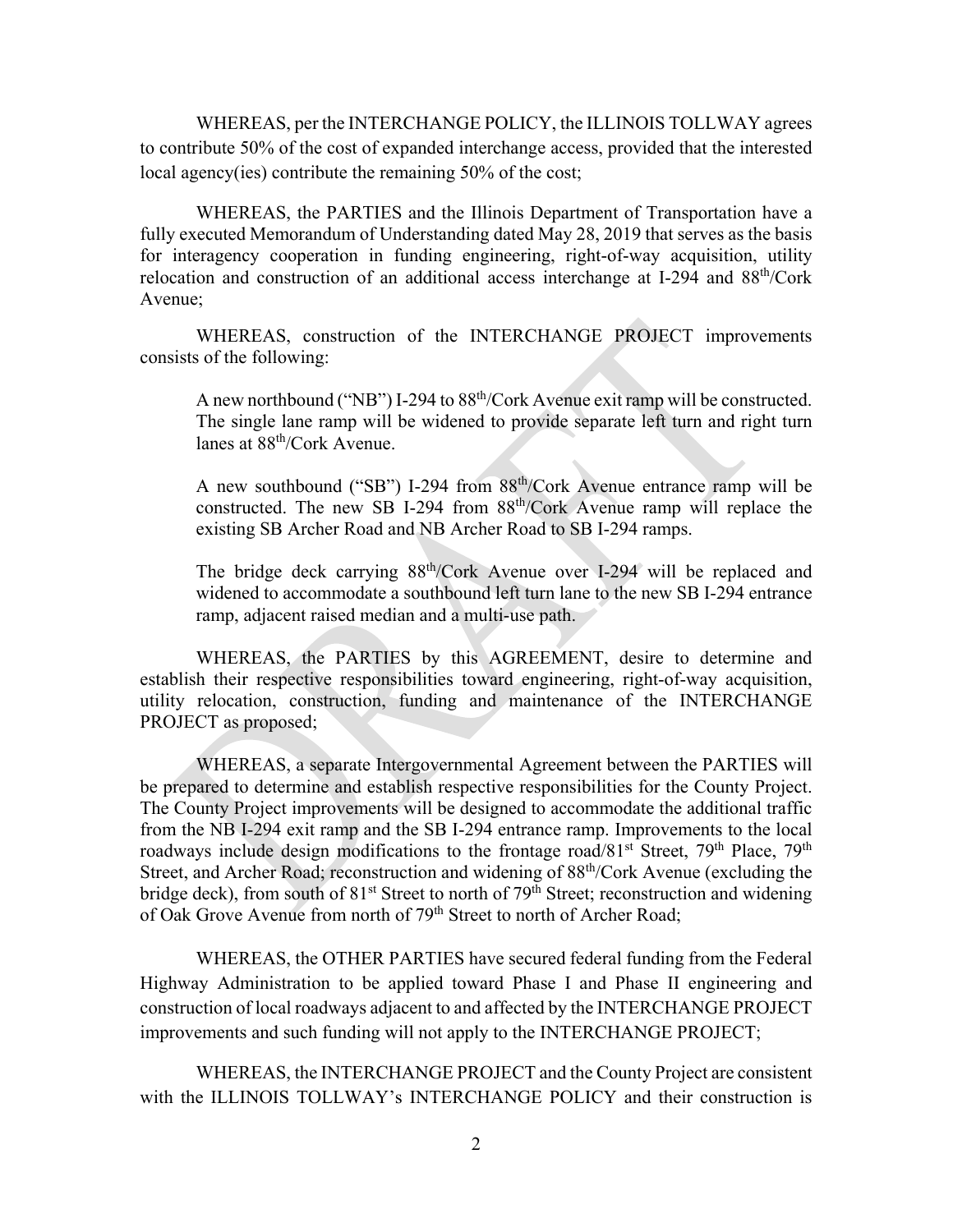WHEREAS, per the INTERCHANGE POLICY, the ILLINOIS TOLLWAY agrees to contribute 50% of the cost of expanded interchange access, provided that the interested local agency(ies) contribute the remaining 50% of the cost;

WHEREAS, the PARTIES and the Illinois Department of Transportation have a fully executed Memorandum of Understanding dated May 28, 2019 that serves as the basis for interagency cooperation in funding engineering, right-of-way acquisition, utility relocation and construction of an additional access interchange at I-294 and 88th/Cork Avenue;

WHEREAS, construction of the INTERCHANGE PROJECT improvements consists of the following:

> A new northbound ("NB") I-294 to 88th/Cork Avenue exit ramp will be constructed. The single lane ramp will be widened to provide separate left turn and right turn lanes at 88th/Cork Avenue.
>
> A new southbound ("SB") I-294 from 88th/Cork Avenue entrance ramp will be constructed. The new SB I-294 from 88th/Cork Avenue ramp will replace the existing SB Archer Road and NB Archer Road to SB I-294 ramps.
>
> The bridge deck carrying 88th/Cork Avenue over I-294 will be replaced and widened to accommodate a southbound left turn lane to the new SB I-294 entrance ramp, adjacent raised median and a multi-use path.

WHEREAS, the PARTIES by this AGREEMENT, desire to determine and establish their respective responsibilities toward engineering, right-of-way acquisition, utility relocation, construction, funding and maintenance of the INTERCHANGE PROJECT as proposed;

WHEREAS, a separate Intergovernmental Agreement between the PARTIES will be prepared to determine and establish respective responsibilities for the County Project. The County Project improvements will be designed to accommodate the additional traffic from the NB I-294 exit ramp and the SB I-294 entrance ramp. Improvements to the local roadways include design modifications to the frontage road/81st Street, 79th Place, 79th Street, and Archer Road; reconstruction and widening of 88th/Cork Avenue (excluding the bridge deck), from south of 81st Street to north of 79th Street; reconstruction and widening of Oak Grove Avenue from north of 79th Street to north of Archer Road;

WHEREAS, the OTHER PARTIES have secured federal funding from the Federal Highway Administration to be applied toward Phase I and Phase II engineering and construction of local roadways adjacent to and affected by the INTERCHANGE PROJECT improvements and such funding will not apply to the INTERCHANGE PROJECT;

WHEREAS, the INTERCHANGE PROJECT and the County Project are consistent with the ILLINOIS TOLLWAY's INTERCHANGE POLICY and their construction is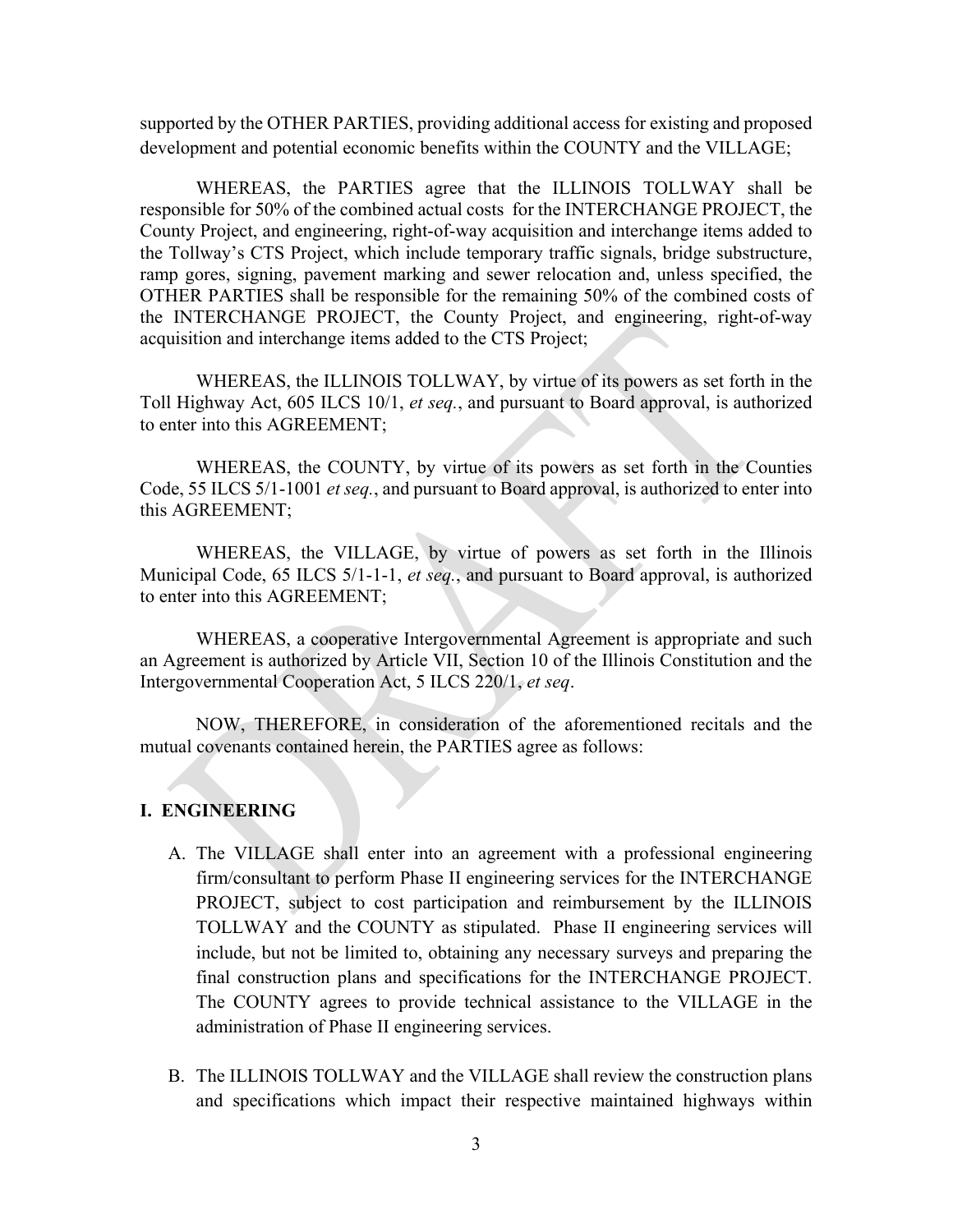supported by the OTHER PARTIES, providing additional access for existing and proposed development and potential economic benefits within the COUNTY and the VILLAGE;

WHEREAS, the PARTIES agree that the ILLINOIS TOLLWAY shall be responsible for 50% of the combined actual costs for the INTERCHANGE PROJECT, the County Project, and engineering, right-of-way acquisition and interchange items added to the Tollway's CTS Project, which include temporary traffic signals, bridge substructure, ramp gores, signing, pavement marking and sewer relocation and, unless specified, the OTHER PARTIES shall be responsible for the remaining 50% of the combined costs of the INTERCHANGE PROJECT, the County Project, and engineering, right-of-way acquisition and interchange items added to the CTS Project;

WHEREAS, the ILLINOIS TOLLWAY, by virtue of its powers as set forth in the Toll Highway Act, 605 ILCS 10/1, *et seq.*, and pursuant to Board approval, is authorized to enter into this AGREEMENT;

WHEREAS, the COUNTY, by virtue of its powers as set forth in the Counties Code, 55 ILCS 5/1-1001 *et seq.*, and pursuant to Board approval, is authorized to enter into this AGREEMENT;

WHEREAS, the VILLAGE, by virtue of powers as set forth in the Illinois Municipal Code, 65 ILCS 5/1-1-1, *et seq.*, and pursuant to Board approval, is authorized to enter into this AGREEMENT;

WHEREAS, a cooperative Intergovernmental Agreement is appropriate and such an Agreement is authorized by Article VII, Section 10 of the Illinois Constitution and the Intergovernmental Cooperation Act, 5 ILCS 220/1, *et seq*.

NOW, THEREFORE, in consideration of the aforementioned recitals and the mutual covenants contained herein, the PARTIES agree as follows:

## I. ENGINEERING

A. The VILLAGE shall enter into an agreement with a professional engineering firm/consultant to perform Phase II engineering services for the INTERCHANGE PROJECT, subject to cost participation and reimbursement by the ILLINOIS TOLLWAY and the COUNTY as stipulated. Phase II engineering services will include, but not be limited to, obtaining any necessary surveys and preparing the final construction plans and specifications for the INTERCHANGE PROJECT. The COUNTY agrees to provide technical assistance to the VILLAGE in the administration of Phase II engineering services.

B. The ILLINOIS TOLLWAY and the VILLAGE shall review the construction plans and specifications which impact their respective maintained highways within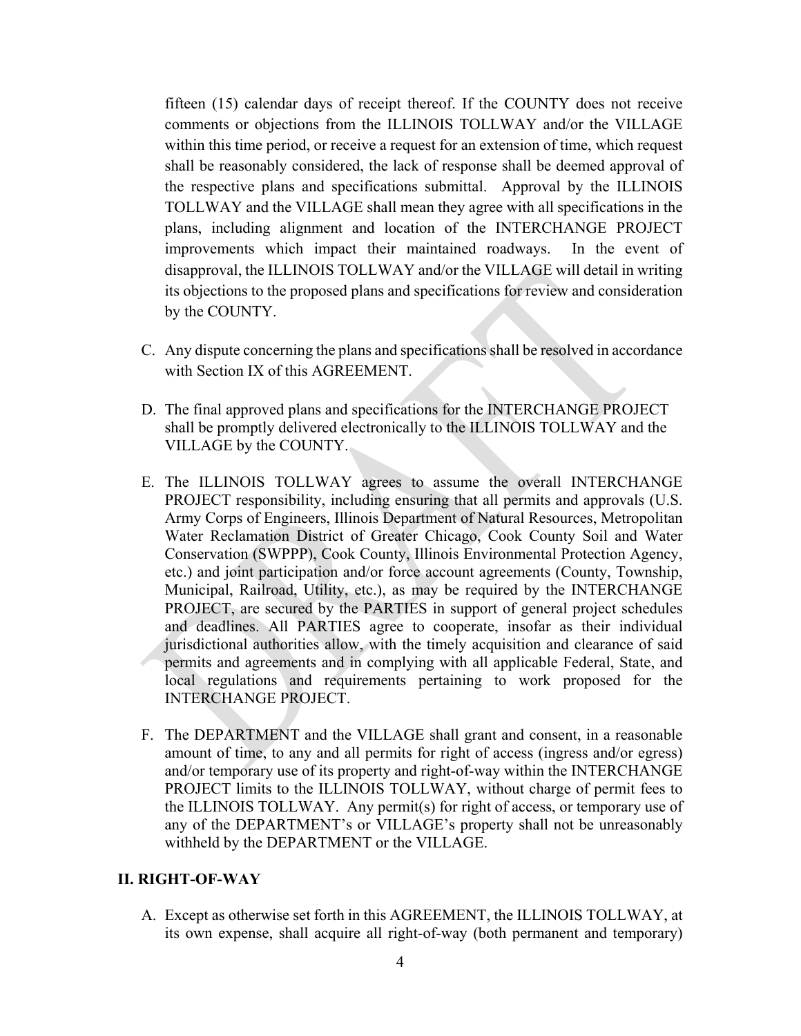fifteen (15) calendar days of receipt thereof. If the COUNTY does not receive comments or objections from the ILLINOIS TOLLWAY and/or the VILLAGE within this time period, or receive a request for an extension of time, which request shall be reasonably considered, the lack of response shall be deemed approval of the respective plans and specifications submittal. Approval by the ILLINOIS TOLLWAY and the VILLAGE shall mean they agree with all specifications in the plans, including alignment and location of the INTERCHANGE PROJECT improvements which impact their maintained roadways. In the event of disapproval, the ILLINOIS TOLLWAY and/or the VILLAGE will detail in writing its objections to the proposed plans and specifications for review and consideration by the COUNTY.

C. Any dispute concerning the plans and specifications shall be resolved in accordance with Section IX of this AGREEMENT.

D. The final approved plans and specifications for the INTERCHANGE PROJECT shall be promptly delivered electronically to the ILLINOIS TOLLWAY and the VILLAGE by the COUNTY.

E. The ILLINOIS TOLLWAY agrees to assume the overall INTERCHANGE PROJECT responsibility, including ensuring that all permits and approvals (U.S. Army Corps of Engineers, Illinois Department of Natural Resources, Metropolitan Water Reclamation District of Greater Chicago, Cook County Soil and Water Conservation (SWPPP), Cook County, Illinois Environmental Protection Agency, etc.) and joint participation and/or force account agreements (County, Township, Municipal, Railroad, Utility, etc.), as may be required by the INTERCHANGE PROJECT, are secured by the PARTIES in support of general project schedules and deadlines. All PARTIES agree to cooperate, insofar as their individual jurisdictional authorities allow, with the timely acquisition and clearance of said permits and agreements and in complying with all applicable Federal, State, and local regulations and requirements pertaining to work proposed for the INTERCHANGE PROJECT.

F. The DEPARTMENT and the VILLAGE shall grant and consent, in a reasonable amount of time, to any and all permits for right of access (ingress and/or egress) and/or temporary use of its property and right-of-way within the INTERCHANGE PROJECT limits to the ILLINOIS TOLLWAY, without charge of permit fees to the ILLINOIS TOLLWAY. Any permit(s) for right of access, or temporary use of any of the DEPARTMENT's or VILLAGE's property shall not be unreasonably withheld by the DEPARTMENT or the VILLAGE.

## II. RIGHT-OF-WAY

A. Except as otherwise set forth in this AGREEMENT, the ILLINOIS TOLLWAY, at its own expense, shall acquire all right-of-way (both permanent and temporary)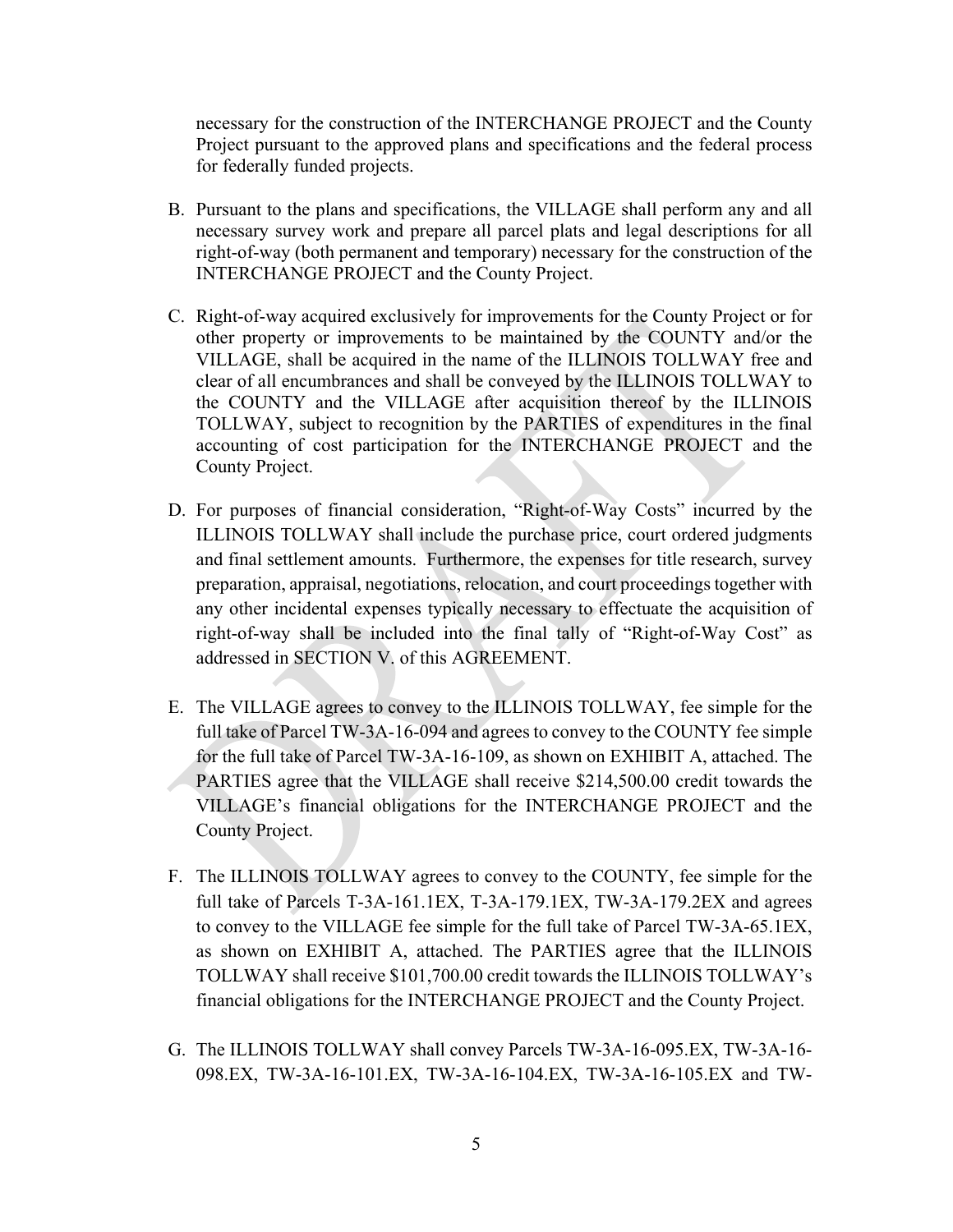necessary for the construction of the INTERCHANGE PROJECT and the County Project pursuant to the approved plans and specifications and the federal process for federally funded projects.

B. Pursuant to the plans and specifications, the VILLAGE shall perform any and all necessary survey work and prepare all parcel plats and legal descriptions for all right-of-way (both permanent and temporary) necessary for the construction of the INTERCHANGE PROJECT and the County Project.

C. Right-of-way acquired exclusively for improvements for the County Project or for other property or improvements to be maintained by the COUNTY and/or the VILLAGE, shall be acquired in the name of the ILLINOIS TOLLWAY free and clear of all encumbrances and shall be conveyed by the ILLINOIS TOLLWAY to the COUNTY and the VILLAGE after acquisition thereof by the ILLINOIS TOLLWAY, subject to recognition by the PARTIES of expenditures in the final accounting of cost participation for the INTERCHANGE PROJECT and the County Project.

D. For purposes of financial consideration, "Right-of-Way Costs" incurred by the ILLINOIS TOLLWAY shall include the purchase price, court ordered judgments and final settlement amounts. Furthermore, the expenses for title research, survey preparation, appraisal, negotiations, relocation, and court proceedings together with any other incidental expenses typically necessary to effectuate the acquisition of right-of-way shall be included into the final tally of "Right-of-Way Cost" as addressed in SECTION V. of this AGREEMENT.

E. The VILLAGE agrees to convey to the ILLINOIS TOLLWAY, fee simple for the full take of Parcel TW-3A-16-094 and agrees to convey to the COUNTY fee simple for the full take of Parcel TW-3A-16-109, as shown on EXHIBIT A, attached. The PARTIES agree that the VILLAGE shall receive $214,500.00 credit towards the VILLAGE's financial obligations for the INTERCHANGE PROJECT and the County Project.

F. The ILLINOIS TOLLWAY agrees to convey to the COUNTY, fee simple for the full take of Parcels T-3A-161.1EX, T-3A-179.1EX, TW-3A-179.2EX and agrees to convey to the VILLAGE fee simple for the full take of Parcel TW-3A-65.1EX, as shown on EXHIBIT A, attached. The PARTIES agree that the ILLINOIS TOLLWAY shall receive $101,700.00 credit towards the ILLINOIS TOLLWAY's financial obligations for the INTERCHANGE PROJECT and the County Project.

G. The ILLINOIS TOLLWAY shall convey Parcels TW-3A-16-095.EX, TW-3A-16-098.EX, TW-3A-16-101.EX, TW-3A-16-104.EX, TW-3A-16-105.EX and TW-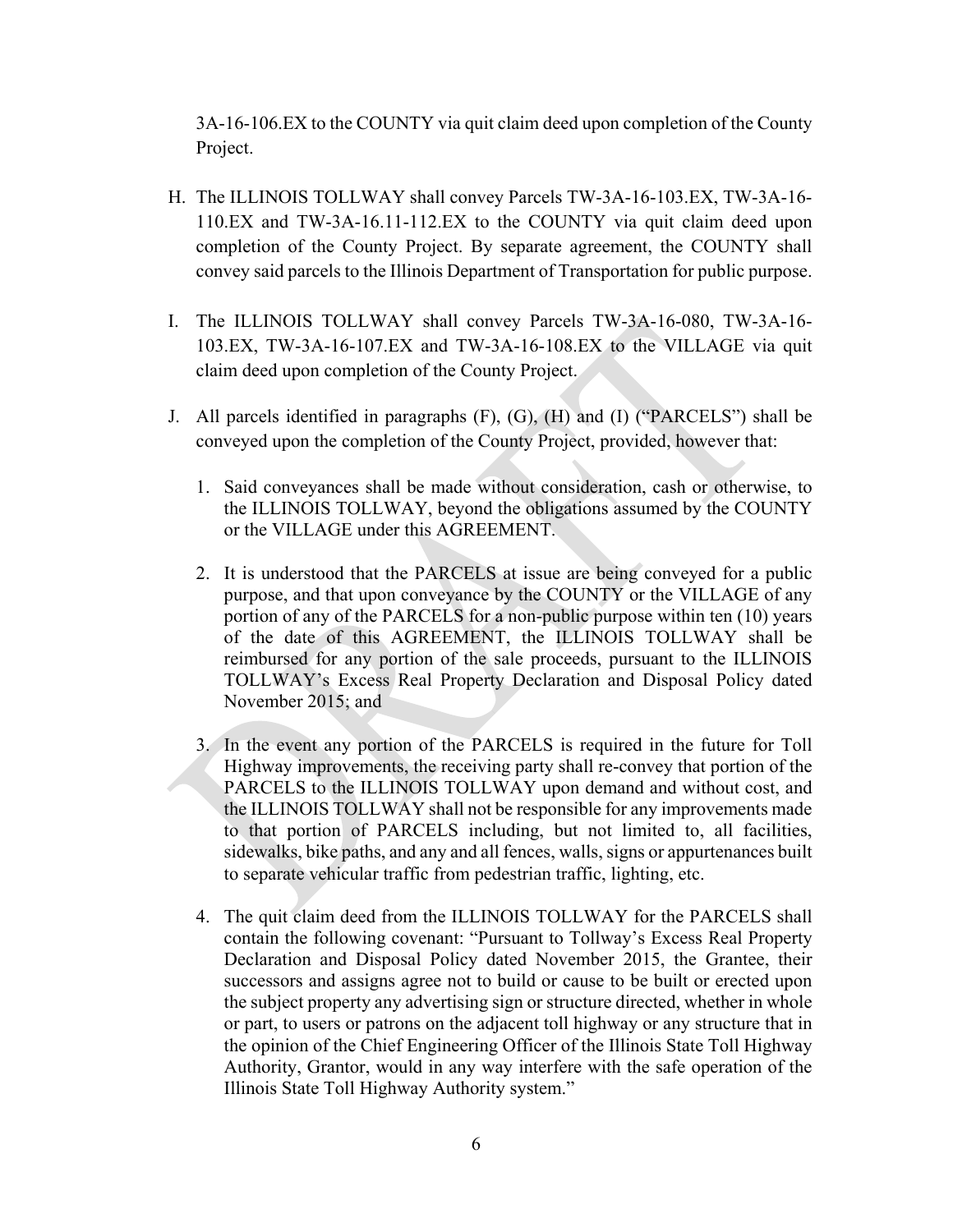3A-16-106.EX to the COUNTY via quit claim deed upon completion of the County Project.

H. The ILLINOIS TOLLWAY shall convey Parcels TW-3A-16-103.EX, TW-3A-16-110.EX and TW-3A-16.11-112.EX to the COUNTY via quit claim deed upon completion of the County Project. By separate agreement, the COUNTY shall convey said parcels to the Illinois Department of Transportation for public purpose.

I. The ILLINOIS TOLLWAY shall convey Parcels TW-3A-16-080, TW-3A-16-103.EX, TW-3A-16-107.EX and TW-3A-16-108.EX to the VILLAGE via quit claim deed upon completion of the County Project.

J. All parcels identified in paragraphs (F), (G), (H) and (I) ("PARCELS") shall be conveyed upon the completion of the County Project, provided, however that:

   1. Said conveyances shall be made without consideration, cash or otherwise, to the ILLINOIS TOLLWAY, beyond the obligations assumed by the COUNTY or the VILLAGE under this AGREEMENT.

   2. It is understood that the PARCELS at issue are being conveyed for a public purpose, and that upon conveyance by the COUNTY or the VILLAGE of any portion of any of the PARCELS for a non-public purpose within ten (10) years of the date of this AGREEMENT, the ILLINOIS TOLLWAY shall be reimbursed for any portion of the sale proceeds, pursuant to the ILLINOIS TOLLWAY's Excess Real Property Declaration and Disposal Policy dated November 2015; and

   3. In the event any portion of the PARCELS is required in the future for Toll Highway improvements, the receiving party shall re-convey that portion of the PARCELS to the ILLINOIS TOLLWAY upon demand and without cost, and the ILLINOIS TOLLWAY shall not be responsible for any improvements made to that portion of PARCELS including, but not limited to, all facilities, sidewalks, bike paths, and any and all fences, walls, signs or appurtenances built to separate vehicular traffic from pedestrian traffic, lighting, etc.

   4. The quit claim deed from the ILLINOIS TOLLWAY for the PARCELS shall contain the following covenant: "Pursuant to Tollway's Excess Real Property Declaration and Disposal Policy dated November 2015, the Grantee, their successors and assigns agree not to build or cause to be built or erected upon the subject property any advertising sign or structure directed, whether in whole or part, to users or patrons on the adjacent toll highway or any structure that in the opinion of the Chief Engineering Officer of the Illinois State Toll Highway Authority, Grantor, would in any way interfere with the safe operation of the Illinois State Toll Highway Authority system."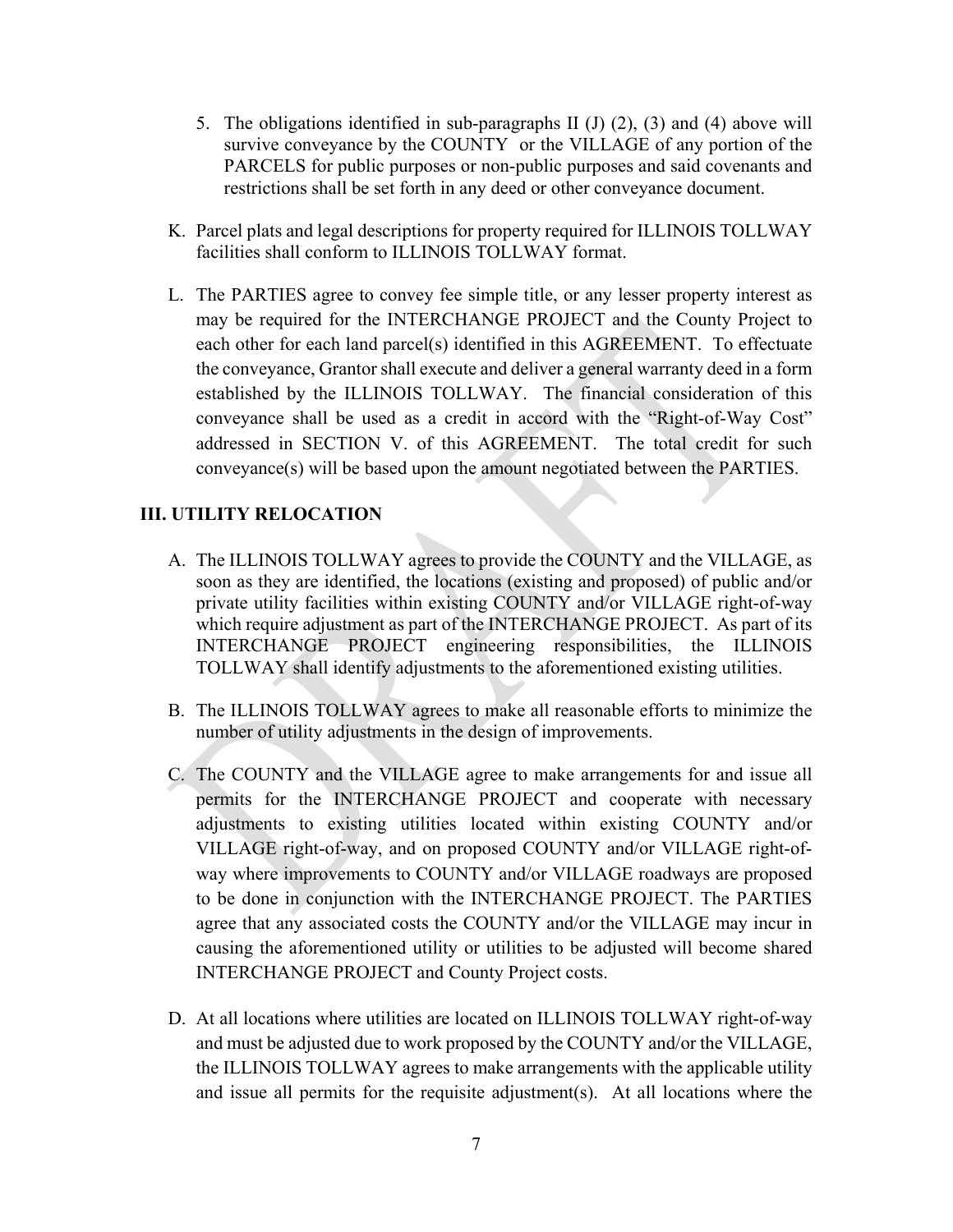5. The obligations identified in sub-paragraphs II (J) (2), (3) and (4) above will survive conveyance by the COUNTY or the VILLAGE of any portion of the PARCELS for public purposes or non-public purposes and said covenants and restrictions shall be set forth in any deed or other conveyance document.

K. Parcel plats and legal descriptions for property required for ILLINOIS TOLLWAY facilities shall conform to ILLINOIS TOLLWAY format.

L. The PARTIES agree to convey fee simple title, or any lesser property interest as may be required for the INTERCHANGE PROJECT and the County Project to each other for each land parcel(s) identified in this AGREEMENT. To effectuate the conveyance, Grantor shall execute and deliver a general warranty deed in a form established by the ILLINOIS TOLLWAY. The financial consideration of this conveyance shall be used as a credit in accord with the "Right-of-Way Cost" addressed in SECTION V. of this AGREEMENT. The total credit for such conveyance(s) will be based upon the amount negotiated between the PARTIES.

## III. UTILITY RELOCATION

A. The ILLINOIS TOLLWAY agrees to provide the COUNTY and the VILLAGE, as soon as they are identified, the locations (existing and proposed) of public and/or private utility facilities within existing COUNTY and/or VILLAGE right-of-way which require adjustment as part of the INTERCHANGE PROJECT. As part of its INTERCHANGE PROJECT engineering responsibilities, the ILLINOIS TOLLWAY shall identify adjustments to the aforementioned existing utilities.

B. The ILLINOIS TOLLWAY agrees to make all reasonable efforts to minimize the number of utility adjustments in the design of improvements.

C. The COUNTY and the VILLAGE agree to make arrangements for and issue all permits for the INTERCHANGE PROJECT and cooperate with necessary adjustments to existing utilities located within existing COUNTY and/or VILLAGE right-of-way, and on proposed COUNTY and/or VILLAGE right-of-way where improvements to COUNTY and/or VILLAGE roadways are proposed to be done in conjunction with the INTERCHANGE PROJECT. The PARTIES agree that any associated costs the COUNTY and/or the VILLAGE may incur in causing the aforementioned utility or utilities to be adjusted will become shared INTERCHANGE PROJECT and County Project costs.

D. At all locations where utilities are located on ILLINOIS TOLLWAY right-of-way and must be adjusted due to work proposed by the COUNTY and/or the VILLAGE, the ILLINOIS TOLLWAY agrees to make arrangements with the applicable utility and issue all permits for the requisite adjustment(s). At all locations where the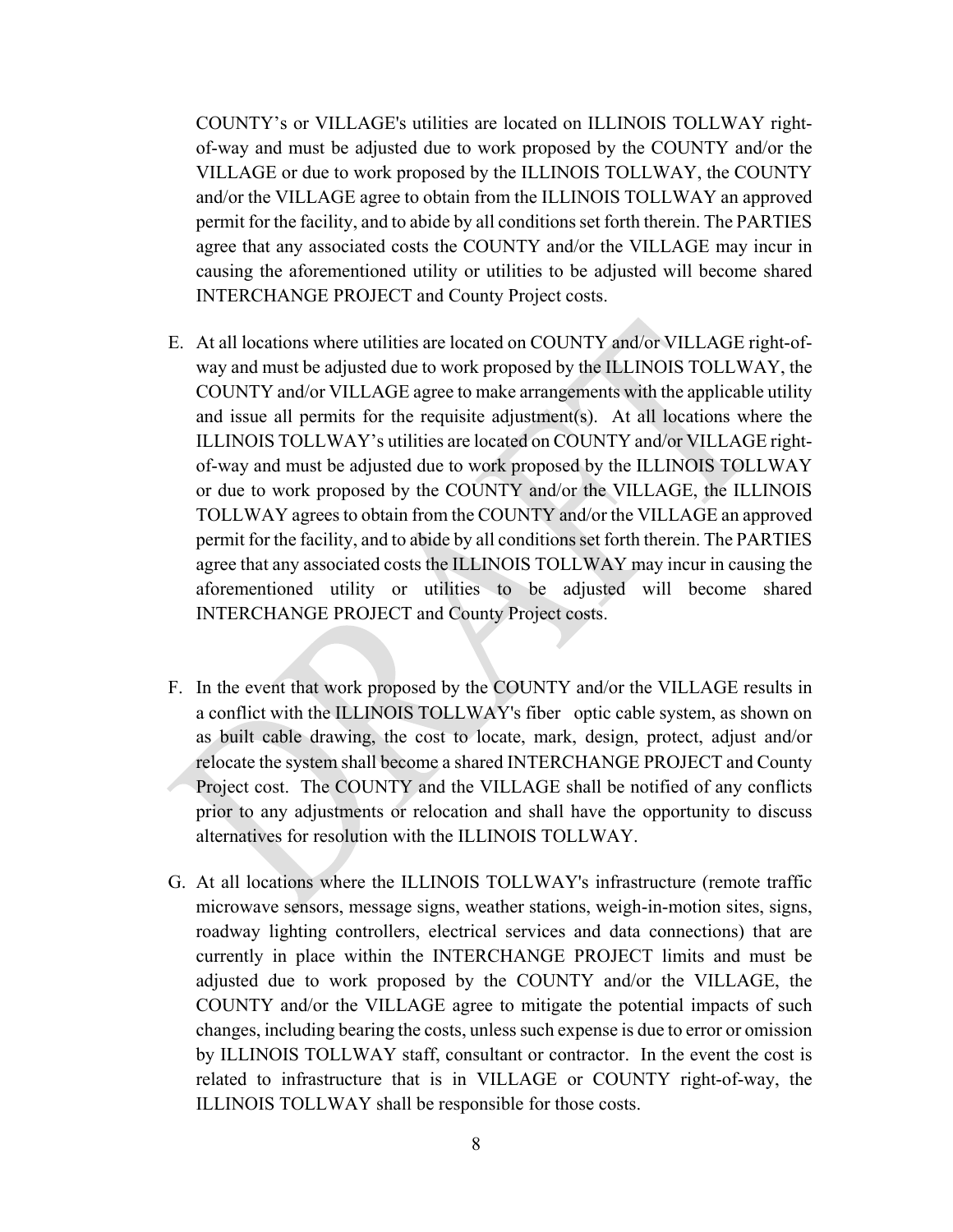COUNTY's or VILLAGE's utilities are located on ILLINOIS TOLLWAY right-of-way and must be adjusted due to work proposed by the COUNTY and/or the VILLAGE or due to work proposed by the ILLINOIS TOLLWAY, the COUNTY and/or the VILLAGE agree to obtain from the ILLINOIS TOLLWAY an approved permit for the facility, and to abide by all conditions set forth therein. The PARTIES agree that any associated costs the COUNTY and/or the VILLAGE may incur in causing the aforementioned utility or utilities to be adjusted will become shared INTERCHANGE PROJECT and County Project costs.

E. At all locations where utilities are located on COUNTY and/or VILLAGE right-of-way and must be adjusted due to work proposed by the ILLINOIS TOLLWAY, the COUNTY and/or VILLAGE agree to make arrangements with the applicable utility and issue all permits for the requisite adjustment(s). At all locations where the ILLINOIS TOLLWAY's utilities are located on COUNTY and/or VILLAGE right-of-way and must be adjusted due to work proposed by the ILLINOIS TOLLWAY or due to work proposed by the COUNTY and/or the VILLAGE, the ILLINOIS TOLLWAY agrees to obtain from the COUNTY and/or the VILLAGE an approved permit for the facility, and to abide by all conditions set forth therein. The PARTIES agree that any associated costs the ILLINOIS TOLLWAY may incur in causing the aforementioned utility or utilities to be adjusted will become shared INTERCHANGE PROJECT and County Project costs.

F. In the event that work proposed by the COUNTY and/or the VILLAGE results in a conflict with the ILLINOIS TOLLWAY's fiber optic cable system, as shown on as built cable drawing, the cost to locate, mark, design, protect, adjust and/or relocate the system shall become a shared INTERCHANGE PROJECT and County Project cost. The COUNTY and the VILLAGE shall be notified of any conflicts prior to any adjustments or relocation and shall have the opportunity to discuss alternatives for resolution with the ILLINOIS TOLLWAY.

G. At all locations where the ILLINOIS TOLLWAY's infrastructure (remote traffic microwave sensors, message signs, weather stations, weigh-in-motion sites, signs, roadway lighting controllers, electrical services and data connections) that are currently in place within the INTERCHANGE PROJECT limits and must be adjusted due to work proposed by the COUNTY and/or the VILLAGE, the COUNTY and/or the VILLAGE agree to mitigate the potential impacts of such changes, including bearing the costs, unless such expense is due to error or omission by ILLINOIS TOLLWAY staff, consultant or contractor. In the event the cost is related to infrastructure that is in VILLAGE or COUNTY right-of-way, the ILLINOIS TOLLWAY shall be responsible for those costs.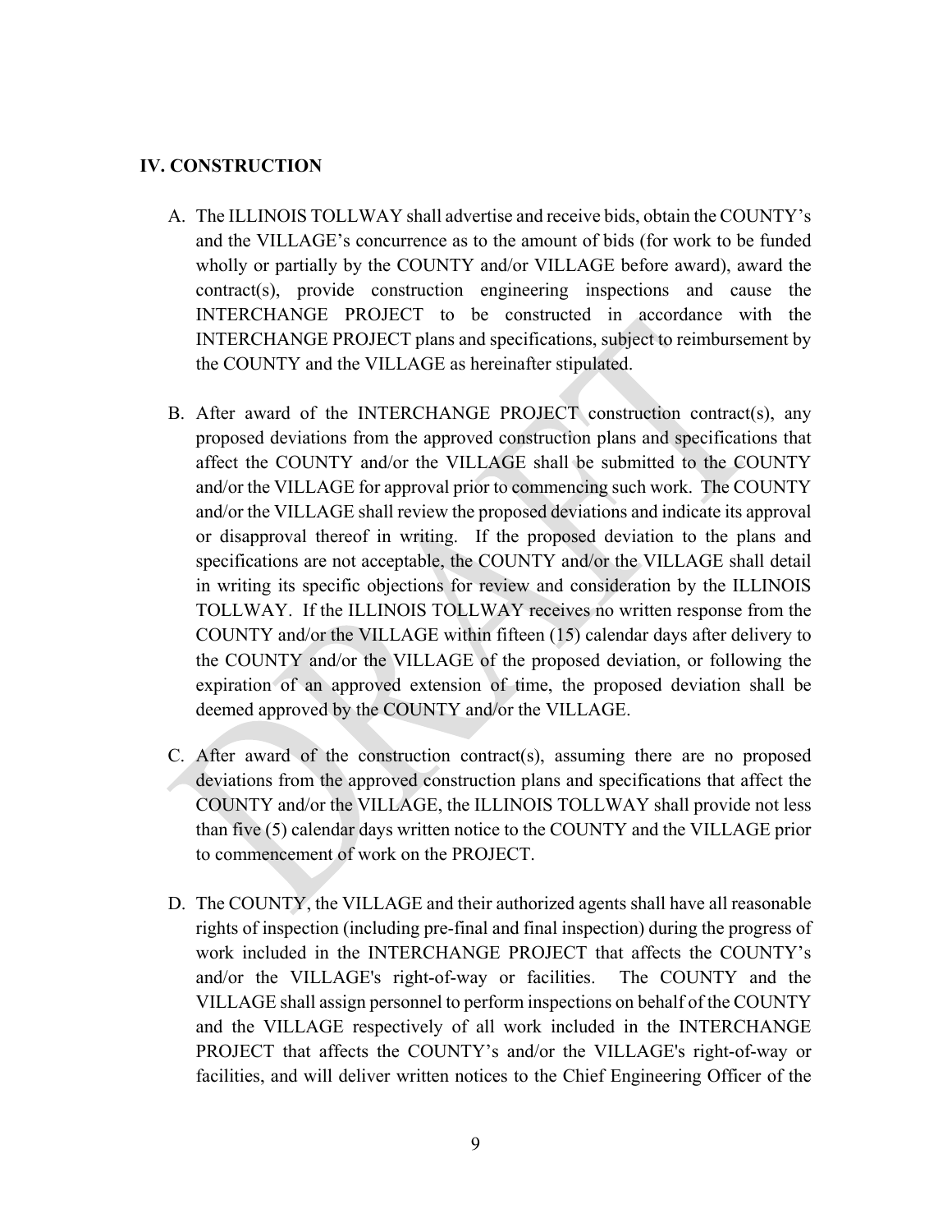## IV. CONSTRUCTION

A. The ILLINOIS TOLLWAY shall advertise and receive bids, obtain the COUNTY's and the VILLAGE's concurrence as to the amount of bids (for work to be funded wholly or partially by the COUNTY and/or VILLAGE before award), award the contract(s), provide construction engineering inspections and cause the INTERCHANGE PROJECT to be constructed in accordance with the INTERCHANGE PROJECT plans and specifications, subject to reimbursement by the COUNTY and the VILLAGE as hereinafter stipulated.

B. After award of the INTERCHANGE PROJECT construction contract(s), any proposed deviations from the approved construction plans and specifications that affect the COUNTY and/or the VILLAGE shall be submitted to the COUNTY and/or the VILLAGE for approval prior to commencing such work. The COUNTY and/or the VILLAGE shall review the proposed deviations and indicate its approval or disapproval thereof in writing. If the proposed deviation to the plans and specifications are not acceptable, the COUNTY and/or the VILLAGE shall detail in writing its specific objections for review and consideration by the ILLINOIS TOLLWAY. If the ILLINOIS TOLLWAY receives no written response from the COUNTY and/or the VILLAGE within fifteen (15) calendar days after delivery to the COUNTY and/or the VILLAGE of the proposed deviation, or following the expiration of an approved extension of time, the proposed deviation shall be deemed approved by the COUNTY and/or the VILLAGE.

C. After award of the construction contract(s), assuming there are no proposed deviations from the approved construction plans and specifications that affect the COUNTY and/or the VILLAGE, the ILLINOIS TOLLWAY shall provide not less than five (5) calendar days written notice to the COUNTY and the VILLAGE prior to commencement of work on the PROJECT.

D. The COUNTY, the VILLAGE and their authorized agents shall have all reasonable rights of inspection (including pre-final and final inspection) during the progress of work included in the INTERCHANGE PROJECT that affects the COUNTY's and/or the VILLAGE's right-of-way or facilities. The COUNTY and the VILLAGE shall assign personnel to perform inspections on behalf of the COUNTY and the VILLAGE respectively of all work included in the INTERCHANGE PROJECT that affects the COUNTY's and/or the VILLAGE's right-of-way or facilities, and will deliver written notices to the Chief Engineering Officer of the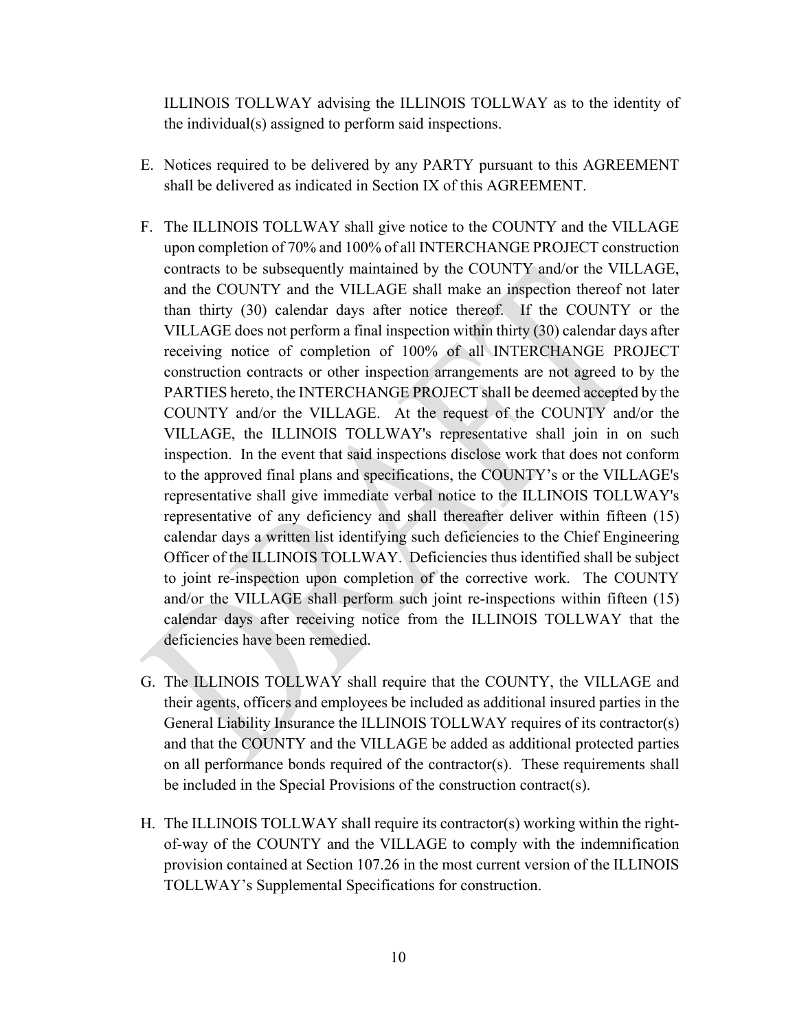ILLINOIS TOLLWAY advising the ILLINOIS TOLLWAY as to the identity of the individual(s) assigned to perform said inspections.

E. Notices required to be delivered by any PARTY pursuant to this AGREEMENT shall be delivered as indicated in Section IX of this AGREEMENT.

F. The ILLINOIS TOLLWAY shall give notice to the COUNTY and the VILLAGE upon completion of 70% and 100% of all INTERCHANGE PROJECT construction contracts to be subsequently maintained by the COUNTY and/or the VILLAGE, and the COUNTY and the VILLAGE shall make an inspection thereof not later than thirty (30) calendar days after notice thereof. If the COUNTY or the VILLAGE does not perform a final inspection within thirty (30) calendar days after receiving notice of completion of 100% of all INTERCHANGE PROJECT construction contracts or other inspection arrangements are not agreed to by the PARTIES hereto, the INTERCHANGE PROJECT shall be deemed accepted by the COUNTY and/or the VILLAGE. At the request of the COUNTY and/or the VILLAGE, the ILLINOIS TOLLWAY's representative shall join in on such inspection. In the event that said inspections disclose work that does not conform to the approved final plans and specifications, the COUNTY's or the VILLAGE's representative shall give immediate verbal notice to the ILLINOIS TOLLWAY's representative of any deficiency and shall thereafter deliver within fifteen (15) calendar days a written list identifying such deficiencies to the Chief Engineering Officer of the ILLINOIS TOLLWAY. Deficiencies thus identified shall be subject to joint re-inspection upon completion of the corrective work. The COUNTY and/or the VILLAGE shall perform such joint re-inspections within fifteen (15) calendar days after receiving notice from the ILLINOIS TOLLWAY that the deficiencies have been remedied.

G. The ILLINOIS TOLLWAY shall require that the COUNTY, the VILLAGE and their agents, officers and employees be included as additional insured parties in the General Liability Insurance the ILLINOIS TOLLWAY requires of its contractor(s) and that the COUNTY and the VILLAGE be added as additional protected parties on all performance bonds required of the contractor(s). These requirements shall be included in the Special Provisions of the construction contract(s).

H. The ILLINOIS TOLLWAY shall require its contractor(s) working within the right-of-way of the COUNTY and the VILLAGE to comply with the indemnification provision contained at Section 107.26 in the most current version of the ILLINOIS TOLLWAY's Supplemental Specifications for construction.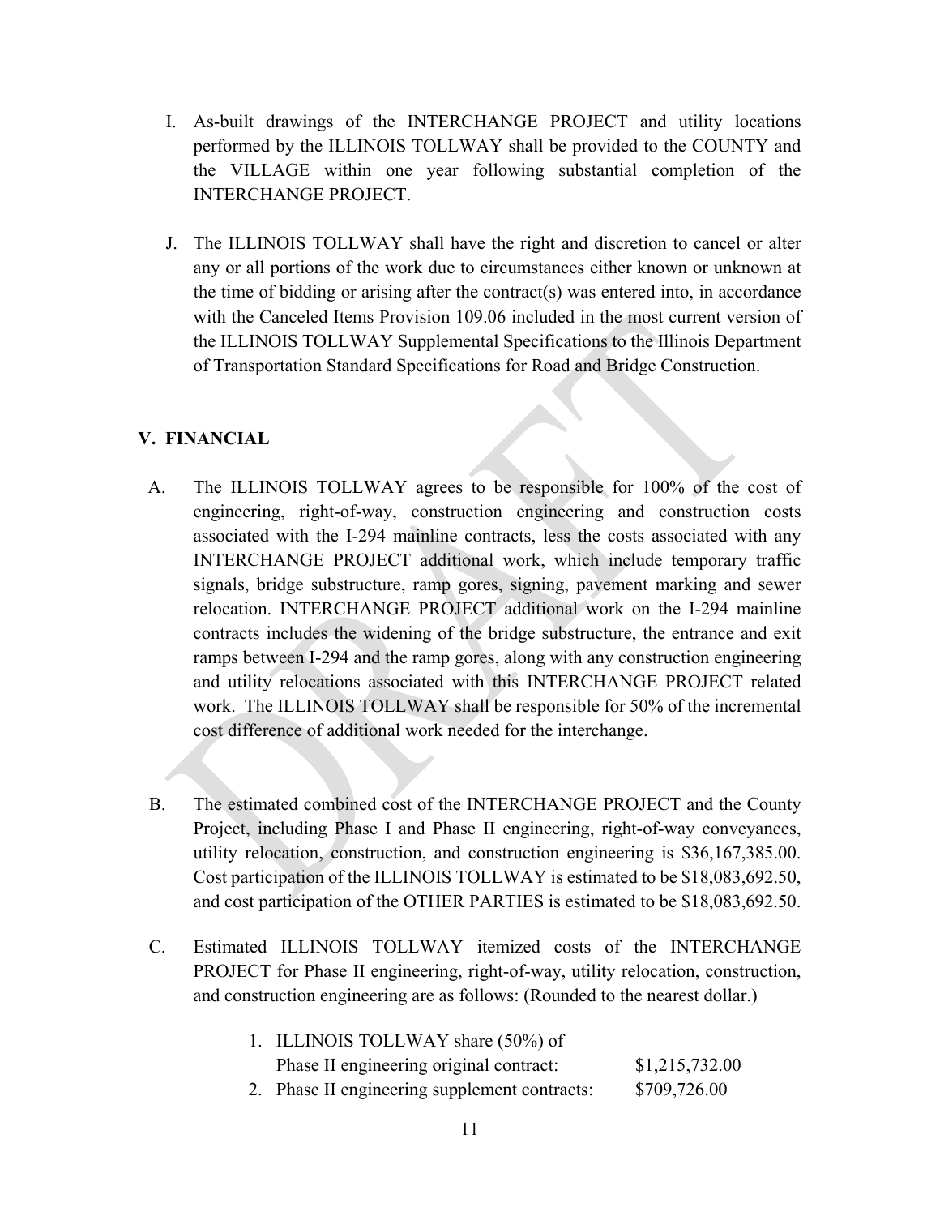I. As-built drawings of the INTERCHANGE PROJECT and utility locations performed by the ILLINOIS TOLLWAY shall be provided to the COUNTY and the VILLAGE within one year following substantial completion of the INTERCHANGE PROJECT.

J. The ILLINOIS TOLLWAY shall have the right and discretion to cancel or alter any or all portions of the work due to circumstances either known or unknown at the time of bidding or arising after the contract(s) was entered into, in accordance with the Canceled Items Provision 109.06 included in the most current version of the ILLINOIS TOLLWAY Supplemental Specifications to the Illinois Department of Transportation Standard Specifications for Road and Bridge Construction.

## V. FINANCIAL

A. The ILLINOIS TOLLWAY agrees to be responsible for 100% of the cost of engineering, right-of-way, construction engineering and construction costs associated with the I-294 mainline contracts, less the costs associated with any INTERCHANGE PROJECT additional work, which include temporary traffic signals, bridge substructure, ramp gores, signing, pavement marking and sewer relocation. INTERCHANGE PROJECT additional work on the I-294 mainline contracts includes the widening of the bridge substructure, the entrance and exit ramps between I-294 and the ramp gores, along with any construction engineering and utility relocations associated with this INTERCHANGE PROJECT related work. The ILLINOIS TOLLWAY shall be responsible for 50% of the incremental cost difference of additional work needed for the interchange.

B. The estimated combined cost of the INTERCHANGE PROJECT and the County Project, including Phase I and Phase II engineering, right-of-way conveyances, utility relocation, construction, and construction engineering is $36,167,385.00. Cost participation of the ILLINOIS TOLLWAY is estimated to be $18,083,692.50, and cost participation of the OTHER PARTIES is estimated to be $18,083,692.50.

C. Estimated ILLINOIS TOLLWAY itemized costs of the INTERCHANGE PROJECT for Phase II engineering, right-of-way, utility relocation, construction, and construction engineering are as follows: (Rounded to the nearest dollar.)

1. ILLINOIS TOLLWAY share (50%) of Phase II engineering original contract: $1,215,732.00
2. Phase II engineering supplement contracts: $709,726.00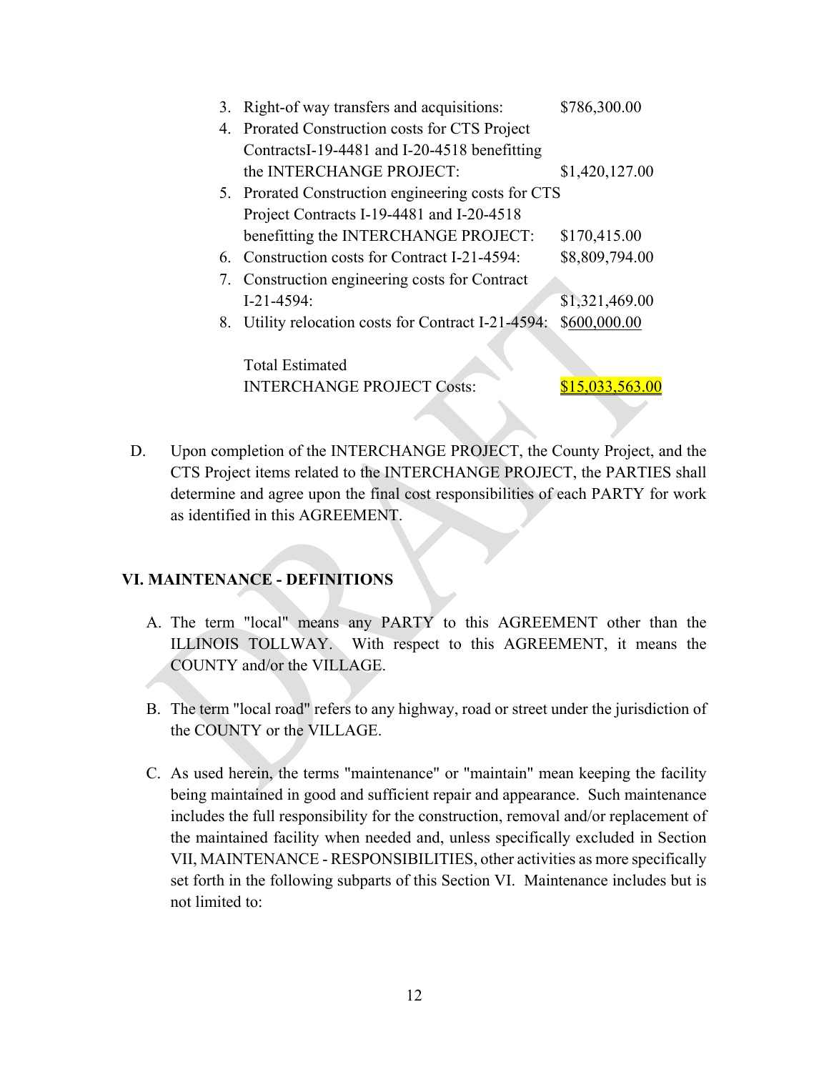3. Right-of way transfers and acquisitions: $786,300.00
4. Prorated Construction costs for CTS Project ContractsI-19-4481 and I-20-4518 benefitting the INTERCHANGE PROJECT: $1,420,127.00
5. Prorated Construction engineering costs for CTS Project Contracts I-19-4481 and I-20-4518 benefitting the INTERCHANGE PROJECT: $170,415.00
6. Construction costs for Contract I-21-4594: $8,809,794.00
7. Construction engineering costs for Contract I-21-4594: $1,321,469.00
8. Utility relocation costs for Contract I-21-4594: $600,000.00

Total Estimated INTERCHANGE PROJECT Costs: $15,033,563.00

D. Upon completion of the INTERCHANGE PROJECT, the County Project, and the CTS Project items related to the INTERCHANGE PROJECT, the PARTIES shall determine and agree upon the final cost responsibilities of each PARTY for work as identified in this AGREEMENT.

## VI. MAINTENANCE - DEFINITIONS

A. The term "local" means any PARTY to this AGREEMENT other than the ILLINOIS TOLLWAY. With respect to this AGREEMENT, it means the COUNTY and/or the VILLAGE.

B. The term "local road" refers to any highway, road or street under the jurisdiction of the COUNTY or the VILLAGE.

C. As used herein, the terms "maintenance" or "maintain" mean keeping the facility being maintained in good and sufficient repair and appearance. Such maintenance includes the full responsibility for the construction, removal and/or replacement of the maintained facility when needed and, unless specifically excluded in Section VII, MAINTENANCE - RESPONSIBILITIES, other activities as more specifically set forth in the following subparts of this Section VI. Maintenance includes but is not limited to: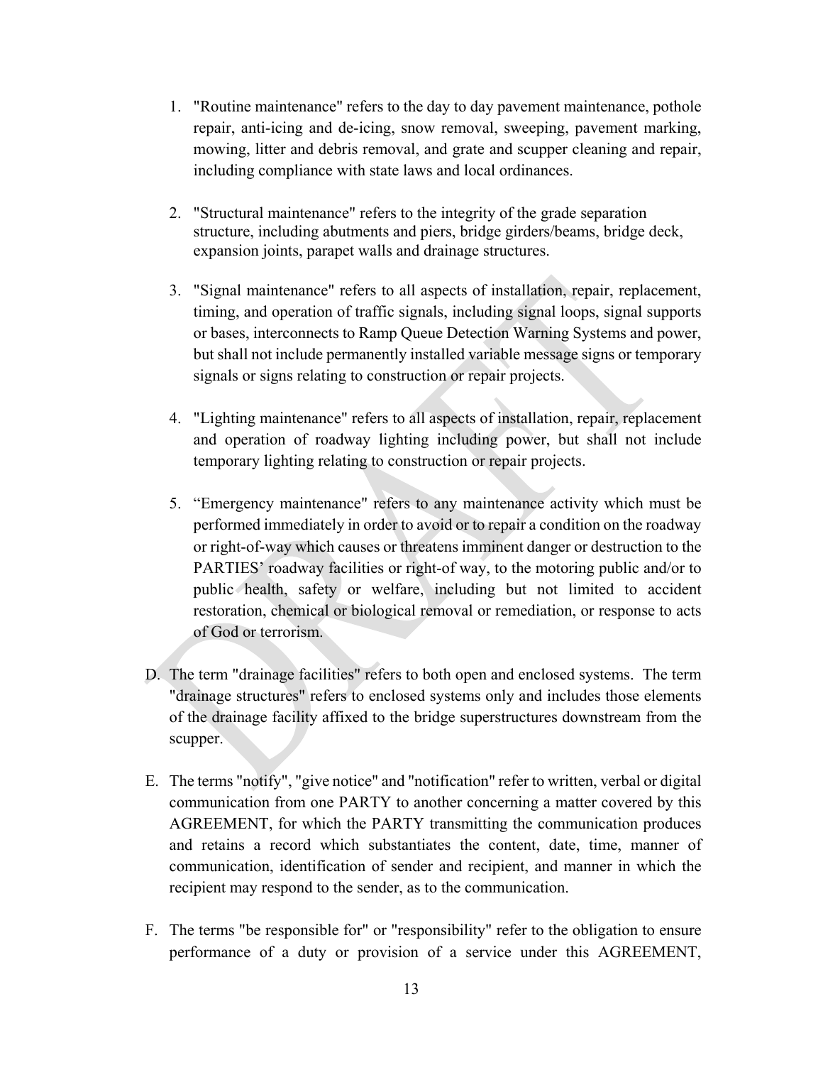1. "Routine maintenance" refers to the day to day pavement maintenance, pothole repair, anti-icing and de-icing, snow removal, sweeping, pavement marking, mowing, litter and debris removal, and grate and scupper cleaning and repair, including compliance with state laws and local ordinances.

2. "Structural maintenance" refers to the integrity of the grade separation structure, including abutments and piers, bridge girders/beams, bridge deck, expansion joints, parapet walls and drainage structures.

3. "Signal maintenance" refers to all aspects of installation, repair, replacement, timing, and operation of traffic signals, including signal loops, signal supports or bases, interconnects to Ramp Queue Detection Warning Systems and power, but shall not include permanently installed variable message signs or temporary signals or signs relating to construction or repair projects.

4. "Lighting maintenance" refers to all aspects of installation, repair, replacement and operation of roadway lighting including power, but shall not include temporary lighting relating to construction or repair projects.

5. "Emergency maintenance" refers to any maintenance activity which must be performed immediately in order to avoid or to repair a condition on the roadway or right-of-way which causes or threatens imminent danger or destruction to the PARTIES' roadway facilities or right-of way, to the motoring public and/or to public health, safety or welfare, including but not limited to accident restoration, chemical or biological removal or remediation, or response to acts of God or terrorism.

D. The term "drainage facilities" refers to both open and enclosed systems. The term "drainage structures" refers to enclosed systems only and includes those elements of the drainage facility affixed to the bridge superstructures downstream from the scupper.

E. The terms "notify", "give notice" and "notification" refer to written, verbal or digital communication from one PARTY to another concerning a matter covered by this AGREEMENT, for which the PARTY transmitting the communication produces and retains a record which substantiates the content, date, time, manner of communication, identification of sender and recipient, and manner in which the recipient may respond to the sender, as to the communication.

F. The terms "be responsible for" or "responsibility" refer to the obligation to ensure performance of a duty or provision of a service under this AGREEMENT,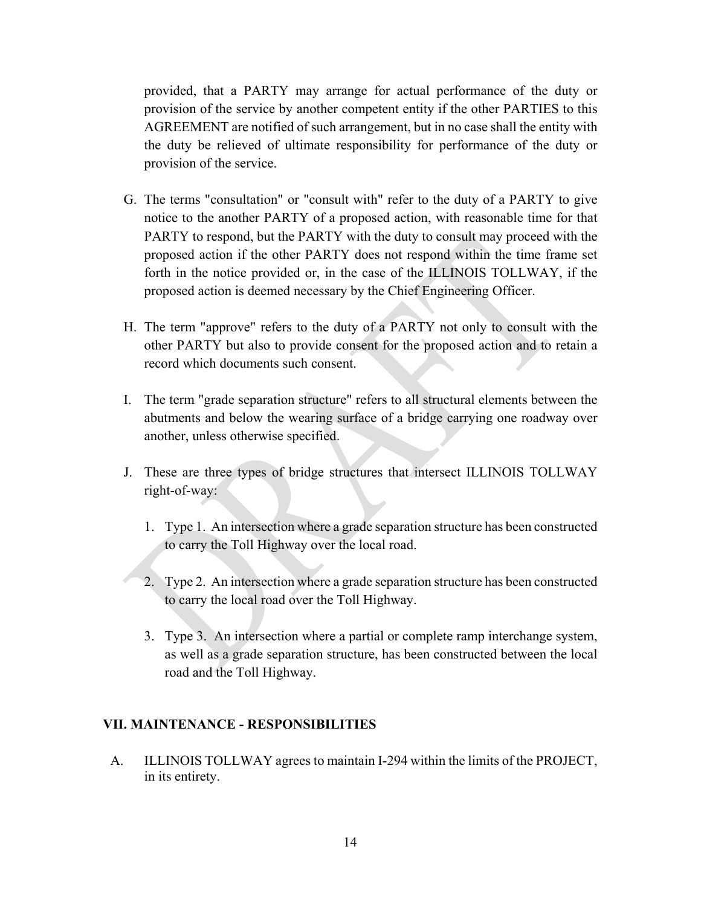provided, that a PARTY may arrange for actual performance of the duty or provision of the service by another competent entity if the other PARTIES to this AGREEMENT are notified of such arrangement, but in no case shall the entity with the duty be relieved of ultimate responsibility for performance of the duty or provision of the service.

G. The terms "consultation" or "consult with" refer to the duty of a PARTY to give notice to the another PARTY of a proposed action, with reasonable time for that PARTY to respond, but the PARTY with the duty to consult may proceed with the proposed action if the other PARTY does not respond within the time frame set forth in the notice provided or, in the case of the ILLINOIS TOLLWAY, if the proposed action is deemed necessary by the Chief Engineering Officer.

H. The term "approve" refers to the duty of a PARTY not only to consult with the other PARTY but also to provide consent for the proposed action and to retain a record which documents such consent.

I. The term "grade separation structure" refers to all structural elements between the abutments and below the wearing surface of a bridge carrying one roadway over another, unless otherwise specified.

J. These are three types of bridge structures that intersect ILLINOIS TOLLWAY right-of-way:

   1. Type 1. An intersection where a grade separation structure has been constructed to carry the Toll Highway over the local road.

   2. Type 2. An intersection where a grade separation structure has been constructed to carry the local road over the Toll Highway.

   3. Type 3. An intersection where a partial or complete ramp interchange system, as well as a grade separation structure, has been constructed between the local road and the Toll Highway.

## VII. MAINTENANCE - RESPONSIBILITIES

A. ILLINOIS TOLLWAY agrees to maintain I-294 within the limits of the PROJECT, in its entirety.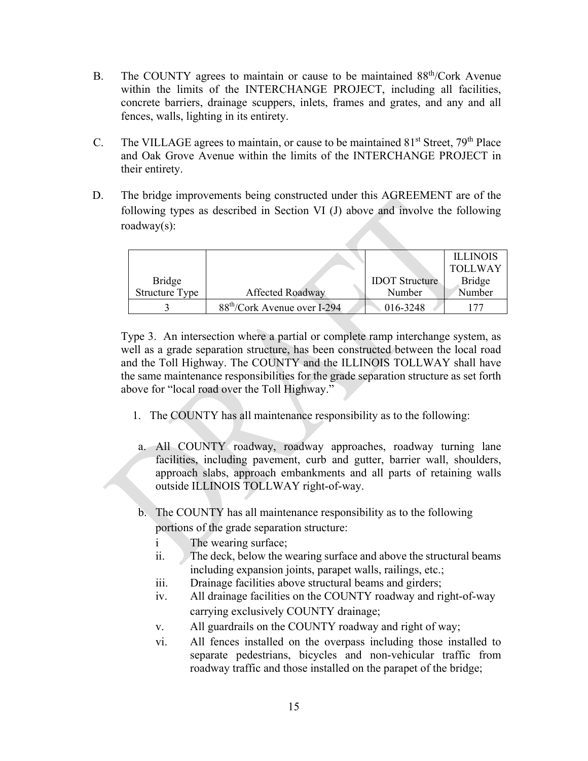B. The COUNTY agrees to maintain or cause to be maintained 88th/Cork Avenue within the limits of the INTERCHANGE PROJECT, including all facilities, concrete barriers, drainage scuppers, inlets, frames and grates, and any and all fences, walls, lighting in its entirety.

C. The VILLAGE agrees to maintain, or cause to be maintained 81st Street, 79th Place and Oak Grove Avenue within the limits of the INTERCHANGE PROJECT in their entirety.

D. The bridge improvements being constructed under this AGREEMENT are of the following types as described in Section VI (J) above and involve the following roadway(s):

| Bridge Structure Type | Affected Roadway | IDOT Structure Number | ILLINOIS TOLLWAY Bridge Number |
|---|---|---|---|
| 3 | 88th/Cork Avenue over I-294 | 016-3248 | 177 |

Type 3. An intersection where a partial or complete ramp interchange system, as well as a grade separation structure, has been constructed between the local road and the Toll Highway. The COUNTY and the ILLINOIS TOLLWAY shall have the same maintenance responsibilities for the grade separation structure as set forth above for "local road over the Toll Highway."

1. The COUNTY has all maintenance responsibility as to the following:

   a. All COUNTY roadway, roadway approaches, roadway turning lane facilities, including pavement, curb and gutter, barrier wall, shoulders, approach slabs, approach embankments and all parts of retaining walls outside ILLINOIS TOLLWAY right-of-way.

   b. The COUNTY has all maintenance responsibility as to the following portions of the grade separation structure:

      i The wearing surface;

      ii. The deck, below the wearing surface and above the structural beams including expansion joints, parapet walls, railings, etc.;

      iii. Drainage facilities above structural beams and girders;

      iv. All drainage facilities on the COUNTY roadway and right-of-way carrying exclusively COUNTY drainage;

      v. All guardrails on the COUNTY roadway and right of way;

      vi. All fences installed on the overpass including those installed to separate pedestrians, bicycles and non-vehicular traffic from roadway traffic and those installed on the parapet of the bridge;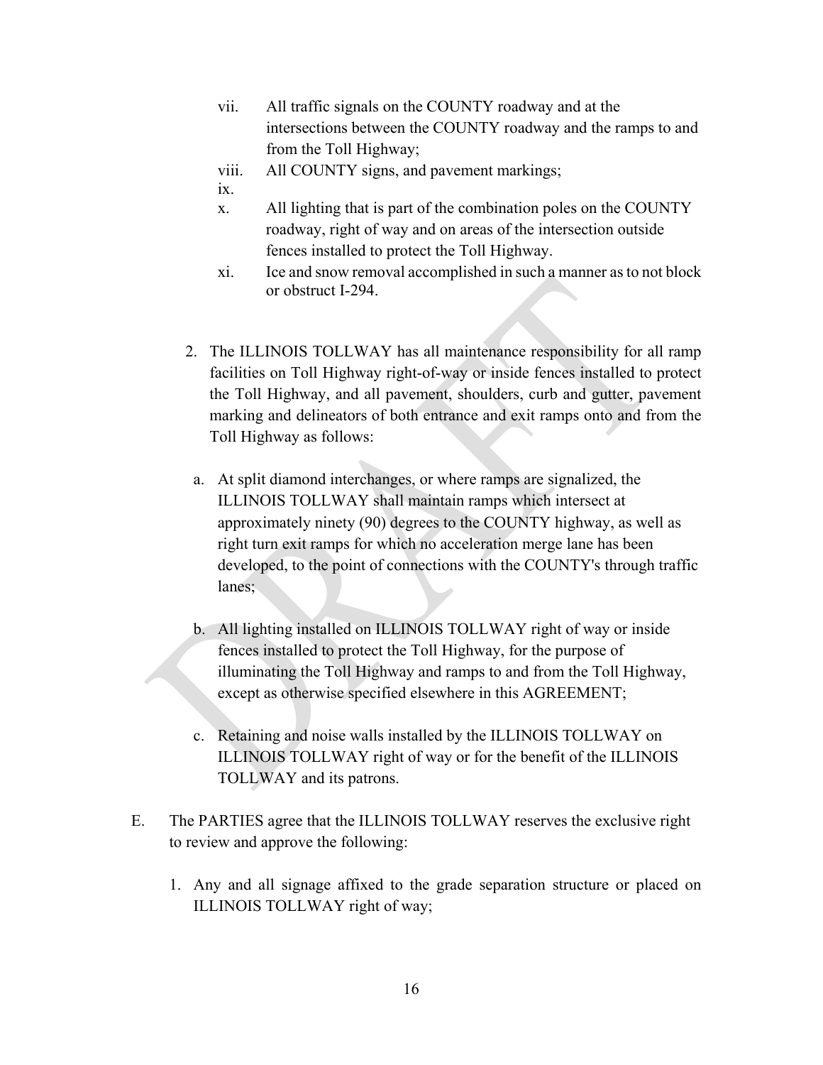vii. All traffic signals on the COUNTY roadway and at the intersections between the COUNTY roadway and the ramps to and from the Toll Highway;

viii. All COUNTY signs, and pavement markings;

ix.

x. All lighting that is part of the combination poles on the COUNTY roadway, right of way and on areas of the intersection outside fences installed to protect the Toll Highway.

xi. Ice and snow removal accomplished in such a manner as to not block or obstruct I-294.

2. The ILLINOIS TOLLWAY has all maintenance responsibility for all ramp facilities on Toll Highway right-of-way or inside fences installed to protect the Toll Highway, and all pavement, shoulders, curb and gutter, pavement marking and delineators of both entrance and exit ramps onto and from the Toll Highway as follows:

   a. At split diamond interchanges, or where ramps are signalized, the ILLINOIS TOLLWAY shall maintain ramps which intersect at approximately ninety (90) degrees to the COUNTY highway, as well as right turn exit ramps for which no acceleration merge lane has been developed, to the point of connections with the COUNTY's through traffic lanes;

   b. All lighting installed on ILLINOIS TOLLWAY right of way or inside fences installed to protect the Toll Highway, for the purpose of illuminating the Toll Highway and ramps to and from the Toll Highway, except as otherwise specified elsewhere in this AGREEMENT;

   c. Retaining and noise walls installed by the ILLINOIS TOLLWAY on ILLINOIS TOLLWAY right of way or for the benefit of the ILLINOIS TOLLWAY and its patrons.

E. The PARTIES agree that the ILLINOIS TOLLWAY reserves the exclusive right to review and approve the following:

   1. Any and all signage affixed to the grade separation structure or placed on ILLINOIS TOLLWAY right of way;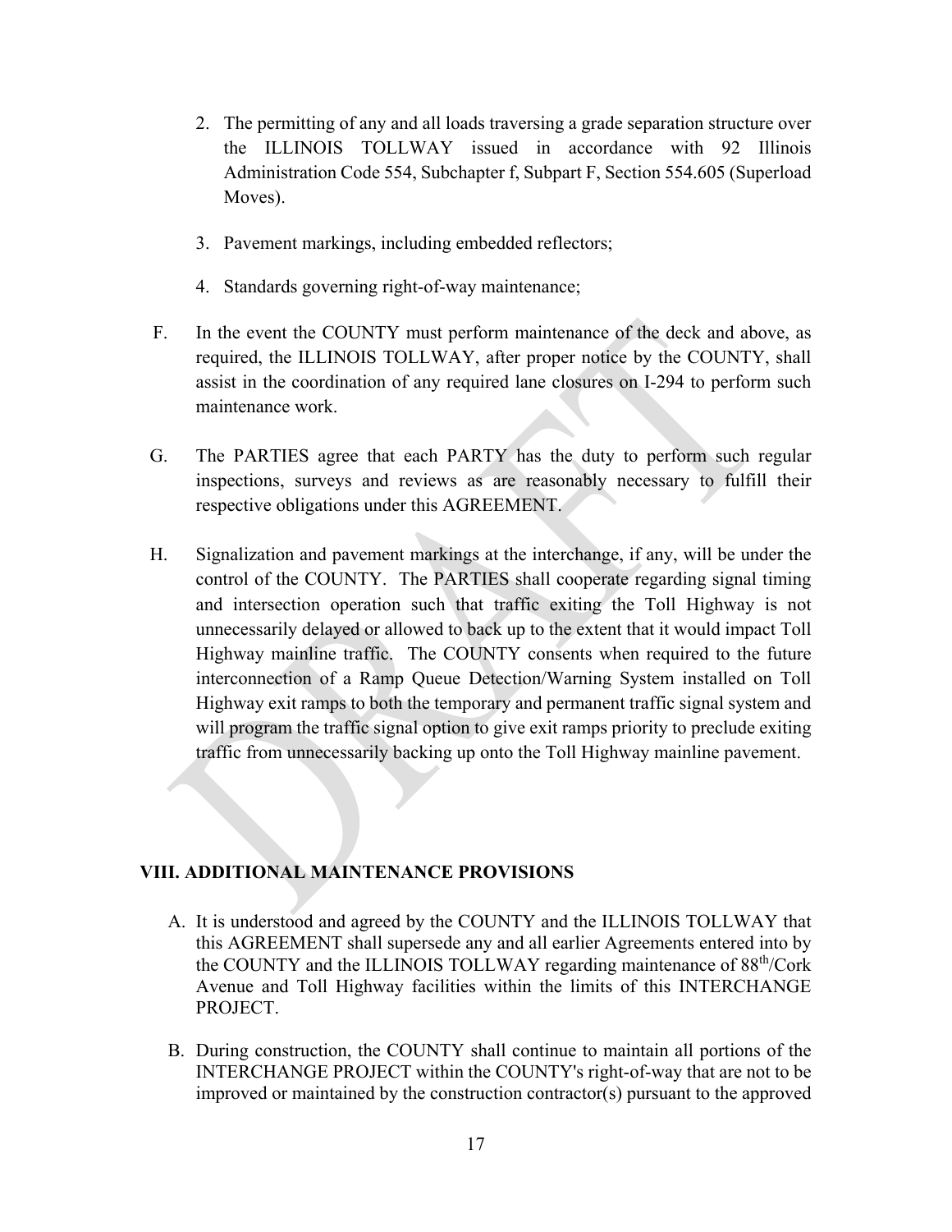2. The permitting of any and all loads traversing a grade separation structure over the ILLINOIS TOLLWAY issued in accordance with 92 Illinois Administration Code 554, Subchapter f, Subpart F, Section 554.605 (Superload Moves).

3. Pavement markings, including embedded reflectors;

4. Standards governing right-of-way maintenance;

F. In the event the COUNTY must perform maintenance of the deck and above, as required, the ILLINOIS TOLLWAY, after proper notice by the COUNTY, shall assist in the coordination of any required lane closures on I-294 to perform such maintenance work.

G. The PARTIES agree that each PARTY has the duty to perform such regular inspections, surveys and reviews as are reasonably necessary to fulfill their respective obligations under this AGREEMENT.

H. Signalization and pavement markings at the interchange, if any, will be under the control of the COUNTY. The PARTIES shall cooperate regarding signal timing and intersection operation such that traffic exiting the Toll Highway is not unnecessarily delayed or allowed to back up to the extent that it would impact Toll Highway mainline traffic. The COUNTY consents when required to the future interconnection of a Ramp Queue Detection/Warning System installed on Toll Highway exit ramps to both the temporary and permanent traffic signal system and will program the traffic signal option to give exit ramps priority to preclude exiting traffic from unnecessarily backing up onto the Toll Highway mainline pavement.

## VIII. ADDITIONAL MAINTENANCE PROVISIONS

A. It is understood and agreed by the COUNTY and the ILLINOIS TOLLWAY that this AGREEMENT shall supersede any and all earlier Agreements entered into by the COUNTY and the ILLINOIS TOLLWAY regarding maintenance of 88th/Cork Avenue and Toll Highway facilities within the limits of this INTERCHANGE PROJECT.

B. During construction, the COUNTY shall continue to maintain all portions of the INTERCHANGE PROJECT within the COUNTY's right-of-way that are not to be improved or maintained by the construction contractor(s) pursuant to the approved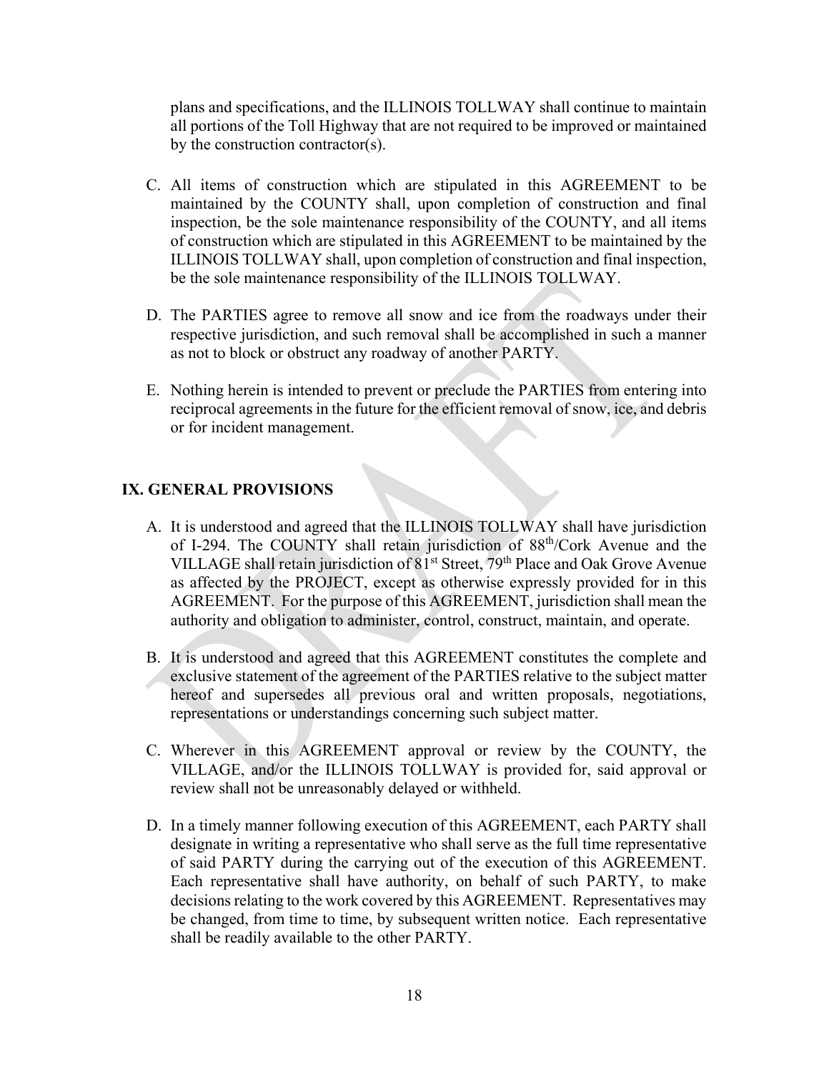plans and specifications, and the ILLINOIS TOLLWAY shall continue to maintain all portions of the Toll Highway that are not required to be improved or maintained by the construction contractor(s).

C. All items of construction which are stipulated in this AGREEMENT to be maintained by the COUNTY shall, upon completion of construction and final inspection, be the sole maintenance responsibility of the COUNTY, and all items of construction which are stipulated in this AGREEMENT to be maintained by the ILLINOIS TOLLWAY shall, upon completion of construction and final inspection, be the sole maintenance responsibility of the ILLINOIS TOLLWAY.

D. The PARTIES agree to remove all snow and ice from the roadways under their respective jurisdiction, and such removal shall be accomplished in such a manner as not to block or obstruct any roadway of another PARTY.

E. Nothing herein is intended to prevent or preclude the PARTIES from entering into reciprocal agreements in the future for the efficient removal of snow, ice, and debris or for incident management.

## IX. GENERAL PROVISIONS

A. It is understood and agreed that the ILLINOIS TOLLWAY shall have jurisdiction of I-294. The COUNTY shall retain jurisdiction of 88th/Cork Avenue and the VILLAGE shall retain jurisdiction of 81st Street, 79th Place and Oak Grove Avenue as affected by the PROJECT, except as otherwise expressly provided for in this AGREEMENT. For the purpose of this AGREEMENT, jurisdiction shall mean the authority and obligation to administer, control, construct, maintain, and operate.

B. It is understood and agreed that this AGREEMENT constitutes the complete and exclusive statement of the agreement of the PARTIES relative to the subject matter hereof and supersedes all previous oral and written proposals, negotiations, representations or understandings concerning such subject matter.

C. Wherever in this AGREEMENT approval or review by the COUNTY, the VILLAGE, and/or the ILLINOIS TOLLWAY is provided for, said approval or review shall not be unreasonably delayed or withheld.

D. In a timely manner following execution of this AGREEMENT, each PARTY shall designate in writing a representative who shall serve as the full time representative of said PARTY during the carrying out of the execution of this AGREEMENT. Each representative shall have authority, on behalf of such PARTY, to make decisions relating to the work covered by this AGREEMENT. Representatives may be changed, from time to time, by subsequent written notice. Each representative shall be readily available to the other PARTY.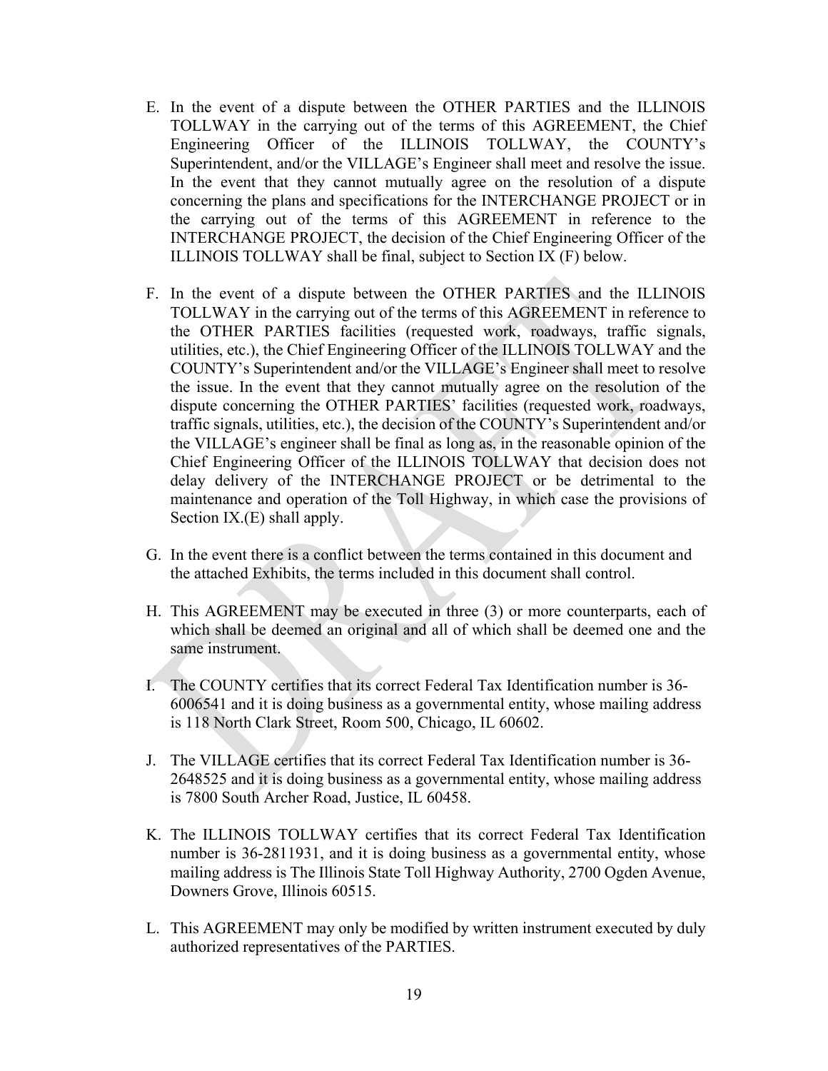E. In the event of a dispute between the OTHER PARTIES and the ILLINOIS TOLLWAY in the carrying out of the terms of this AGREEMENT, the Chief Engineering Officer of the ILLINOIS TOLLWAY, the COUNTY's Superintendent, and/or the VILLAGE's Engineer shall meet and resolve the issue. In the event that they cannot mutually agree on the resolution of a dispute concerning the plans and specifications for the INTERCHANGE PROJECT or in the carrying out of the terms of this AGREEMENT in reference to the INTERCHANGE PROJECT, the decision of the Chief Engineering Officer of the ILLINOIS TOLLWAY shall be final, subject to Section IX (F) below.

F. In the event of a dispute between the OTHER PARTIES and the ILLINOIS TOLLWAY in the carrying out of the terms of this AGREEMENT in reference to the OTHER PARTIES facilities (requested work, roadways, traffic signals, utilities, etc.), the Chief Engineering Officer of the ILLINOIS TOLLWAY and the COUNTY's Superintendent and/or the VILLAGE's Engineer shall meet to resolve the issue. In the event that they cannot mutually agree on the resolution of the dispute concerning the OTHER PARTIES' facilities (requested work, roadways, traffic signals, utilities, etc.), the decision of the COUNTY's Superintendent and/or the VILLAGE's engineer shall be final as long as, in the reasonable opinion of the Chief Engineering Officer of the ILLINOIS TOLLWAY that decision does not delay delivery of the INTERCHANGE PROJECT or be detrimental to the maintenance and operation of the Toll Highway, in which case the provisions of Section IX.(E) shall apply.

G. In the event there is a conflict between the terms contained in this document and the attached Exhibits, the terms included in this document shall control.

H. This AGREEMENT may be executed in three (3) or more counterparts, each of which shall be deemed an original and all of which shall be deemed one and the same instrument.

I. The COUNTY certifies that its correct Federal Tax Identification number is 36-6006541 and it is doing business as a governmental entity, whose mailing address is 118 North Clark Street, Room 500, Chicago, IL 60602.

J. The VILLAGE certifies that its correct Federal Tax Identification number is 36-2648525 and it is doing business as a governmental entity, whose mailing address is 7800 South Archer Road, Justice, IL 60458.

K. The ILLINOIS TOLLWAY certifies that its correct Federal Tax Identification number is 36-2811931, and it is doing business as a governmental entity, whose mailing address is The Illinois State Toll Highway Authority, 2700 Ogden Avenue, Downers Grove, Illinois 60515.

L. This AGREEMENT may only be modified by written instrument executed by duly authorized representatives of the PARTIES.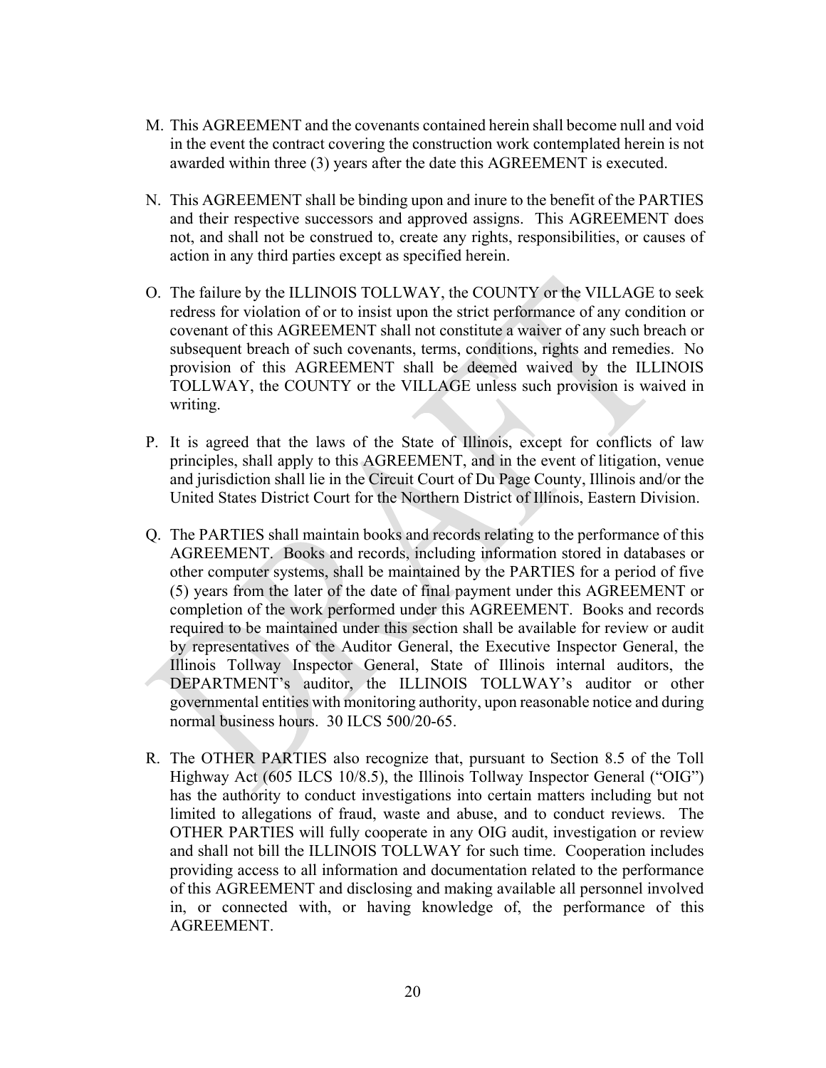M. This AGREEMENT and the covenants contained herein shall become null and void in the event the contract covering the construction work contemplated herein is not awarded within three (3) years after the date this AGREEMENT is executed.

N. This AGREEMENT shall be binding upon and inure to the benefit of the PARTIES and their respective successors and approved assigns. This AGREEMENT does not, and shall not be construed to, create any rights, responsibilities, or causes of action in any third parties except as specified herein.

O. The failure by the ILLINOIS TOLLWAY, the COUNTY or the VILLAGE to seek redress for violation of or to insist upon the strict performance of any condition or covenant of this AGREEMENT shall not constitute a waiver of any such breach or subsequent breach of such covenants, terms, conditions, rights and remedies. No provision of this AGREEMENT shall be deemed waived by the ILLINOIS TOLLWAY, the COUNTY or the VILLAGE unless such provision is waived in writing.

P. It is agreed that the laws of the State of Illinois, except for conflicts of law principles, shall apply to this AGREEMENT, and in the event of litigation, venue and jurisdiction shall lie in the Circuit Court of Du Page County, Illinois and/or the United States District Court for the Northern District of Illinois, Eastern Division.

Q. The PARTIES shall maintain books and records relating to the performance of this AGREEMENT. Books and records, including information stored in databases or other computer systems, shall be maintained by the PARTIES for a period of five (5) years from the later of the date of final payment under this AGREEMENT or completion of the work performed under this AGREEMENT. Books and records required to be maintained under this section shall be available for review or audit by representatives of the Auditor General, the Executive Inspector General, the Illinois Tollway Inspector General, State of Illinois internal auditors, the DEPARTMENT's auditor, the ILLINOIS TOLLWAY's auditor or other governmental entities with monitoring authority, upon reasonable notice and during normal business hours. 30 ILCS 500/20-65.

R. The OTHER PARTIES also recognize that, pursuant to Section 8.5 of the Toll Highway Act (605 ILCS 10/8.5), the Illinois Tollway Inspector General ("OIG") has the authority to conduct investigations into certain matters including but not limited to allegations of fraud, waste and abuse, and to conduct reviews. The OTHER PARTIES will fully cooperate in any OIG audit, investigation or review and shall not bill the ILLINOIS TOLLWAY for such time. Cooperation includes providing access to all information and documentation related to the performance of this AGREEMENT and disclosing and making available all personnel involved in, or connected with, or having knowledge of, the performance of this AGREEMENT.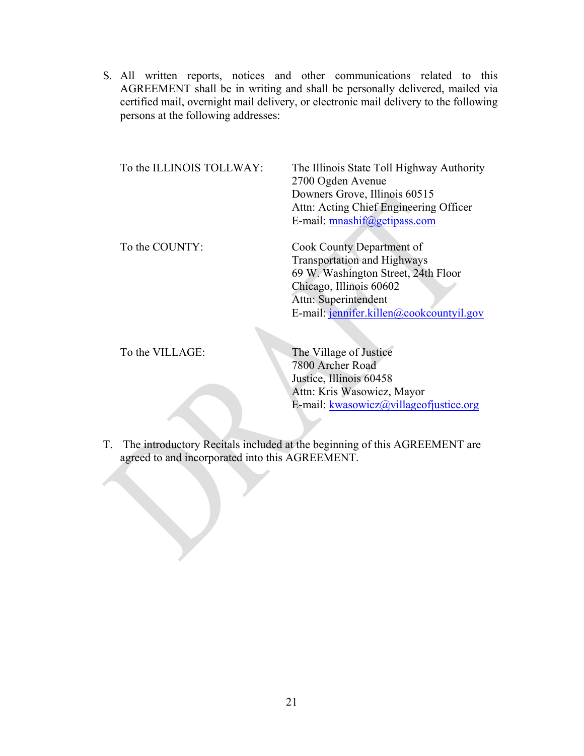S. All written reports, notices and other communications related to this AGREEMENT shall be in writing and shall be personally delivered, mailed via certified mail, overnight mail delivery, or electronic mail delivery to the following persons at the following addresses:

| | |
|---|---|
| To the ILLINOIS TOLLWAY: | The Illinois State Toll Highway Authority<br>2700 Ogden Avenue<br>Downers Grove, Illinois 60515<br>Attn: Acting Chief Engineering Officer<br>E-mail: mnashif@getipass.com |
| To the COUNTY: | Cook County Department of Transportation and Highways<br>69 W. Washington Street, 24th Floor<br>Chicago, Illinois 60602<br>Attn: Superintendent<br>E-mail: jennifer.killen@cookcountyil.gov |
| To the VILLAGE: | The Village of Justice<br>7800 Archer Road<br>Justice, Illinois 60458<br>Attn: Kris Wasowicz, Mayor<br>E-mail: kwasowicz@villageofjustice.org |

T. The introductory Recitals included at the beginning of this AGREEMENT are agreed to and incorporated into this AGREEMENT.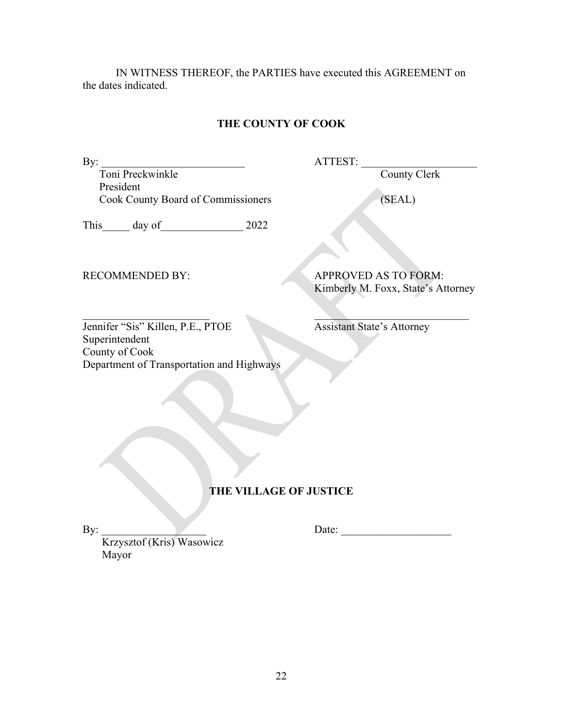IN WITNESS THEREOF, the PARTIES have executed this AGREEMENT on the dates indicated.

**THE COUNTY OF COOK**

By: ___________________________
Toni Preckwinkle
President
Cook County Board of Commissioners

ATTEST: _____________________
County Clerk

(SEAL)

This_____ day of_______________ 2022

RECOMMENDED BY:

_________________________
Jennifer "Sis" Killen, P.E., PTOE
Superintendent
County of Cook
Department of Transportation and Highways

APPROVED AS TO FORM:
Kimberly M. Foxx, State's Attorney

_____________________________
Assistant State's Attorney

DRAFT

**THE VILLAGE OF JUSTICE**

By: ___________________
Krzysztof (Kris) Wasowicz
Mayor

Date: ____________________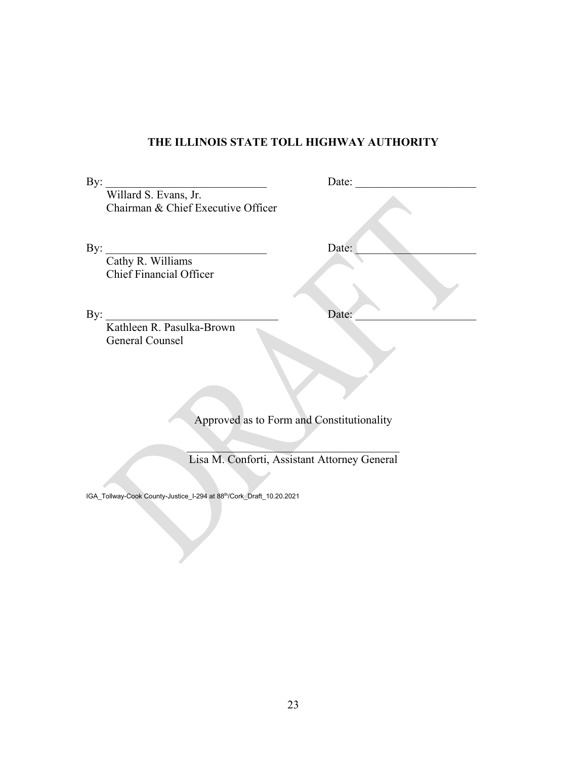**THE ILLINOIS STATE TOLL HIGHWAY AUTHORITY**

By: ____________________________ Date: _____________________

Willard S. Evans, Jr.
Chairman & Chief Executive Officer

By: ____________________________ Date: _____________________

Cathy R. Williams
Chief Financial Officer

By: ______________________________ Date: _____________________

Kathleen R. Pasulka-Brown
General Counsel

Approved as to Form and Constitutionality

______________________________________
Lisa M. Conforti, Assistant Attorney General

IGA_Tollway-Cook County-Justice_I-294 at 88th/Cork_Draft_10.20.2021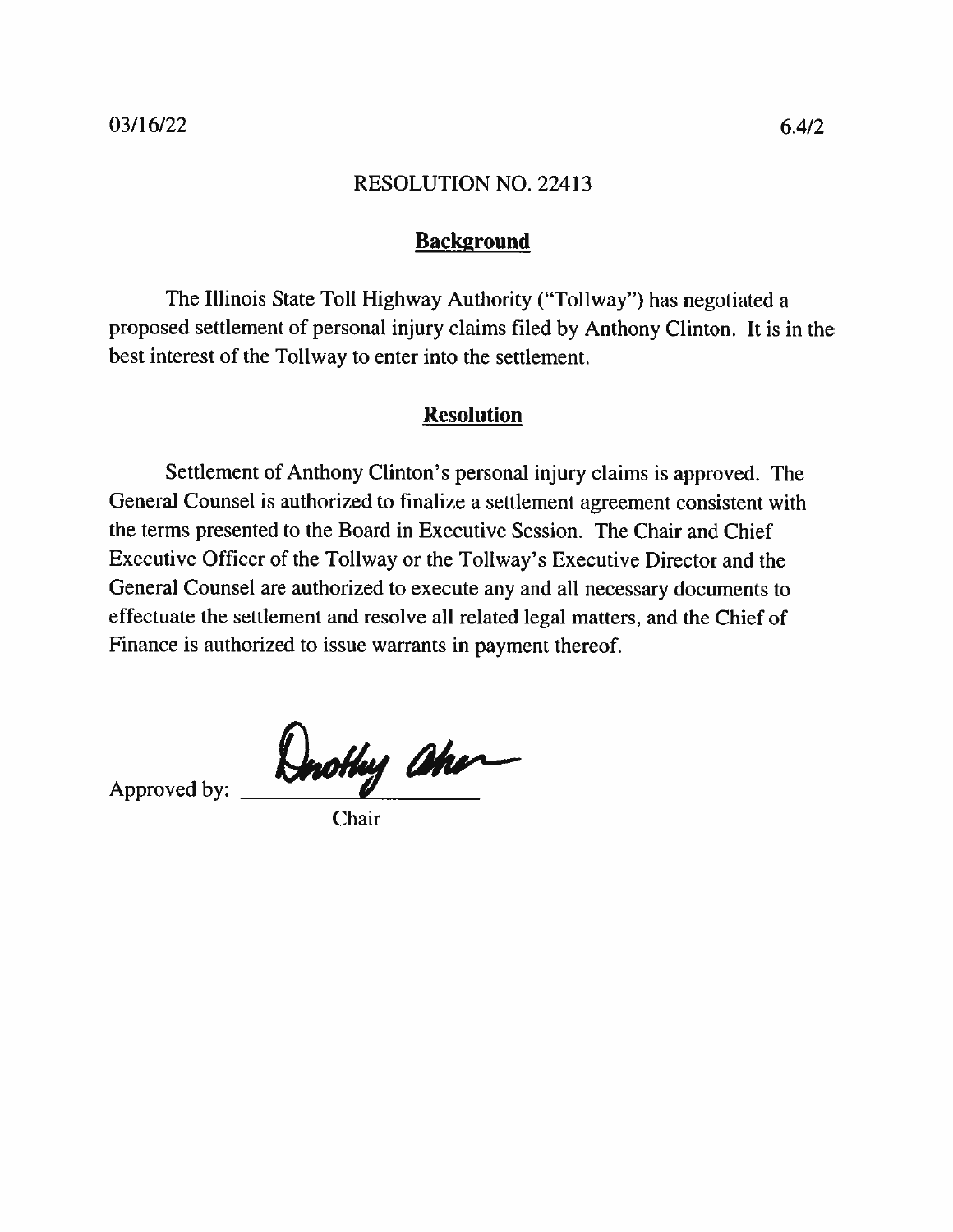03/16/22 6.4/2

RESOLUTION NO. 22413

## Background

The Illinois State Toll Highway Authority ("Tollway") has negotiated a proposed settlement of personal injury claims filed by Anthony Clinton. It is in the best interest of the Tollway to enter into the settlement.

## Resolution

Settlement of Anthony Clinton's personal injury claims is approved. The General Counsel is authorized to finalize a settlement agreement consistent with the terms presented to the Board in Executive Session. The Chair and Chief Executive Officer of the Tollway or the Tollway's Executive Director and the General Counsel are authorized to execute any and all necessary documents to effectuate the settlement and resolve all related legal matters, and the Chief of Finance is authorized to issue warrants in payment thereof.

Approved by: Dorothy Abreu

Chair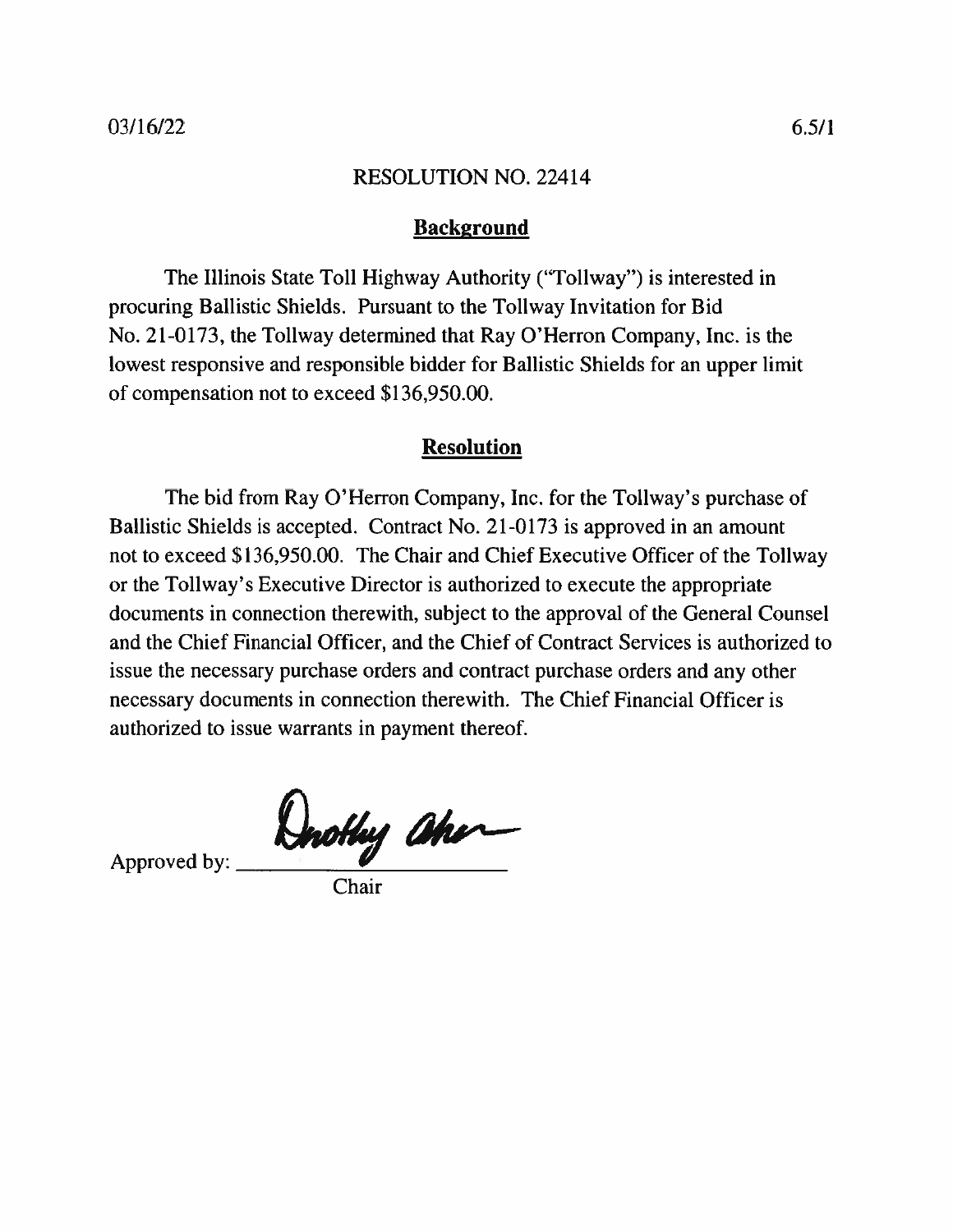03/16/22 6.5/1

# RESOLUTION NO. 22414

## Background

The Illinois State Toll Highway Authority ("Tollway") is interested in procuring Ballistic Shields. Pursuant to the Tollway Invitation for Bid No. 21-0173, the Tollway determined that Ray O'Herron Company, Inc. is the lowest responsive and responsible bidder for Ballistic Shields for an upper limit of compensation not to exceed $136,950.00.

## Resolution

The bid from Ray O'Herron Company, Inc. for the Tollway's purchase of Ballistic Shields is accepted. Contract No. 21-0173 is approved in an amount not to exceed $136,950.00. The Chair and Chief Executive Officer of the Tollway or the Tollway's Executive Director is authorized to execute the appropriate documents in connection therewith, subject to the approval of the General Counsel and the Chief Financial Officer, and the Chief of Contract Services is authorized to issue the necessary purchase orders and contract purchase orders and any other necessary documents in connection therewith. The Chief Financial Officer is authorized to issue warrants in payment thereof.

Approved by: Dorothy Abreu
Chair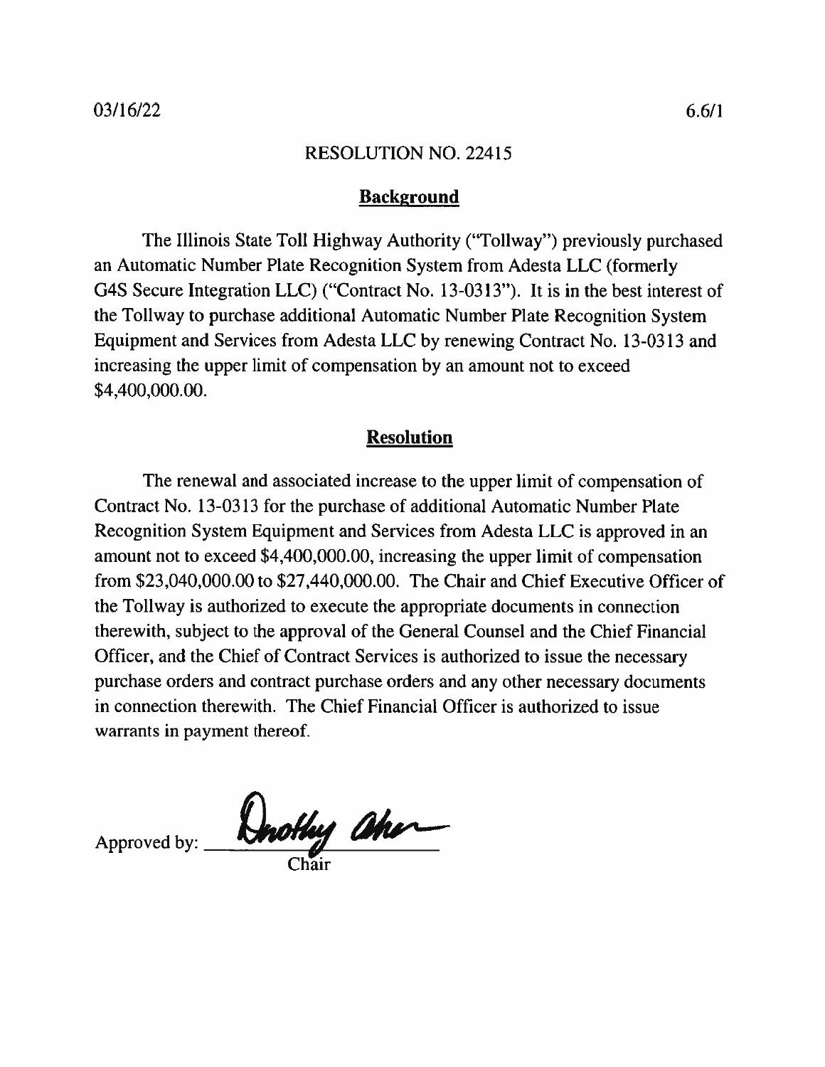03/16/22 6.6/1

RESOLUTION NO. 22415

## Background

The Illinois State Toll Highway Authority ("Tollway") previously purchased an Automatic Number Plate Recognition System from Adesta LLC (formerly G4S Secure Integration LLC) ("Contract No. 13-0313"). It is in the best interest of the Tollway to purchase additional Automatic Number Plate Recognition System Equipment and Services from Adesta LLC by renewing Contract No. 13-0313 and increasing the upper limit of compensation by an amount not to exceed $4,400,000.00.

## Resolution

The renewal and associated increase to the upper limit of compensation of Contract No. 13-0313 for the purchase of additional Automatic Number Plate Recognition System Equipment and Services from Adesta LLC is approved in an amount not to exceed $4,400,000.00, increasing the upper limit of compensation from $23,040,000.00 to $27,440,000.00. The Chair and Chief Executive Officer of the Tollway is authorized to execute the appropriate documents in connection therewith, subject to the approval of the General Counsel and the Chief Financial Officer, and the Chief of Contract Services is authorized to issue the necessary purchase orders and contract purchase orders and any other necessary documents in connection therewith. The Chief Financial Officer is authorized to issue warrants in payment thereof.

Approved by: ______________________
Chair